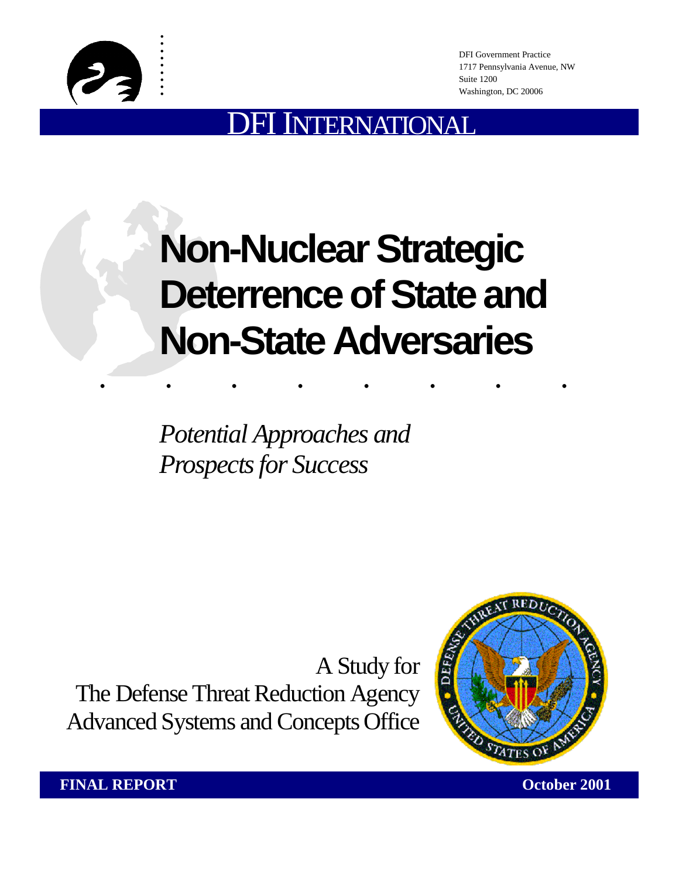DFI Government Practice
1717 Pennsylvania Avenue, NW
Suite 1200
Washington, DC 20006

DFI INTERNATIONAL

# Non-Nuclear Strategic Deterrence of State and Non-State Adversaries

*Potential Approaches and Prospects for Success*

A Study for
The Defense Threat Reduction Agency
Advanced Systems and Concepts Office

**FINAL REPORT** **October 2001**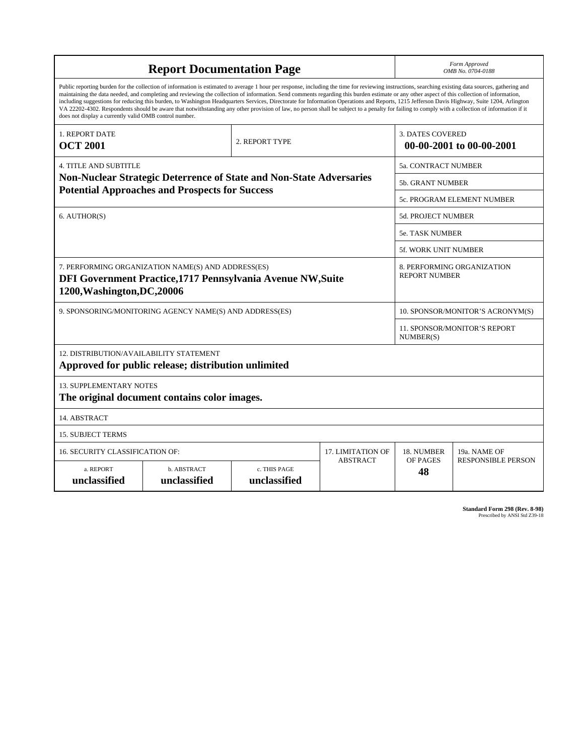# Report Documentation Page

*Form Approved*
*OMB No. 0704-0188*

Public reporting burden for the collection of information is estimated to average 1 hour per response, including the time for reviewing instructions, searching existing data sources, gathering and maintaining the data needed, and completing and reviewing the collection of information. Send comments regarding this burden estimate or any other aspect of this collection of information, including suggestions for reducing this burden, to Washington Headquarters Services, Directorate for Information Operations and Reports, 1215 Jefferson Davis Highway, Suite 1204, Arlington VA 22202-4302. Respondents should be aware that notwithstanding any other provision of law, no person shall be subject to a penalty for failing to comply with a collection of information if it does not display a currently valid OMB control number.

| | | |
|---|---|---|
| 1. REPORT DATE<br>**OCT 2001** | 2. REPORT TYPE | 3. DATES COVERED<br>**00-00-2001 to 00-00-2001** |

| | |
|---|---|
| 4. TITLE AND SUBTITLE<br>**Non-Nuclear Strategic Deterrence of State and Non-State Adversaries Potential Approaches and Prospects for Success** | 5a. CONTRACT NUMBER |
| | 5b. GRANT NUMBER |
| | 5c. PROGRAM ELEMENT NUMBER |
| 6. AUTHOR(S) | 5d. PROJECT NUMBER |
| | 5e. TASK NUMBER |
| | 5f. WORK UNIT NUMBER |
| 7. PERFORMING ORGANIZATION NAME(S) AND ADDRESS(ES)<br>**DFI Government Practice,1717 Pennsylvania Avenue NW,Suite 1200,Washington,DC,20006** | 8. PERFORMING ORGANIZATION REPORT NUMBER |
| 9. SPONSORING/MONITORING AGENCY NAME(S) AND ADDRESS(ES) | 10. SPONSOR/MONITOR'S ACRONYM(S) |
| | 11. SPONSOR/MONITOR'S REPORT NUMBER(S) |

12. DISTRIBUTION/AVAILABILITY STATEMENT
**Approved for public release; distribution unlimited**

13. SUPPLEMENTARY NOTES
**The original document contains color images.**

14. ABSTRACT

15. SUBJECT TERMS

| 16. SECURITY CLASSIFICATION OF: | | | 17. LIMITATION OF ABSTRACT | 18. NUMBER OF PAGES | 19a. NAME OF RESPONSIBLE PERSON |
|---|---|---|---|---|---|
| a. REPORT<br>**unclassified** | b. ABSTRACT<br>**unclassified** | c. THIS PAGE<br>**unclassified** | | **48** | |

**Standard Form 298 (Rev. 8-98)**
Prescribed by ANSI Std Z39-18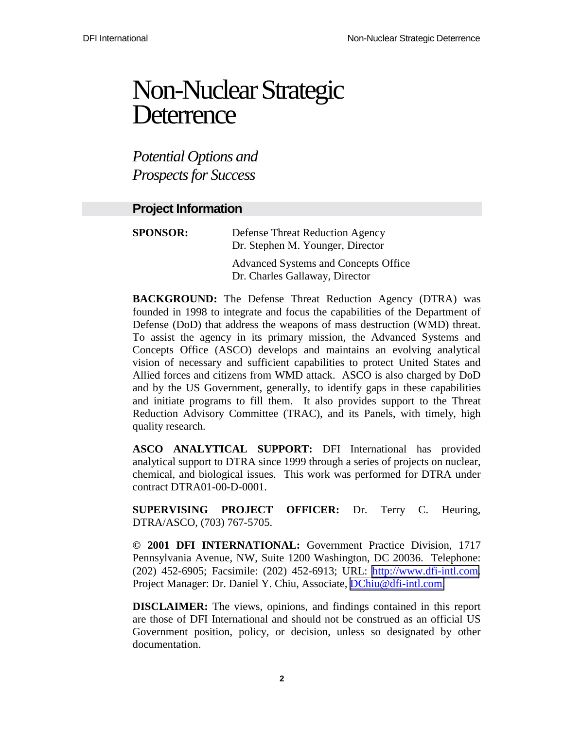# Non-Nuclear Strategic Deterrence

*Potential Options and Prospects for Success*

## Project Information

**SPONSOR:** Defense Threat Reduction Agency
Dr. Stephen M. Younger, Director

Advanced Systems and Concepts Office
Dr. Charles Gallaway, Director

**BACKGROUND:** The Defense Threat Reduction Agency (DTRA) was founded in 1998 to integrate and focus the capabilities of the Department of Defense (DoD) that address the weapons of mass destruction (WMD) threat. To assist the agency in its primary mission, the Advanced Systems and Concepts Office (ASCO) develops and maintains an evolving analytical vision of necessary and sufficient capabilities to protect United States and Allied forces and citizens from WMD attack. ASCO is also charged by DoD and by the US Government, generally, to identify gaps in these capabilities and initiate programs to fill them. It also provides support to the Threat Reduction Advisory Committee (TRAC), and its Panels, with timely, high quality research.

**ASCO ANALYTICAL SUPPORT:** DFI International has provided analytical support to DTRA since 1999 through a series of projects on nuclear, chemical, and biological issues. This work was performed for DTRA under contract DTRA01-00-D-0001.

**SUPERVISING PROJECT OFFICER:** Dr. Terry C. Heuring, DTRA/ASCO, (703) 767-5705.

**© 2001 DFI INTERNATIONAL:** Government Practice Division, 1717 Pennsylvania Avenue, NW, Suite 1200 Washington, DC 20036. Telephone: (202) 452-6905; Facsimile: (202) 452-6913; URL: http://www.dfi-intl.com. Project Manager: Dr. Daniel Y. Chiu, Associate, DChiu@dfi-intl.com.

**DISCLAIMER:** The views, opinions, and findings contained in this report are those of DFI International and should not be construed as an official US Government position, policy, or decision, unless so designated by other documentation.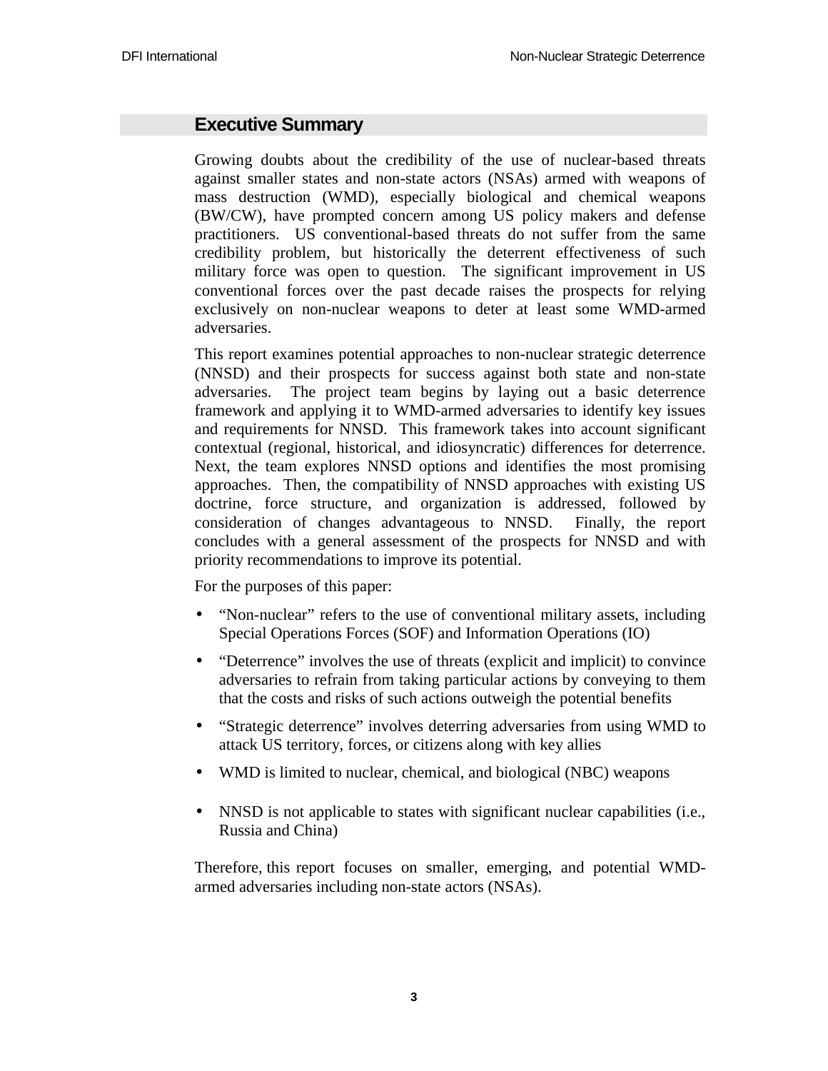## Executive Summary

Growing doubts about the credibility of the use of nuclear-based threats against smaller states and non-state actors (NSAs) armed with weapons of mass destruction (WMD), especially biological and chemical weapons (BW/CW), have prompted concern among US policy makers and defense practitioners. US conventional-based threats do not suffer from the same credibility problem, but historically the deterrent effectiveness of such military force was open to question. The significant improvement in US conventional forces over the past decade raises the prospects for relying exclusively on non-nuclear weapons to deter at least some WMD-armed adversaries.

This report examines potential approaches to non-nuclear strategic deterrence (NNSD) and their prospects for success against both state and non-state adversaries. The project team begins by laying out a basic deterrence framework and applying it to WMD-armed adversaries to identify key issues and requirements for NNSD. This framework takes into account significant contextual (regional, historical, and idiosyncratic) differences for deterrence. Next, the team explores NNSD options and identifies the most promising approaches. Then, the compatibility of NNSD approaches with existing US doctrine, force structure, and organization is addressed, followed by consideration of changes advantageous to NNSD. Finally, the report concludes with a general assessment of the prospects for NNSD and with priority recommendations to improve its potential.

For the purposes of this paper:

- "Non-nuclear" refers to the use of conventional military assets, including Special Operations Forces (SOF) and Information Operations (IO)
- "Deterrence" involves the use of threats (explicit and implicit) to convince adversaries to refrain from taking particular actions by conveying to them that the costs and risks of such actions outweigh the potential benefits
- "Strategic deterrence" involves deterring adversaries from using WMD to attack US territory, forces, or citizens along with key allies
- WMD is limited to nuclear, chemical, and biological (NBC) weapons
- NNSD is not applicable to states with significant nuclear capabilities (i.e., Russia and China)

Therefore, this report focuses on smaller, emerging, and potential WMD-armed adversaries including non-state actors (NSAs).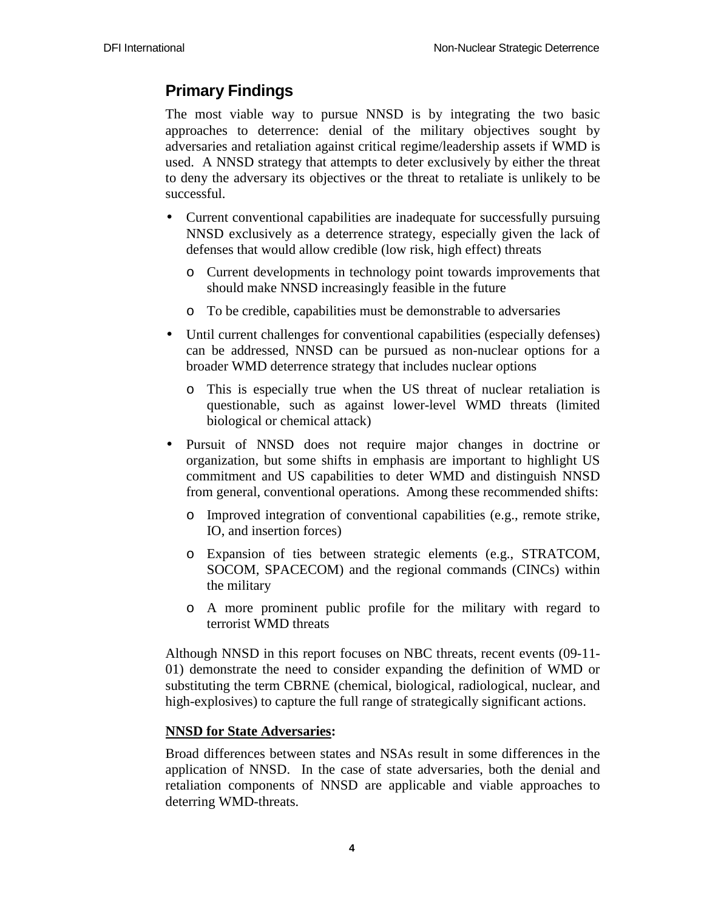## Primary Findings

The most viable way to pursue NNSD is by integrating the two basic approaches to deterrence: denial of the military objectives sought by adversaries and retaliation against critical regime/leadership assets if WMD is used. A NNSD strategy that attempts to deter exclusively by either the threat to deny the adversary its objectives or the threat to retaliate is unlikely to be successful.

- Current conventional capabilities are inadequate for successfully pursuing NNSD exclusively as a deterrence strategy, especially given the lack of defenses that would allow credible (low risk, high effect) threats
    - Current developments in technology point towards improvements that should make NNSD increasingly feasible in the future
    - To be credible, capabilities must be demonstrable to adversaries
- Until current challenges for conventional capabilities (especially defenses) can be addressed, NNSD can be pursued as non-nuclear options for a broader WMD deterrence strategy that includes nuclear options
    - This is especially true when the US threat of nuclear retaliation is questionable, such as against lower-level WMD threats (limited biological or chemical attack)
- Pursuit of NNSD does not require major changes in doctrine or organization, but some shifts in emphasis are important to highlight US commitment and US capabilities to deter WMD and distinguish NNSD from general, conventional operations. Among these recommended shifts:
    - Improved integration of conventional capabilities (e.g., remote strike, IO, and insertion forces)
    - Expansion of ties between strategic elements (e.g., STRATCOM, SOCOM, SPACECOM) and the regional commands (CINCs) within the military
    - A more prominent public profile for the military with regard to terrorist WMD threats

Although NNSD in this report focuses on NBC threats, recent events (09-11-01) demonstrate the need to consider expanding the definition of WMD or substituting the term CBRNE (chemical, biological, radiological, nuclear, and high-explosives) to capture the full range of strategically significant actions.

**<u>NNSD for State Adversaries</u>:**

Broad differences between states and NSAs result in some differences in the application of NNSD. In the case of state adversaries, both the denial and retaliation components of NNSD are applicable and viable approaches to deterring WMD-threats.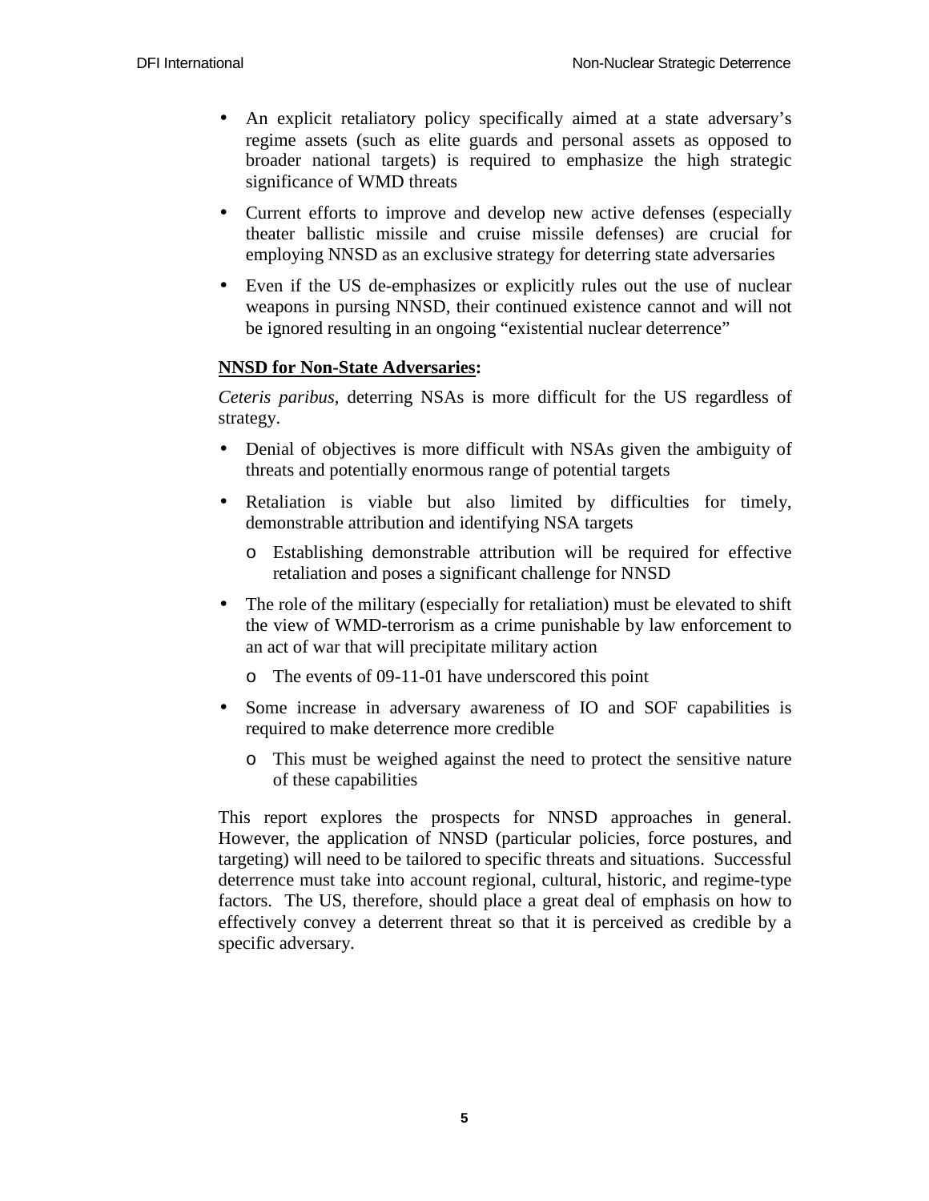- An explicit retaliatory policy specifically aimed at a state adversary's regime assets (such as elite guards and personal assets as opposed to broader national targets) is required to emphasize the high strategic significance of WMD threats
- Current efforts to improve and develop new active defenses (especially theater ballistic missile and cruise missile defenses) are crucial for employing NNSD as an exclusive strategy for deterring state adversaries
- Even if the US de-emphasizes or explicitly rules out the use of nuclear weapons in pursing NNSD, their continued existence cannot and will not be ignored resulting in an ongoing "existential nuclear deterrence"

**NNSD for Non-State Adversaries:**

*Ceteris paribus*, deterring NSAs is more difficult for the US regardless of strategy.

- Denial of objectives is more difficult with NSAs given the ambiguity of threats and potentially enormous range of potential targets
- Retaliation is viable but also limited by difficulties for timely, demonstrable attribution and identifying NSA targets
  - Establishing demonstrable attribution will be required for effective retaliation and poses a significant challenge for NNSD
- The role of the military (especially for retaliation) must be elevated to shift the view of WMD-terrorism as a crime punishable by law enforcement to an act of war that will precipitate military action
  - The events of 09-11-01 have underscored this point
- Some increase in adversary awareness of IO and SOF capabilities is required to make deterrence more credible
  - This must be weighed against the need to protect the sensitive nature of these capabilities

This report explores the prospects for NNSD approaches in general. However, the application of NNSD (particular policies, force postures, and targeting) will need to be tailored to specific threats and situations. Successful deterrence must take into account regional, cultural, historic, and regime-type factors. The US, therefore, should place a great deal of emphasis on how to effectively convey a deterrent threat so that it is perceived as credible by a specific adversary.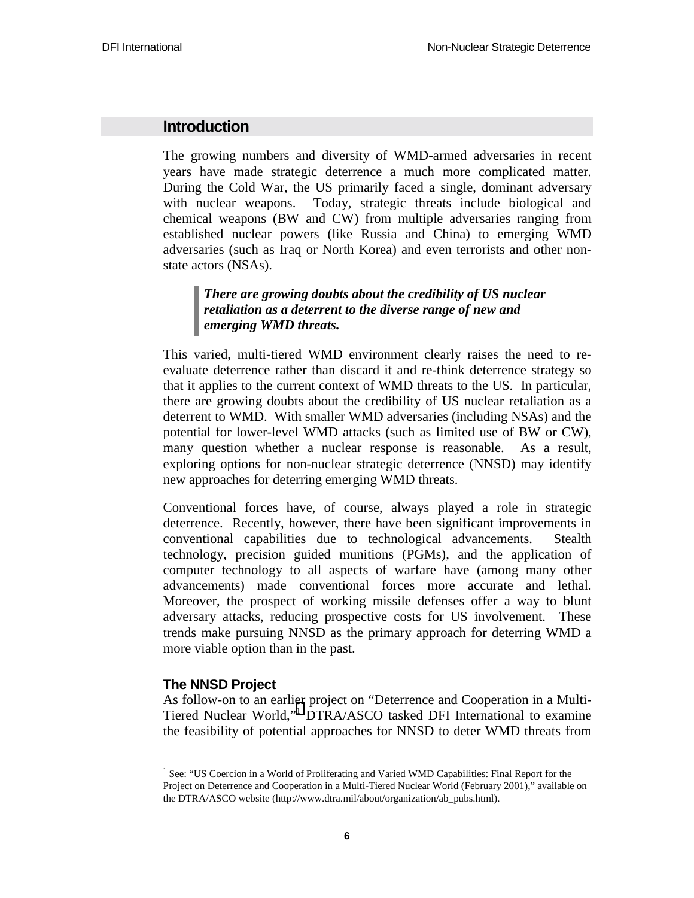## Introduction

The growing numbers and diversity of WMD-armed adversaries in recent years have made strategic deterrence a much more complicated matter. During the Cold War, the US primarily faced a single, dominant adversary with nuclear weapons. Today, strategic threats include biological and chemical weapons (BW and CW) from multiple adversaries ranging from established nuclear powers (like Russia and China) to emerging WMD adversaries (such as Iraq or North Korea) and even terrorists and other non-state actors (NSAs).

> ***There are growing doubts about the credibility of US nuclear retaliation as a deterrent to the diverse range of new and emerging WMD threats.***

This varied, multi-tiered WMD environment clearly raises the need to re-evaluate deterrence rather than discard it and re-think deterrence strategy so that it applies to the current context of WMD threats to the US. In particular, there are growing doubts about the credibility of US nuclear retaliation as a deterrent to WMD. With smaller WMD adversaries (including NSAs) and the potential for lower-level WMD attacks (such as limited use of BW or CW), many question whether a nuclear response is reasonable. As a result, exploring options for non-nuclear strategic deterrence (NNSD) may identify new approaches for deterring emerging WMD threats.

Conventional forces have, of course, always played a role in strategic deterrence. Recently, however, there have been significant improvements in conventional capabilities due to technological advancements. Stealth technology, precision guided munitions (PGMs), and the application of computer technology to all aspects of warfare have (among many other advancements) made conventional forces more accurate and lethal. Moreover, the prospect of working missile defenses offer a way to blunt adversary attacks, reducing prospective costs for US involvement. These trends make pursuing NNSD as the primary approach for deterring WMD a more viable option than in the past.

### The NNSD Project

As follow-on to an earlier project on "Deterrence and Cooperation in a Multi-Tiered Nuclear World,"[1] DTRA/ASCO tasked DFI International to examine the feasibility of potential approaches for NNSD to deter WMD threats from

[1] See: "US Coercion in a World of Proliferating and Varied WMD Capabilities: Final Report for the Project on Deterrence and Cooperation in a Multi-Tiered Nuclear World (February 2001)," available on the DTRA/ASCO website (http://www.dtra.mil/about/organization/ab_pubs.html).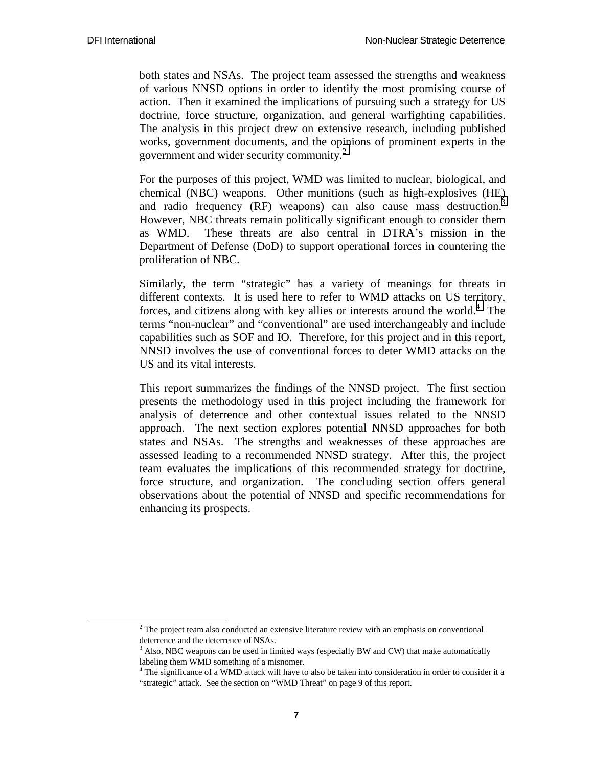both states and NSAs. The project team assessed the strengths and weakness of various NNSD options in order to identify the most promising course of action. Then it examined the implications of pursuing such a strategy for US doctrine, force structure, organization, and general warfighting capabilities. The analysis in this project drew on extensive research, including published works, government documents, and the opinions of prominent experts in the government and wider security community.[2]

For the purposes of this project, WMD was limited to nuclear, biological, and chemical (NBC) weapons. Other munitions (such as high-explosives (HE) and radio frequency (RF) weapons) can also cause mass destruction.[3] However, NBC threats remain politically significant enough to consider them as WMD. These threats are also central in DTRA's mission in the Department of Defense (DoD) to support operational forces in countering the proliferation of NBC.

Similarly, the term "strategic" has a variety of meanings for threats in different contexts. It is used here to refer to WMD attacks on US territory, forces, and citizens along with key allies or interests around the world.[4] The terms "non-nuclear" and "conventional" are used interchangeably and include capabilities such as SOF and IO. Therefore, for this project and in this report, NNSD involves the use of conventional forces to deter WMD attacks on the US and its vital interests.

This report summarizes the findings of the NNSD project. The first section presents the methodology used in this project including the framework for analysis of deterrence and other contextual issues related to the NNSD approach. The next section explores potential NNSD approaches for both states and NSAs. The strengths and weaknesses of these approaches are assessed leading to a recommended NNSD strategy. After this, the project team evaluates the implications of this recommended strategy for doctrine, force structure, and organization. The concluding section offers general observations about the potential of NNSD and specific recommendations for enhancing its prospects.

---

[2] The project team also conducted an extensive literature review with an emphasis on conventional deterrence and the deterrence of NSAs.

[3] Also, NBC weapons can be used in limited ways (especially BW and CW) that make automatically labeling them WMD something of a misnomer.

[4] The significance of a WMD attack will have to also be taken into consideration in order to consider it a "strategic" attack. See the section on "WMD Threat" on page 9 of this report.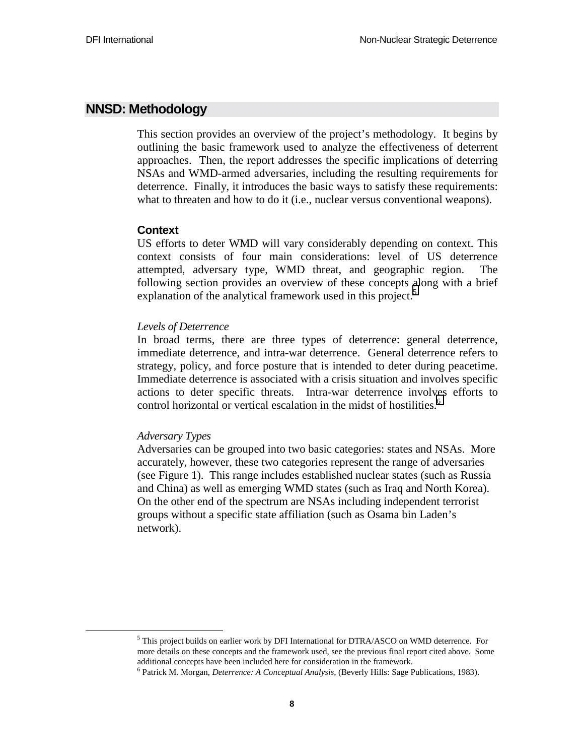## NNSD: Methodology

This section provides an overview of the project's methodology. It begins by outlining the basic framework used to analyze the effectiveness of deterrent approaches. Then, the report addresses the specific implications of deterring NSAs and WMD-armed adversaries, including the resulting requirements for deterrence. Finally, it introduces the basic ways to satisfy these requirements: what to threaten and how to do it (i.e., nuclear versus conventional weapons).

### Context

US efforts to deter WMD will vary considerably depending on context. This context consists of four main considerations: level of US deterrence attempted, adversary type, WMD threat, and geographic region. The following section provides an overview of these concepts along with a brief explanation of the analytical framework used in this project.[5]

*Levels of Deterrence*

In broad terms, there are three types of deterrence: general deterrence, immediate deterrence, and intra-war deterrence. General deterrence refers to strategy, policy, and force posture that is intended to deter during peacetime. Immediate deterrence is associated with a crisis situation and involves specific actions to deter specific threats. Intra-war deterrence involves efforts to control horizontal or vertical escalation in the midst of hostilities.[6]

*Adversary Types*

Adversaries can be grouped into two basic categories: states and NSAs. More accurately, however, these two categories represent the range of adversaries (see Figure 1). This range includes established nuclear states (such as Russia and China) as well as emerging WMD states (such as Iraq and North Korea). On the other end of the spectrum are NSAs including independent terrorist groups without a specific state affiliation (such as Osama bin Laden's network).

---

[5] This project builds on earlier work by DFI International for DTRA/ASCO on WMD deterrence. For more details on these concepts and the framework used, see the previous final report cited above. Some additional concepts have been included here for consideration in the framework.

[6] Patrick M. Morgan, *Deterrence: A Conceptual Analysis*, (Beverly Hills: Sage Publications, 1983).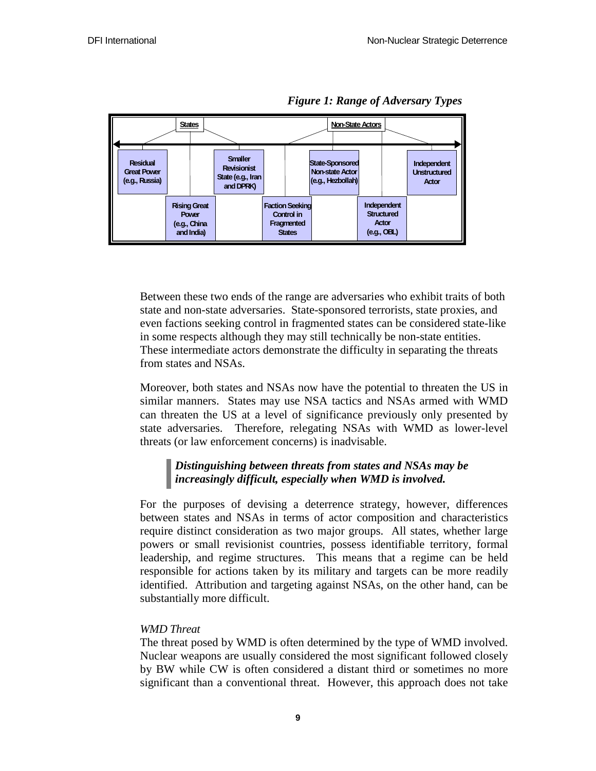*Figure 1: Range of Adversary Types*

| States | | | | Non-State Actors | | |
|---|---|---|---|---|---|---|
| Residual Great Power (e.g., Russia) | Rising Great Power (e.g., China and India) | Smaller Revisionist State (e.g., Iran and DPRK) | Faction Seeking Control in Fragmented States | State-Sponsored Non-state Actor (e.g., Hezbollah) | Independent Structured Actor (e.g., OBL) | Independent Unstructured Actor |

Between these two ends of the range are adversaries who exhibit traits of both state and non-state adversaries. State-sponsored terrorists, state proxies, and even factions seeking control in fragmented states can be considered state-like in some respects although they may still technically be non-state entities. These intermediate actors demonstrate the difficulty in separating the threats from states and NSAs.

Moreover, both states and NSAs now have the potential to threaten the US in similar manners. States may use NSA tactics and NSAs armed with WMD can threaten the US at a level of significance previously only presented by state adversaries. Therefore, relegating NSAs with WMD as lower-level threats (or law enforcement concerns) is inadvisable.

> ***Distinguishing between threats from states and NSAs may be increasingly difficult, especially when WMD is involved.***

For the purposes of devising a deterrence strategy, however, differences between states and NSAs in terms of actor composition and characteristics require distinct consideration as two major groups. All states, whether large powers or small revisionist countries, possess identifiable territory, formal leadership, and regime structures. This means that a regime can be held responsible for actions taken by its military and targets can be more readily identified. Attribution and targeting against NSAs, on the other hand, can be substantially more difficult.

*WMD Threat*

The threat posed by WMD is often determined by the type of WMD involved. Nuclear weapons are usually considered the most significant followed closely by BW while CW is often considered a distant third or sometimes no more significant than a conventional threat. However, this approach does not take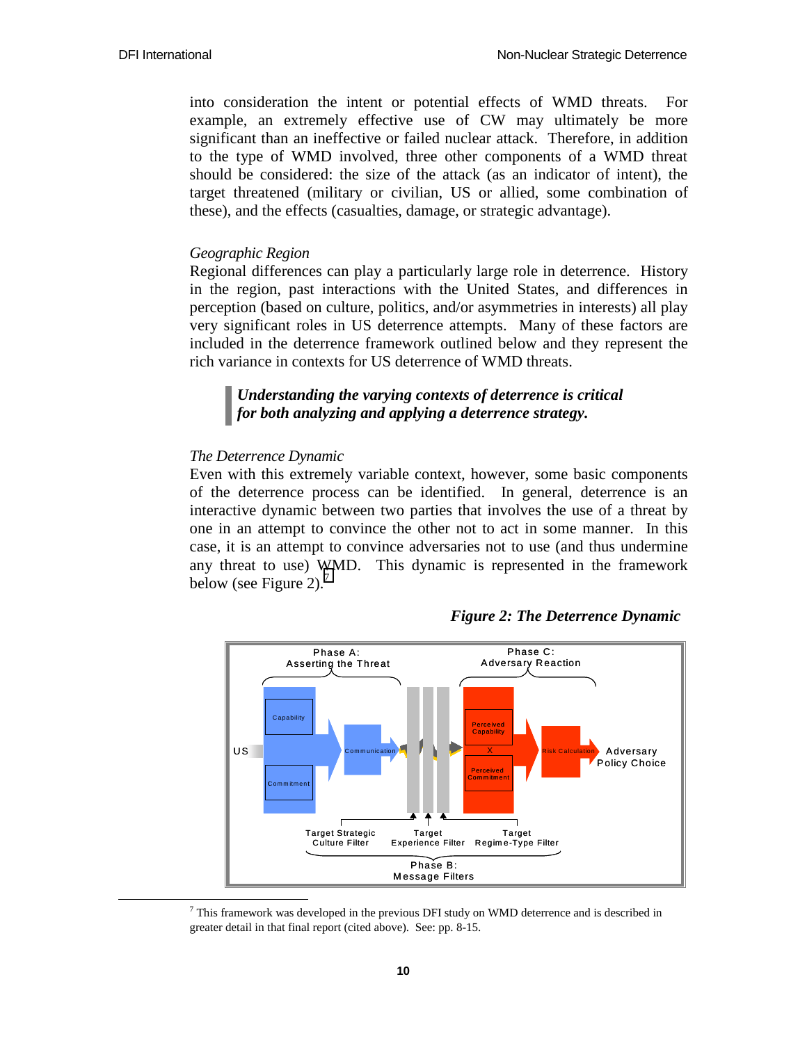into consideration the intent or potential effects of WMD threats. For example, an extremely effective use of CW may ultimately be more significant than an ineffective or failed nuclear attack. Therefore, in addition to the type of WMD involved, three other components of a WMD threat should be considered: the size of the attack (as an indicator of intent), the target threatened (military or civilian, US or allied, some combination of these), and the effects (casualties, damage, or strategic advantage).

*Geographic Region*

Regional differences can play a particularly large role in deterrence. History in the region, past interactions with the United States, and differences in perception (based on culture, politics, and/or asymmetries in interests) all play very significant roles in US deterrence attempts. Many of these factors are included in the deterrence framework outlined below and they represent the rich variance in contexts for US deterrence of WMD threats.

> ***Understanding the varying contexts of deterrence is critical for both analyzing and applying a deterrence strategy.***

*The Deterrence Dynamic*

Even with this extremely variable context, however, some basic components of the deterrence process can be identified. In general, deterrence is an interactive dynamic between two parties that involves the use of a threat by one in an attempt to convince the other not to act in some manner. In this case, it is an attempt to convince adversaries not to use (and thus undermine any threat to use) WMD. This dynamic is represented in the framework below (see Figure 2).[7]

***Figure 2: The Deterrence Dynamic***

Phase A: Asserting the Threat

Phase C: Adversary Reaction

US

Capability

Commitment

Communication

Perceived Capability

X

Perceived Commitment

Risk Calculation

Adversary Policy Choice

Target Strategic Culture Filter

Target Experience Filter

Target Regime-Type Filter

Phase B: Message Filters

[7] This framework was developed in the previous DFI study on WMD deterrence and is described in greater detail in that final report (cited above). See: pp. 8-15.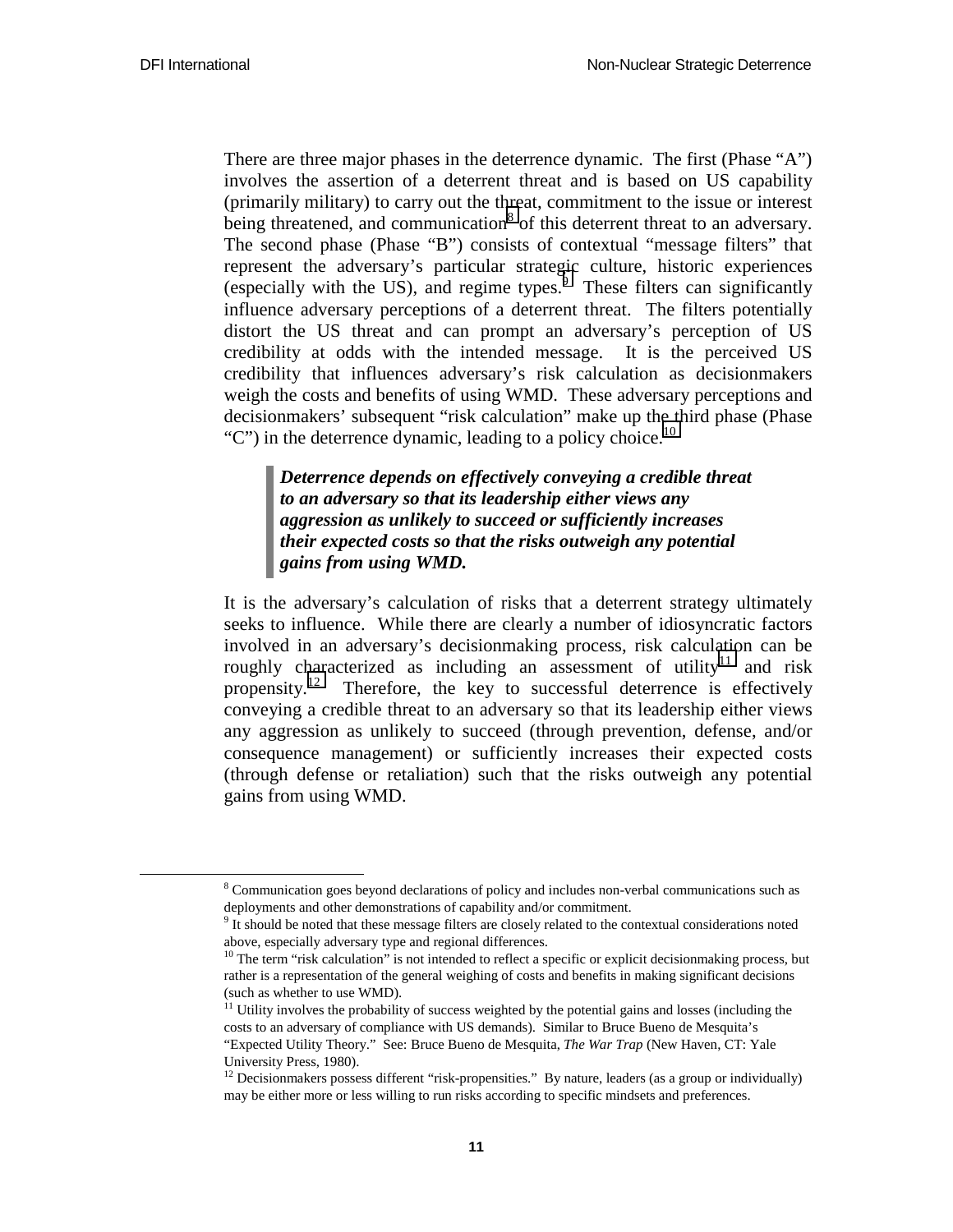There are three major phases in the deterrence dynamic. The first (Phase "A") involves the assertion of a deterrent threat and is based on US capability (primarily military) to carry out the threat, commitment to the issue or interest being threatened, and communication[8] of this deterrent threat to an adversary. The second phase (Phase "B") consists of contextual "message filters" that represent the adversary's particular strategic culture, historic experiences (especially with the US), and regime types.[9] These filters can significantly influence adversary perceptions of a deterrent threat. The filters potentially distort the US threat and can prompt an adversary's perception of US credibility at odds with the intended message. It is the perceived US credibility that influences adversary's risk calculation as decisionmakers weigh the costs and benefits of using WMD. These adversary perceptions and decisionmakers' subsequent "risk calculation" make up the third phase (Phase "C") in the deterrence dynamic, leading to a policy choice.[10]

> ***Deterrence depends on effectively conveying a credible threat to an adversary so that its leadership either views any aggression as unlikely to succeed or sufficiently increases their expected costs so that the risks outweigh any potential gains from using WMD.***

It is the adversary's calculation of risks that a deterrent strategy ultimately seeks to influence. While there are clearly a number of idiosyncratic factors involved in an adversary's decisionmaking process, risk calculation can be roughly characterized as including an assessment of utility[11] and risk propensity.[12] Therefore, the key to successful deterrence is effectively conveying a credible threat to an adversary so that its leadership either views any aggression as unlikely to succeed (through prevention, defense, and/or consequence management) or sufficiently increases their expected costs (through defense or retaliation) such that the risks outweigh any potential gains from using WMD.

---

[8] Communication goes beyond declarations of policy and includes non-verbal communications such as deployments and other demonstrations of capability and/or commitment.

[9] It should be noted that these message filters are closely related to the contextual considerations noted above, especially adversary type and regional differences.

[10] The term "risk calculation" is not intended to reflect a specific or explicit decisionmaking process, but rather is a representation of the general weighing of costs and benefits in making significant decisions (such as whether to use WMD).

[11] Utility involves the probability of success weighted by the potential gains and losses (including the costs to an adversary of compliance with US demands). Similar to Bruce Bueno de Mesquita's "Expected Utility Theory." See: Bruce Bueno de Mesquita, *The War Trap* (New Haven, CT: Yale University Press, 1980).

[12] Decisionmakers possess different "risk-propensities." By nature, leaders (as a group or individually) may be either more or less willing to run risks according to specific mindsets and preferences.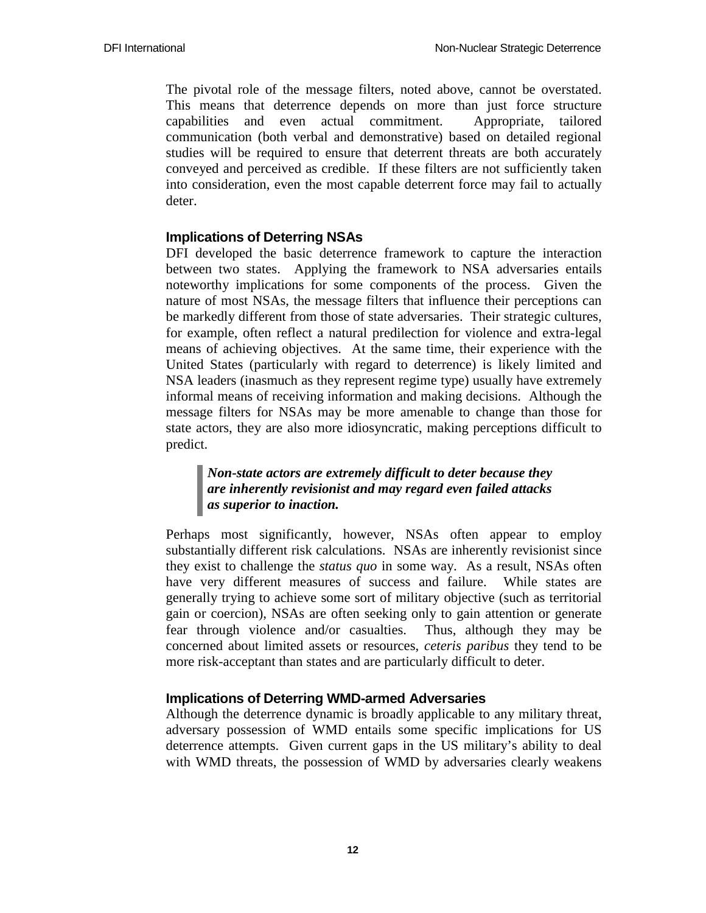The pivotal role of the message filters, noted above, cannot be overstated. This means that deterrence depends on more than just force structure capabilities and even actual commitment. Appropriate, tailored communication (both verbal and demonstrative) based on detailed regional studies will be required to ensure that deterrent threats are both accurately conveyed and perceived as credible. If these filters are not sufficiently taken into consideration, even the most capable deterrent force may fail to actually deter.

### Implications of Deterring NSAs

DFI developed the basic deterrence framework to capture the interaction between two states. Applying the framework to NSA adversaries entails noteworthy implications for some components of the process. Given the nature of most NSAs, the message filters that influence their perceptions can be markedly different from those of state adversaries. Their strategic cultures, for example, often reflect a natural predilection for violence and extra-legal means of achieving objectives. At the same time, their experience with the United States (particularly with regard to deterrence) is likely limited and NSA leaders (inasmuch as they represent regime type) usually have extremely informal means of receiving information and making decisions. Although the message filters for NSAs may be more amenable to change than those for state actors, they are also more idiosyncratic, making perceptions difficult to predict.

> ***Non-state actors are extremely difficult to deter because they are inherently revisionist and may regard even failed attacks as superior to inaction.***

Perhaps most significantly, however, NSAs often appear to employ substantially different risk calculations. NSAs are inherently revisionist since they exist to challenge the *status quo* in some way. As a result, NSAs often have very different measures of success and failure. While states are generally trying to achieve some sort of military objective (such as territorial gain or coercion), NSAs are often seeking only to gain attention or generate fear through violence and/or casualties. Thus, although they may be concerned about limited assets or resources, *ceteris paribus* they tend to be more risk-acceptant than states and are particularly difficult to deter.

### Implications of Deterring WMD-armed Adversaries

Although the deterrence dynamic is broadly applicable to any military threat, adversary possession of WMD entails some specific implications for US deterrence attempts. Given current gaps in the US military's ability to deal with WMD threats, the possession of WMD by adversaries clearly weakens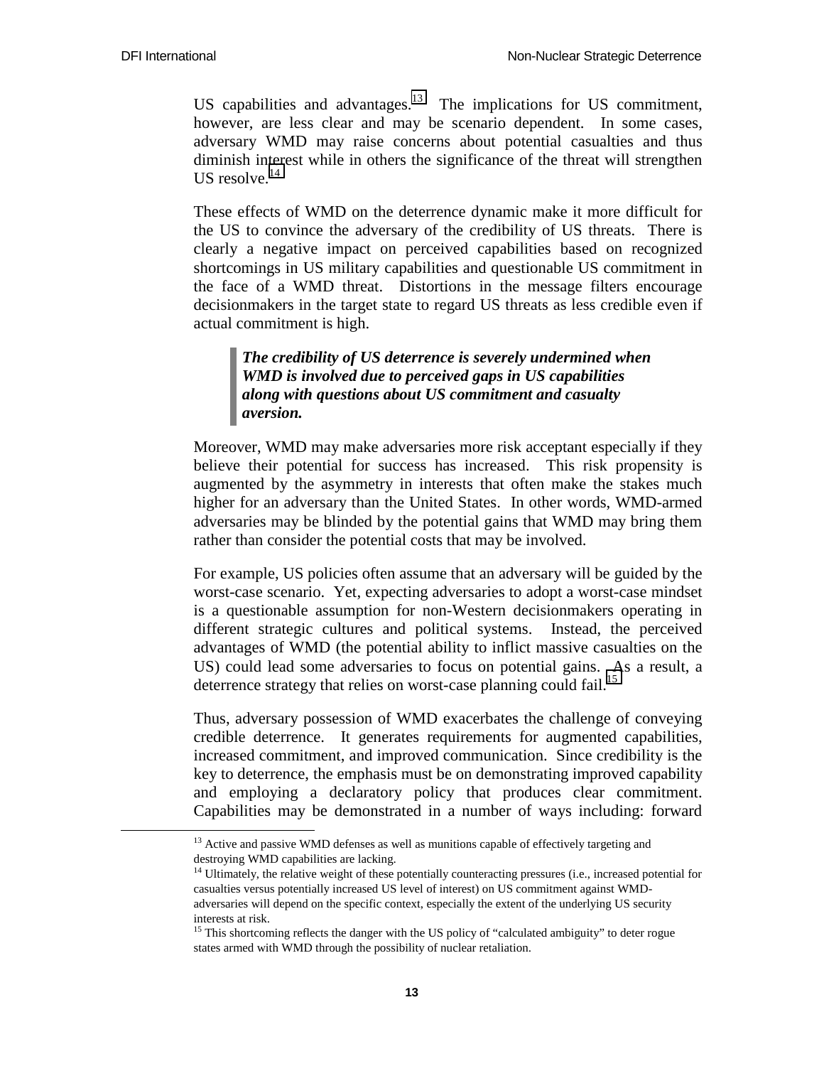US capabilities and advantages.[13] The implications for US commitment, however, are less clear and may be scenario dependent. In some cases, adversary WMD may raise concerns about potential casualties and thus diminish interest while in others the significance of the threat will strengthen US resolve.[14]

These effects of WMD on the deterrence dynamic make it more difficult for the US to convince the adversary of the credibility of US threats. There is clearly a negative impact on perceived capabilities based on recognized shortcomings in US military capabilities and questionable US commitment in the face of a WMD threat. Distortions in the message filters encourage decisionmakers in the target state to regard US threats as less credible even if actual commitment is high.

> ***The credibility of US deterrence is severely undermined when WMD is involved due to perceived gaps in US capabilities along with questions about US commitment and casualty aversion.***

Moreover, WMD may make adversaries more risk acceptant especially if they believe their potential for success has increased. This risk propensity is augmented by the asymmetry in interests that often make the stakes much higher for an adversary than the United States. In other words, WMD-armed adversaries may be blinded by the potential gains that WMD may bring them rather than consider the potential costs that may be involved.

For example, US policies often assume that an adversary will be guided by the worst-case scenario. Yet, expecting adversaries to adopt a worst-case mindset is a questionable assumption for non-Western decisionmakers operating in different strategic cultures and political systems. Instead, the perceived advantages of WMD (the potential ability to inflict massive casualties on the US) could lead some adversaries to focus on potential gains. As a result, a deterrence strategy that relies on worst-case planning could fail.[15]

Thus, adversary possession of WMD exacerbates the challenge of conveying credible deterrence. It generates requirements for augmented capabilities, increased commitment, and improved communication. Since credibility is the key to deterrence, the emphasis must be on demonstrating improved capability and employing a declaratory policy that produces clear commitment. Capabilities may be demonstrated in a number of ways including: forward

---

[13] Active and passive WMD defenses as well as munitions capable of effectively targeting and destroying WMD capabilities are lacking.

[14] Ultimately, the relative weight of these potentially counteracting pressures (i.e., increased potential for casualties versus potentially increased US level of interest) on US commitment against WMD-adversaries will depend on the specific context, especially the extent of the underlying US security interests at risk.

[15] This shortcoming reflects the danger with the US policy of "calculated ambiguity" to deter rogue states armed with WMD through the possibility of nuclear retaliation.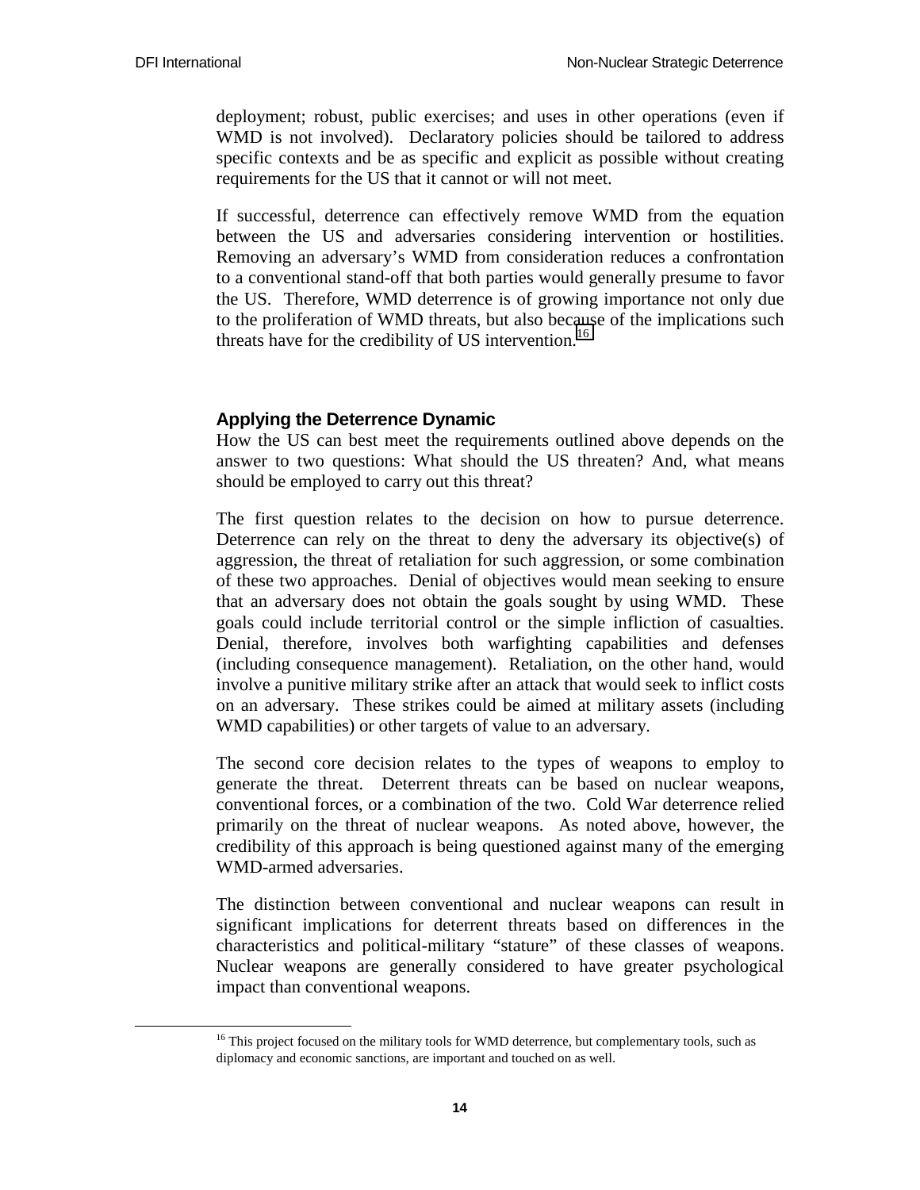deployment; robust, public exercises; and uses in other operations (even if WMD is not involved). Declaratory policies should be tailored to address specific contexts and be as specific and explicit as possible without creating requirements for the US that it cannot or will not meet.

If successful, deterrence can effectively remove WMD from the equation between the US and adversaries considering intervention or hostilities. Removing an adversary's WMD from consideration reduces a confrontation to a conventional stand-off that both parties would generally presume to favor the US. Therefore, WMD deterrence is of growing importance not only due to the proliferation of WMD threats, but also because of the implications such threats have for the credibility of US intervention.[16]

### Applying the Deterrence Dynamic

How the US can best meet the requirements outlined above depends on the answer to two questions: What should the US threaten? And, what means should be employed to carry out this threat?

The first question relates to the decision on how to pursue deterrence. Deterrence can rely on the threat to deny the adversary its objective(s) of aggression, the threat of retaliation for such aggression, or some combination of these two approaches. Denial of objectives would mean seeking to ensure that an adversary does not obtain the goals sought by using WMD. These goals could include territorial control or the simple infliction of casualties. Denial, therefore, involves both warfighting capabilities and defenses (including consequence management). Retaliation, on the other hand, would involve a punitive military strike after an attack that would seek to inflict costs on an adversary. These strikes could be aimed at military assets (including WMD capabilities) or other targets of value to an adversary.

The second core decision relates to the types of weapons to employ to generate the threat. Deterrent threats can be based on nuclear weapons, conventional forces, or a combination of the two. Cold War deterrence relied primarily on the threat of nuclear weapons. As noted above, however, the credibility of this approach is being questioned against many of the emerging WMD-armed adversaries.

The distinction between conventional and nuclear weapons can result in significant implications for deterrent threats based on differences in the characteristics and political-military "stature" of these classes of weapons. Nuclear weapons are generally considered to have greater psychological impact than conventional weapons.

[16] This project focused on the military tools for WMD deterrence, but complementary tools, such as diplomacy and economic sanctions, are important and touched on as well.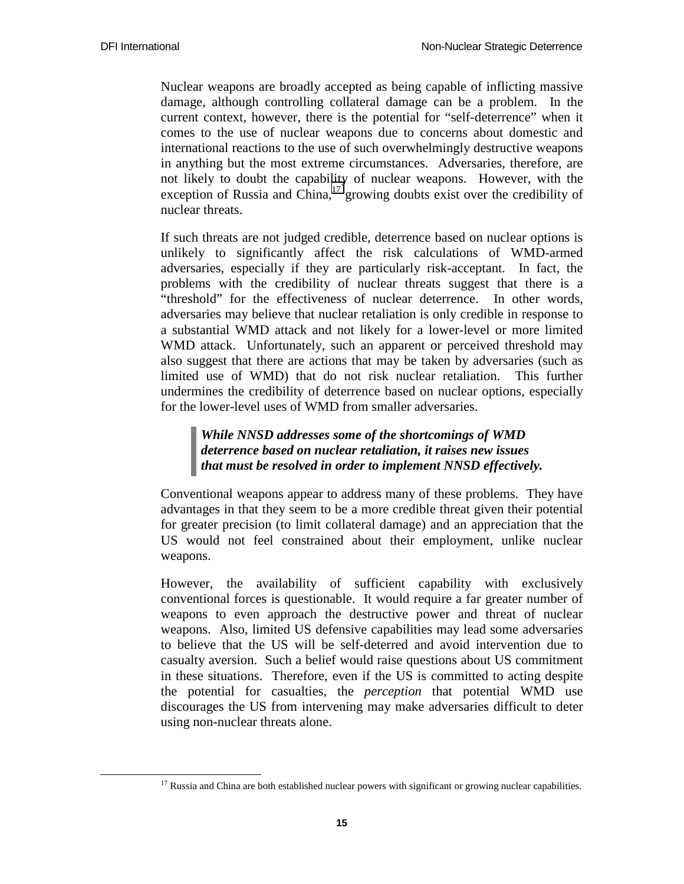Nuclear weapons are broadly accepted as being capable of inflicting massive damage, although controlling collateral damage can be a problem. In the current context, however, there is the potential for "self-deterrence" when it comes to the use of nuclear weapons due to concerns about domestic and international reactions to the use of such overwhelmingly destructive weapons in anything but the most extreme circumstances. Adversaries, therefore, are not likely to doubt the capability of nuclear weapons. However, with the exception of Russia and China,[17] growing doubts exist over the credibility of nuclear threats.

If such threats are not judged credible, deterrence based on nuclear options is unlikely to significantly affect the risk calculations of WMD-armed adversaries, especially if they are particularly risk-acceptant. In fact, the problems with the credibility of nuclear threats suggest that there is a "threshold" for the effectiveness of nuclear deterrence. In other words, adversaries may believe that nuclear retaliation is only credible in response to a substantial WMD attack and not likely for a lower-level or more limited WMD attack. Unfortunately, such an apparent or perceived threshold may also suggest that there are actions that may be taken by adversaries (such as limited use of WMD) that do not risk nuclear retaliation. This further undermines the credibility of deterrence based on nuclear options, especially for the lower-level uses of WMD from smaller adversaries.

> ***While NNSD addresses some of the shortcomings of WMD deterrence based on nuclear retaliation, it raises new issues that must be resolved in order to implement NNSD effectively.***

Conventional weapons appear to address many of these problems. They have advantages in that they seem to be a more credible threat given their potential for greater precision (to limit collateral damage) and an appreciation that the US would not feel constrained about their employment, unlike nuclear weapons.

However, the availability of sufficient capability with exclusively conventional forces is questionable. It would require a far greater number of weapons to even approach the destructive power and threat of nuclear weapons. Also, limited US defensive capabilities may lead some adversaries to believe that the US will be self-deterred and avoid intervention due to casualty aversion. Such a belief would raise questions about US commitment in these situations. Therefore, even if the US is committed to acting despite the potential for casualties, the *perception* that potential WMD use discourages the US from intervening may make adversaries difficult to deter using non-nuclear threats alone.

[17] Russia and China are both established nuclear powers with significant or growing nuclear capabilities.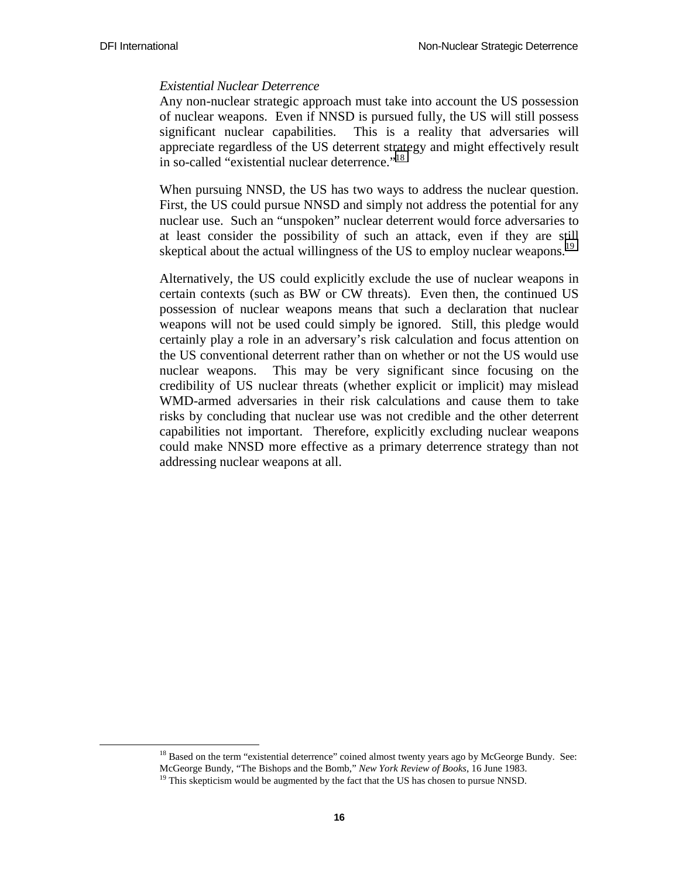*Existential Nuclear Deterrence*

Any non-nuclear strategic approach must take into account the US possession of nuclear weapons. Even if NNSD is pursued fully, the US will still possess significant nuclear capabilities. This is a reality that adversaries will appreciate regardless of the US deterrent strategy and might effectively result in so-called "existential nuclear deterrence."[18]

When pursuing NNSD, the US has two ways to address the nuclear question. First, the US could pursue NNSD and simply not address the potential for any nuclear use. Such an "unspoken" nuclear deterrent would force adversaries to at least consider the possibility of such an attack, even if they are still skeptical about the actual willingness of the US to employ nuclear weapons.[19]

Alternatively, the US could explicitly exclude the use of nuclear weapons in certain contexts (such as BW or CW threats). Even then, the continued US possession of nuclear weapons means that such a declaration that nuclear weapons will not be used could simply be ignored. Still, this pledge would certainly play a role in an adversary's risk calculation and focus attention on the US conventional deterrent rather than on whether or not the US would use nuclear weapons. This may be very significant since focusing on the credibility of US nuclear threats (whether explicit or implicit) may mislead WMD-armed adversaries in their risk calculations and cause them to take risks by concluding that nuclear use was not credible and the other deterrent capabilities not important. Therefore, explicitly excluding nuclear weapons could make NNSD more effective as a primary deterrence strategy than not addressing nuclear weapons at all.

---

[18] Based on the term "existential deterrence" coined almost twenty years ago by McGeorge Bundy. See: McGeorge Bundy, "The Bishops and the Bomb," *New York Review of Books*, 16 June 1983.

[19] This skepticism would be augmented by the fact that the US has chosen to pursue NNSD.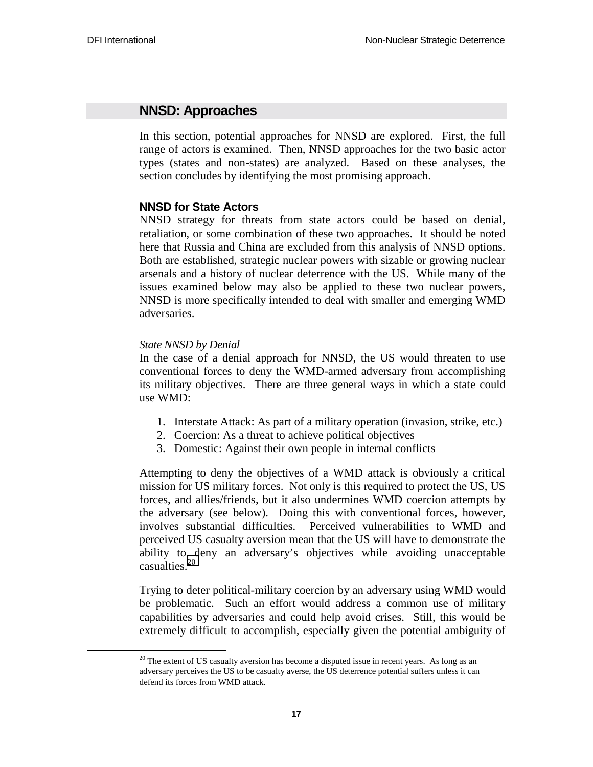## NNSD: Approaches

In this section, potential approaches for NNSD are explored. First, the full range of actors is examined. Then, NNSD approaches for the two basic actor types (states and non-states) are analyzed. Based on these analyses, the section concludes by identifying the most promising approach.

### NNSD for State Actors

NNSD strategy for threats from state actors could be based on denial, retaliation, or some combination of these two approaches. It should be noted here that Russia and China are excluded from this analysis of NNSD options. Both are established, strategic nuclear powers with sizable or growing nuclear arsenals and a history of nuclear deterrence with the US. While many of the issues examined below may also be applied to these two nuclear powers, NNSD is more specifically intended to deal with smaller and emerging WMD adversaries.

*State NNSD by Denial*

In the case of a denial approach for NNSD, the US would threaten to use conventional forces to deny the WMD-armed adversary from accomplishing its military objectives. There are three general ways in which a state could use WMD:

1. Interstate Attack: As part of a military operation (invasion, strike, etc.)
2. Coercion: As a threat to achieve political objectives
3. Domestic: Against their own people in internal conflicts

Attempting to deny the objectives of a WMD attack is obviously a critical mission for US military forces. Not only is this required to protect the US, US forces, and allies/friends, but it also undermines WMD coercion attempts by the adversary (see below). Doing this with conventional forces, however, involves substantial difficulties. Perceived vulnerabilities to WMD and perceived US casualty aversion mean that the US will have to demonstrate the ability to deny an adversary's objectives while avoiding unacceptable casualties.[20]

Trying to deter political-military coercion by an adversary using WMD would be problematic. Such an effort would address a common use of military capabilities by adversaries and could help avoid crises. Still, this would be extremely difficult to accomplish, especially given the potential ambiguity of

[20] The extent of US casualty aversion has become a disputed issue in recent years. As long as an adversary perceives the US to be casualty averse, the US deterrence potential suffers unless it can defend its forces from WMD attack.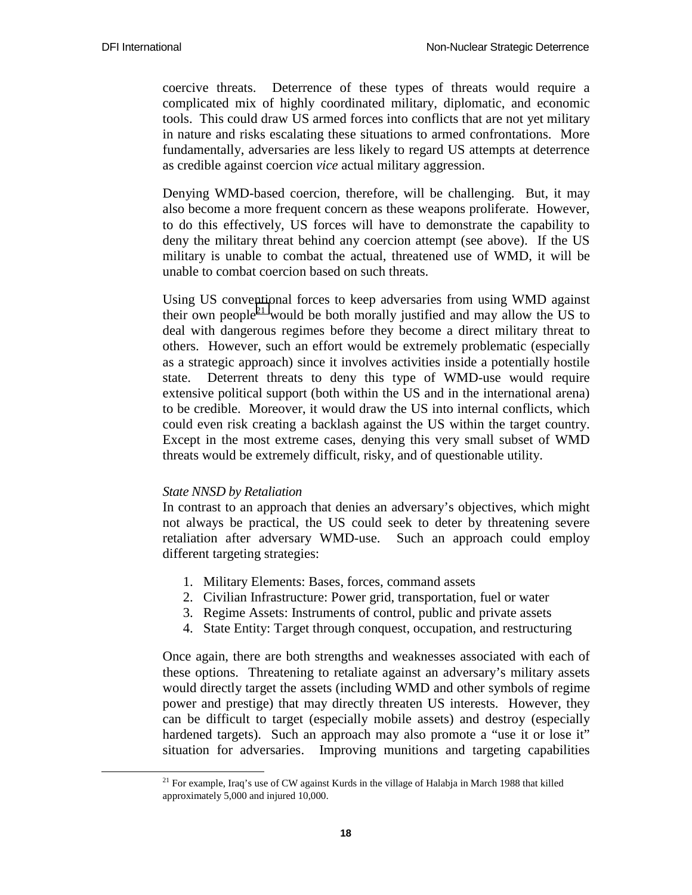coercive threats. Deterrence of these types of threats would require a complicated mix of highly coordinated military, diplomatic, and economic tools. This could draw US armed forces into conflicts that are not yet military in nature and risks escalating these situations to armed confrontations. More fundamentally, adversaries are less likely to regard US attempts at deterrence as credible against coercion *vice* actual military aggression.

Denying WMD-based coercion, therefore, will be challenging. But, it may also become a more frequent concern as these weapons proliferate. However, to do this effectively, US forces will have to demonstrate the capability to deny the military threat behind any coercion attempt (see above). If the US military is unable to combat the actual, threatened use of WMD, it will be unable to combat coercion based on such threats.

Using US conventional forces to keep adversaries from using WMD against their own people[21] would be both morally justified and may allow the US to deal with dangerous regimes before they become a direct military threat to others. However, such an effort would be extremely problematic (especially as a strategic approach) since it involves activities inside a potentially hostile state. Deterrent threats to deny this type of WMD-use would require extensive political support (both within the US and in the international arena) to be credible. Moreover, it would draw the US into internal conflicts, which could even risk creating a backlash against the US within the target country. Except in the most extreme cases, denying this very small subset of WMD threats would be extremely difficult, risky, and of questionable utility.

*State NNSD by Retaliation*

In contrast to an approach that denies an adversary's objectives, which might not always be practical, the US could seek to deter by threatening severe retaliation after adversary WMD-use. Such an approach could employ different targeting strategies:

1. Military Elements: Bases, forces, command assets
2. Civilian Infrastructure: Power grid, transportation, fuel or water
3. Regime Assets: Instruments of control, public and private assets
4. State Entity: Target through conquest, occupation, and restructuring

Once again, there are both strengths and weaknesses associated with each of these options. Threatening to retaliate against an adversary's military assets would directly target the assets (including WMD and other symbols of regime power and prestige) that may directly threaten US interests. However, they can be difficult to target (especially mobile assets) and destroy (especially hardened targets). Such an approach may also promote a "use it or lose it" situation for adversaries. Improving munitions and targeting capabilities

[21] For example, Iraq's use of CW against Kurds in the village of Halabja in March 1988 that killed approximately 5,000 and injured 10,000.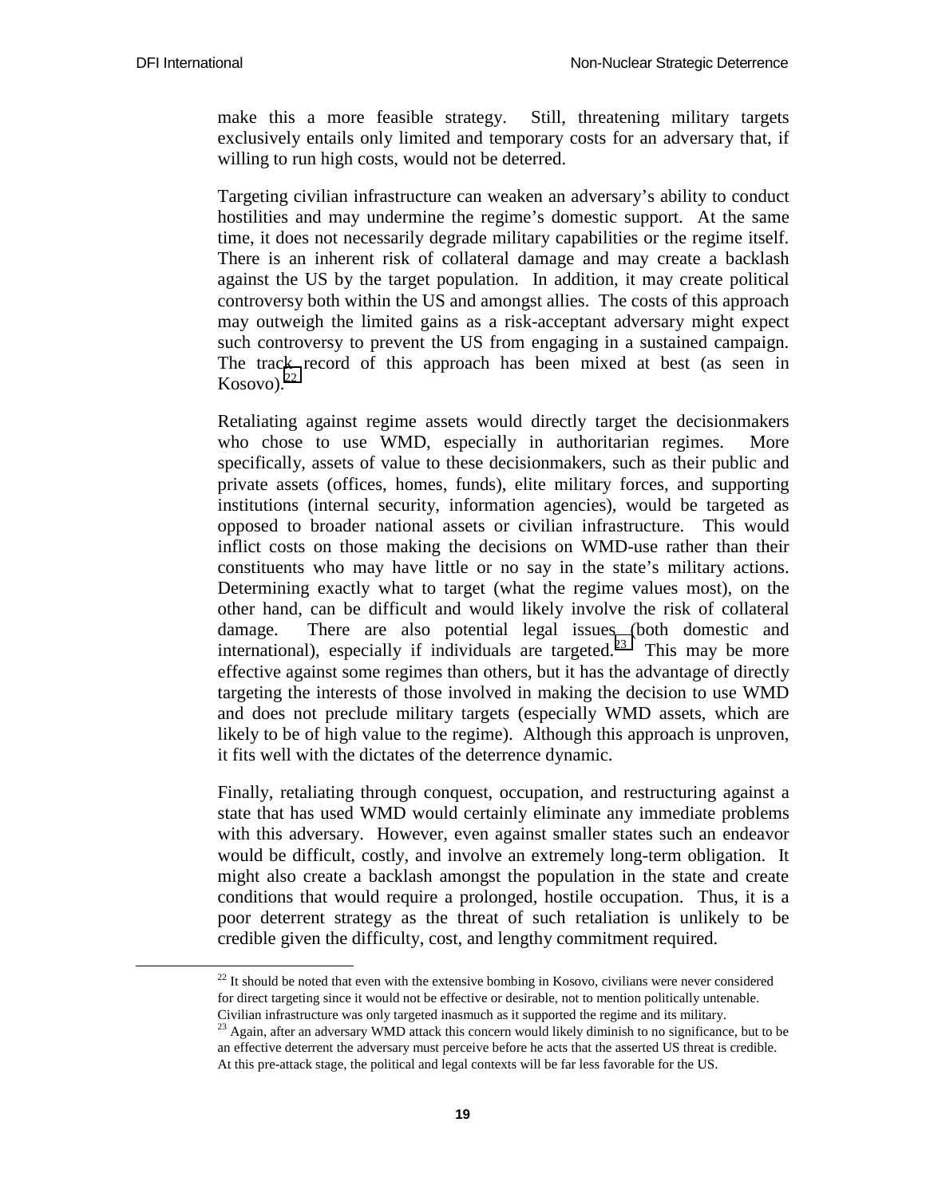make this a more feasible strategy. Still, threatening military targets exclusively entails only limited and temporary costs for an adversary that, if willing to run high costs, would not be deterred.

Targeting civilian infrastructure can weaken an adversary's ability to conduct hostilities and may undermine the regime's domestic support. At the same time, it does not necessarily degrade military capabilities or the regime itself. There is an inherent risk of collateral damage and may create a backlash against the US by the target population. In addition, it may create political controversy both within the US and amongst allies. The costs of this approach may outweigh the limited gains as a risk-acceptant adversary might expect such controversy to prevent the US from engaging in a sustained campaign. The track record of this approach has been mixed at best (as seen in Kosovo).[22]

Retaliating against regime assets would directly target the decisionmakers who chose to use WMD, especially in authoritarian regimes. More specifically, assets of value to these decisionmakers, such as their public and private assets (offices, homes, funds), elite military forces, and supporting institutions (internal security, information agencies), would be targeted as opposed to broader national assets or civilian infrastructure. This would inflict costs on those making the decisions on WMD-use rather than their constituents who may have little or no say in the state's military actions. Determining exactly what to target (what the regime values most), on the other hand, can be difficult and would likely involve the risk of collateral damage. There are also potential legal issues (both domestic and international), especially if individuals are targeted.[23] This may be more effective against some regimes than others, but it has the advantage of directly targeting the interests of those involved in making the decision to use WMD and does not preclude military targets (especially WMD assets, which are likely to be of high value to the regime). Although this approach is unproven, it fits well with the dictates of the deterrence dynamic.

Finally, retaliating through conquest, occupation, and restructuring against a state that has used WMD would certainly eliminate any immediate problems with this adversary. However, even against smaller states such an endeavor would be difficult, costly, and involve an extremely long-term obligation. It might also create a backlash amongst the population in the state and create conditions that would require a prolonged, hostile occupation. Thus, it is a poor deterrent strategy as the threat of such retaliation is unlikely to be credible given the difficulty, cost, and lengthy commitment required.

[22] It should be noted that even with the extensive bombing in Kosovo, civilians were never considered for direct targeting since it would not be effective or desirable, not to mention politically untenable. Civilian infrastructure was only targeted inasmuch as it supported the regime and its military.

[23] Again, after an adversary WMD attack this concern would likely diminish to no significance, but to be an effective deterrent the adversary must perceive before he acts that the asserted US threat is credible. At this pre-attack stage, the political and legal contexts will be far less favorable for the US.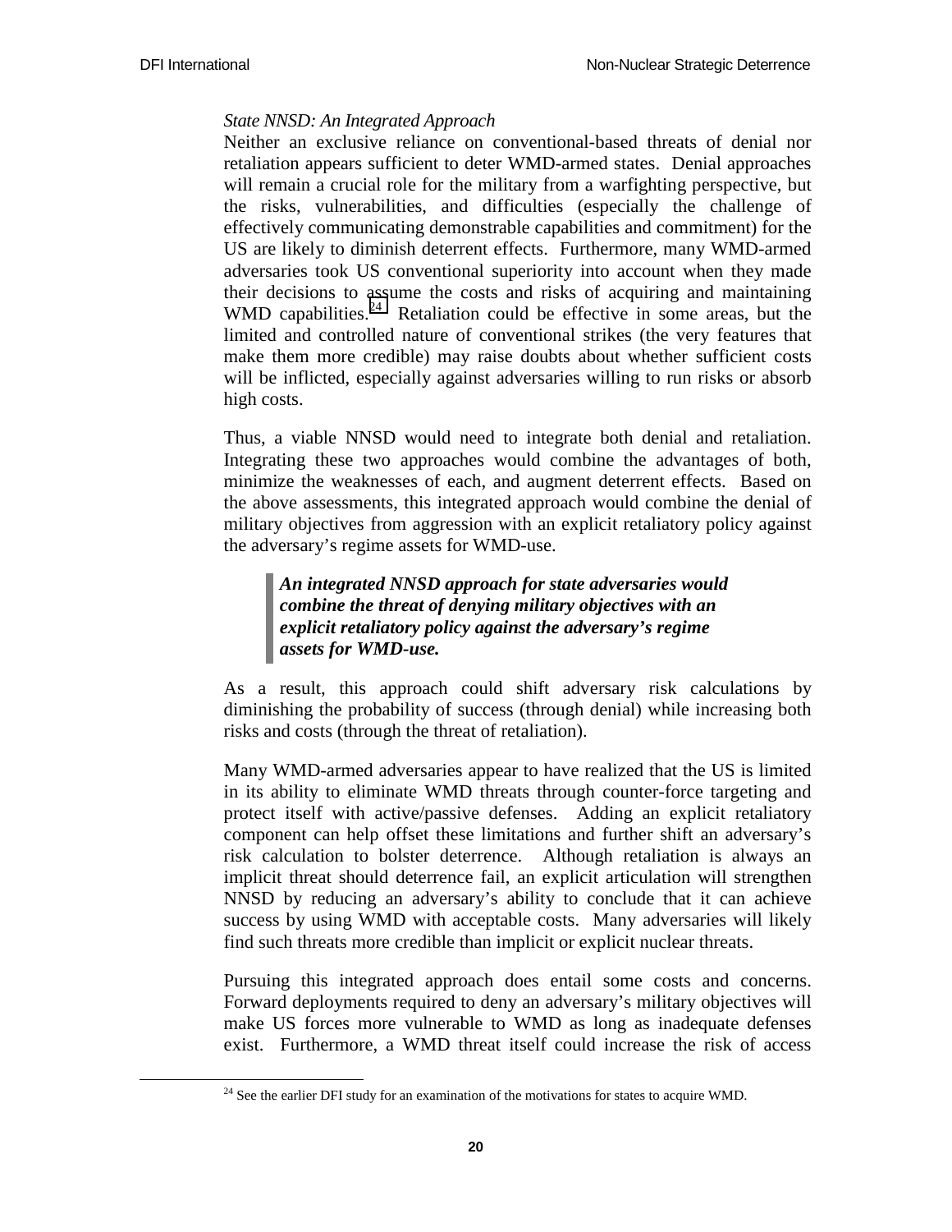*State NNSD: An Integrated Approach*

Neither an exclusive reliance on conventional-based threats of denial nor retaliation appears sufficient to deter WMD-armed states. Denial approaches will remain a crucial role for the military from a warfighting perspective, but the risks, vulnerabilities, and difficulties (especially the challenge of effectively communicating demonstrable capabilities and commitment) for the US are likely to diminish deterrent effects. Furthermore, many WMD-armed adversaries took US conventional superiority into account when they made their decisions to assume the costs and risks of acquiring and maintaining WMD capabilities.[24] Retaliation could be effective in some areas, but the limited and controlled nature of conventional strikes (the very features that make them more credible) may raise doubts about whether sufficient costs will be inflicted, especially against adversaries willing to run risks or absorb high costs.

Thus, a viable NNSD would need to integrate both denial and retaliation. Integrating these two approaches would combine the advantages of both, minimize the weaknesses of each, and augment deterrent effects. Based on the above assessments, this integrated approach would combine the denial of military objectives from aggression with an explicit retaliatory policy against the adversary's regime assets for WMD-use.

> ***An integrated NNSD approach for state adversaries would combine the threat of denying military objectives with an explicit retaliatory policy against the adversary's regime assets for WMD-use.***

As a result, this approach could shift adversary risk calculations by diminishing the probability of success (through denial) while increasing both risks and costs (through the threat of retaliation).

Many WMD-armed adversaries appear to have realized that the US is limited in its ability to eliminate WMD threats through counter-force targeting and protect itself with active/passive defenses. Adding an explicit retaliatory component can help offset these limitations and further shift an adversary's risk calculation to bolster deterrence. Although retaliation is always an implicit threat should deterrence fail, an explicit articulation will strengthen NNSD by reducing an adversary's ability to conclude that it can achieve success by using WMD with acceptable costs. Many adversaries will likely find such threats more credible than implicit or explicit nuclear threats.

Pursuing this integrated approach does entail some costs and concerns. Forward deployments required to deny an adversary's military objectives will make US forces more vulnerable to WMD as long as inadequate defenses exist. Furthermore, a WMD threat itself could increase the risk of access

[24] See the earlier DFI study for an examination of the motivations for states to acquire WMD.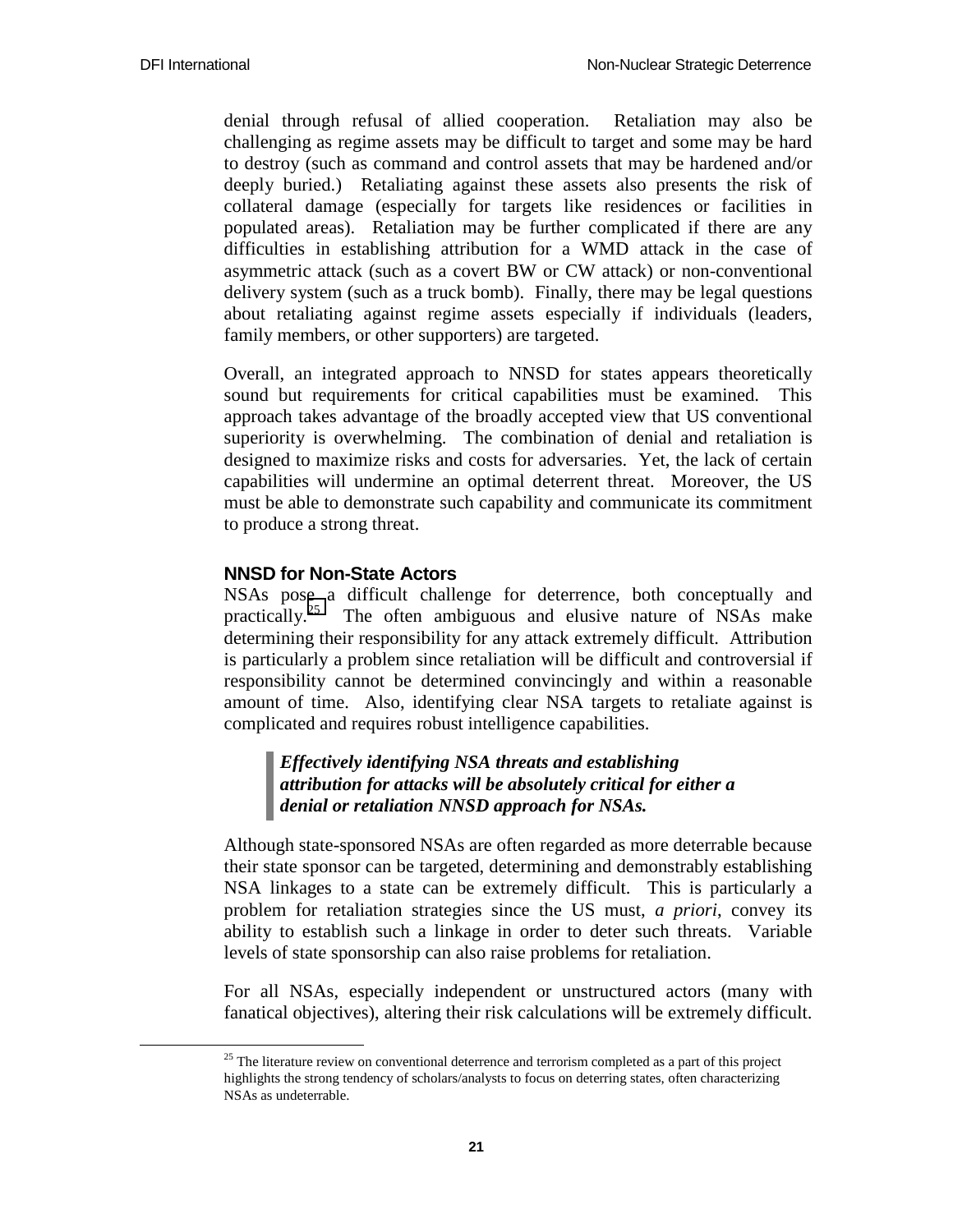denial through refusal of allied cooperation. Retaliation may also be challenging as regime assets may be difficult to target and some may be hard to destroy (such as command and control assets that may be hardened and/or deeply buried.) Retaliating against these assets also presents the risk of collateral damage (especially for targets like residences or facilities in populated areas). Retaliation may be further complicated if there are any difficulties in establishing attribution for a WMD attack in the case of asymmetric attack (such as a covert BW or CW attack) or non-conventional delivery system (such as a truck bomb). Finally, there may be legal questions about retaliating against regime assets especially if individuals (leaders, family members, or other supporters) are targeted.

Overall, an integrated approach to NNSD for states appears theoretically sound but requirements for critical capabilities must be examined. This approach takes advantage of the broadly accepted view that US conventional superiority is overwhelming. The combination of denial and retaliation is designed to maximize risks and costs for adversaries. Yet, the lack of certain capabilities will undermine an optimal deterrent threat. Moreover, the US must be able to demonstrate such capability and communicate its commitment to produce a strong threat.

### NNSD for Non-State Actors

NSAs pose a difficult challenge for deterrence, both conceptually and practically.[25] The often ambiguous and elusive nature of NSAs make determining their responsibility for any attack extremely difficult. Attribution is particularly a problem since retaliation will be difficult and controversial if responsibility cannot be determined convincingly and within a reasonable amount of time. Also, identifying clear NSA targets to retaliate against is complicated and requires robust intelligence capabilities.

> ***Effectively identifying NSA threats and establishing attribution for attacks will be absolutely critical for either a denial or retaliation NNSD approach for NSAs.***

Although state-sponsored NSAs are often regarded as more deterrable because their state sponsor can be targeted, determining and demonstrably establishing NSA linkages to a state can be extremely difficult. This is particularly a problem for retaliation strategies since the US must, *a priori*, convey its ability to establish such a linkage in order to deter such threats. Variable levels of state sponsorship can also raise problems for retaliation.

For all NSAs, especially independent or unstructured actors (many with fanatical objectives), altering their risk calculations will be extremely difficult.

[25] The literature review on conventional deterrence and terrorism completed as a part of this project highlights the strong tendency of scholars/analysts to focus on deterring states, often characterizing NSAs as undeterrable.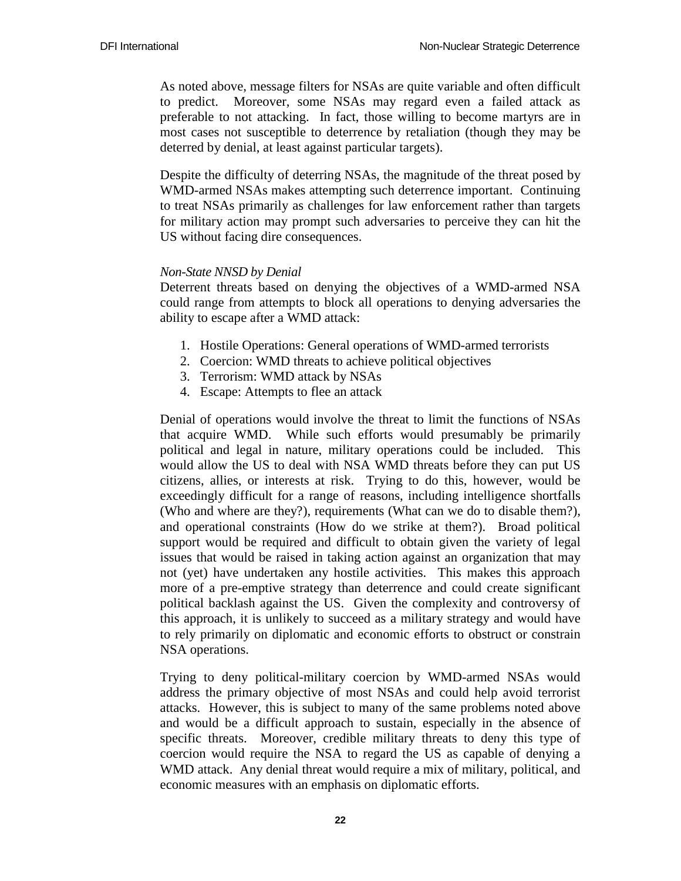As noted above, message filters for NSAs are quite variable and often difficult to predict. Moreover, some NSAs may regard even a failed attack as preferable to not attacking. In fact, those willing to become martyrs are in most cases not susceptible to deterrence by retaliation (though they may be deterred by denial, at least against particular targets).

Despite the difficulty of deterring NSAs, the magnitude of the threat posed by WMD-armed NSAs makes attempting such deterrence important. Continuing to treat NSAs primarily as challenges for law enforcement rather than targets for military action may prompt such adversaries to perceive they can hit the US without facing dire consequences.

*Non-State NNSD by Denial*

Deterrent threats based on denying the objectives of a WMD-armed NSA could range from attempts to block all operations to denying adversaries the ability to escape after a WMD attack:

1. Hostile Operations: General operations of WMD-armed terrorists
2. Coercion: WMD threats to achieve political objectives
3. Terrorism: WMD attack by NSAs
4. Escape: Attempts to flee an attack

Denial of operations would involve the threat to limit the functions of NSAs that acquire WMD. While such efforts would presumably be primarily political and legal in nature, military operations could be included. This would allow the US to deal with NSA WMD threats before they can put US citizens, allies, or interests at risk. Trying to do this, however, would be exceedingly difficult for a range of reasons, including intelligence shortfalls (Who and where are they?), requirements (What can we do to disable them?), and operational constraints (How do we strike at them?). Broad political support would be required and difficult to obtain given the variety of legal issues that would be raised in taking action against an organization that may not (yet) have undertaken any hostile activities. This makes this approach more of a pre-emptive strategy than deterrence and could create significant political backlash against the US. Given the complexity and controversy of this approach, it is unlikely to succeed as a military strategy and would have to rely primarily on diplomatic and economic efforts to obstruct or constrain NSA operations.

Trying to deny political-military coercion by WMD-armed NSAs would address the primary objective of most NSAs and could help avoid terrorist attacks. However, this is subject to many of the same problems noted above and would be a difficult approach to sustain, especially in the absence of specific threats. Moreover, credible military threats to deny this type of coercion would require the NSA to regard the US as capable of denying a WMD attack. Any denial threat would require a mix of military, political, and economic measures with an emphasis on diplomatic efforts.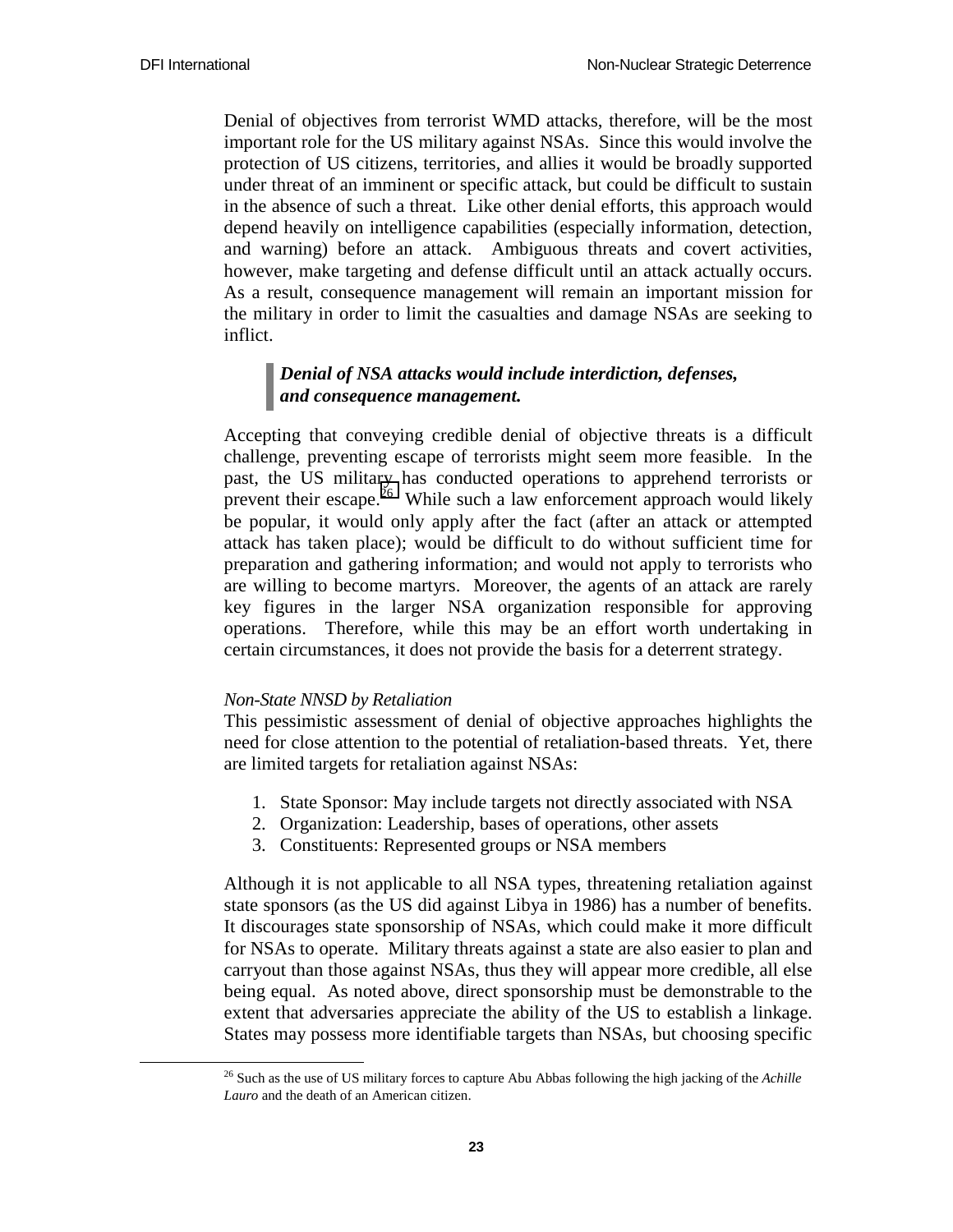Denial of objectives from terrorist WMD attacks, therefore, will be the most important role for the US military against NSAs. Since this would involve the protection of US citizens, territories, and allies it would be broadly supported under threat of an imminent or specific attack, but could be difficult to sustain in the absence of such a threat. Like other denial efforts, this approach would depend heavily on intelligence capabilities (especially information, detection, and warning) before an attack. Ambiguous threats and covert activities, however, make targeting and defense difficult until an attack actually occurs. As a result, consequence management will remain an important mission for the military in order to limit the casualties and damage NSAs are seeking to inflict.

> ***Denial of NSA attacks would include interdiction, defenses, and consequence management.***

Accepting that conveying credible denial of objective threats is a difficult challenge, preventing escape of terrorists might seem more feasible. In the past, the US military has conducted operations to apprehend terrorists or prevent their escape.[26] While such a law enforcement approach would likely be popular, it would only apply after the fact (after an attack or attempted attack has taken place); would be difficult to do without sufficient time for preparation and gathering information; and would not apply to terrorists who are willing to become martyrs. Moreover, the agents of an attack are rarely key figures in the larger NSA organization responsible for approving operations. Therefore, while this may be an effort worth undertaking in certain circumstances, it does not provide the basis for a deterrent strategy.

*Non-State NNSD by Retaliation*

This pessimistic assessment of denial of objective approaches highlights the need for close attention to the potential of retaliation-based threats. Yet, there are limited targets for retaliation against NSAs:

1. State Sponsor: May include targets not directly associated with NSA
2. Organization: Leadership, bases of operations, other assets
3. Constituents: Represented groups or NSA members

Although it is not applicable to all NSA types, threatening retaliation against state sponsors (as the US did against Libya in 1986) has a number of benefits. It discourages state sponsorship of NSAs, which could make it more difficult for NSAs to operate. Military threats against a state are also easier to plan and carryout than those against NSAs, thus they will appear more credible, all else being equal. As noted above, direct sponsorship must be demonstrable to the extent that adversaries appreciate the ability of the US to establish a linkage. States may possess more identifiable targets than NSAs, but choosing specific

[26] Such as the use of US military forces to capture Abu Abbas following the high jacking of the *Achille Lauro* and the death of an American citizen.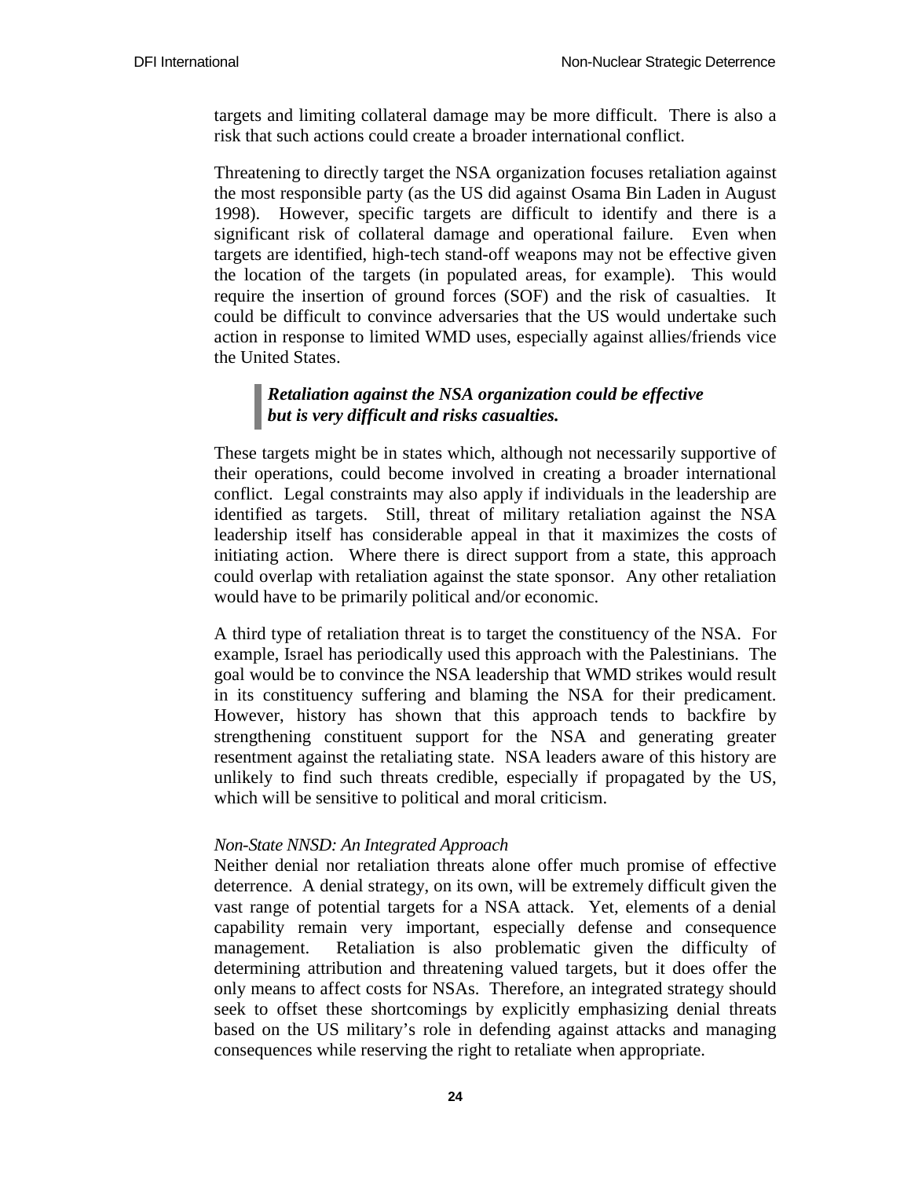targets and limiting collateral damage may be more difficult. There is also a risk that such actions could create a broader international conflict.

Threatening to directly target the NSA organization focuses retaliation against the most responsible party (as the US did against Osama Bin Laden in August 1998). However, specific targets are difficult to identify and there is a significant risk of collateral damage and operational failure. Even when targets are identified, high-tech stand-off weapons may not be effective given the location of the targets (in populated areas, for example). This would require the insertion of ground forces (SOF) and the risk of casualties. It could be difficult to convince adversaries that the US would undertake such action in response to limited WMD uses, especially against allies/friends vice the United States.

> ***Retaliation against the NSA organization could be effective but is very difficult and risks casualties.***

These targets might be in states which, although not necessarily supportive of their operations, could become involved in creating a broader international conflict. Legal constraints may also apply if individuals in the leadership are identified as targets. Still, threat of military retaliation against the NSA leadership itself has considerable appeal in that it maximizes the costs of initiating action. Where there is direct support from a state, this approach could overlap with retaliation against the state sponsor. Any other retaliation would have to be primarily political and/or economic.

A third type of retaliation threat is to target the constituency of the NSA. For example, Israel has periodically used this approach with the Palestinians. The goal would be to convince the NSA leadership that WMD strikes would result in its constituency suffering and blaming the NSA for their predicament. However, history has shown that this approach tends to backfire by strengthening constituent support for the NSA and generating greater resentment against the retaliating state. NSA leaders aware of this history are unlikely to find such threats credible, especially if propagated by the US, which will be sensitive to political and moral criticism.

*Non-State NNSD: An Integrated Approach*

Neither denial nor retaliation threats alone offer much promise of effective deterrence. A denial strategy, on its own, will be extremely difficult given the vast range of potential targets for a NSA attack. Yet, elements of a denial capability remain very important, especially defense and consequence management. Retaliation is also problematic given the difficulty of determining attribution and threatening valued targets, but it does offer the only means to affect costs for NSAs. Therefore, an integrated strategy should seek to offset these shortcomings by explicitly emphasizing denial threats based on the US military's role in defending against attacks and managing consequences while reserving the right to retaliate when appropriate.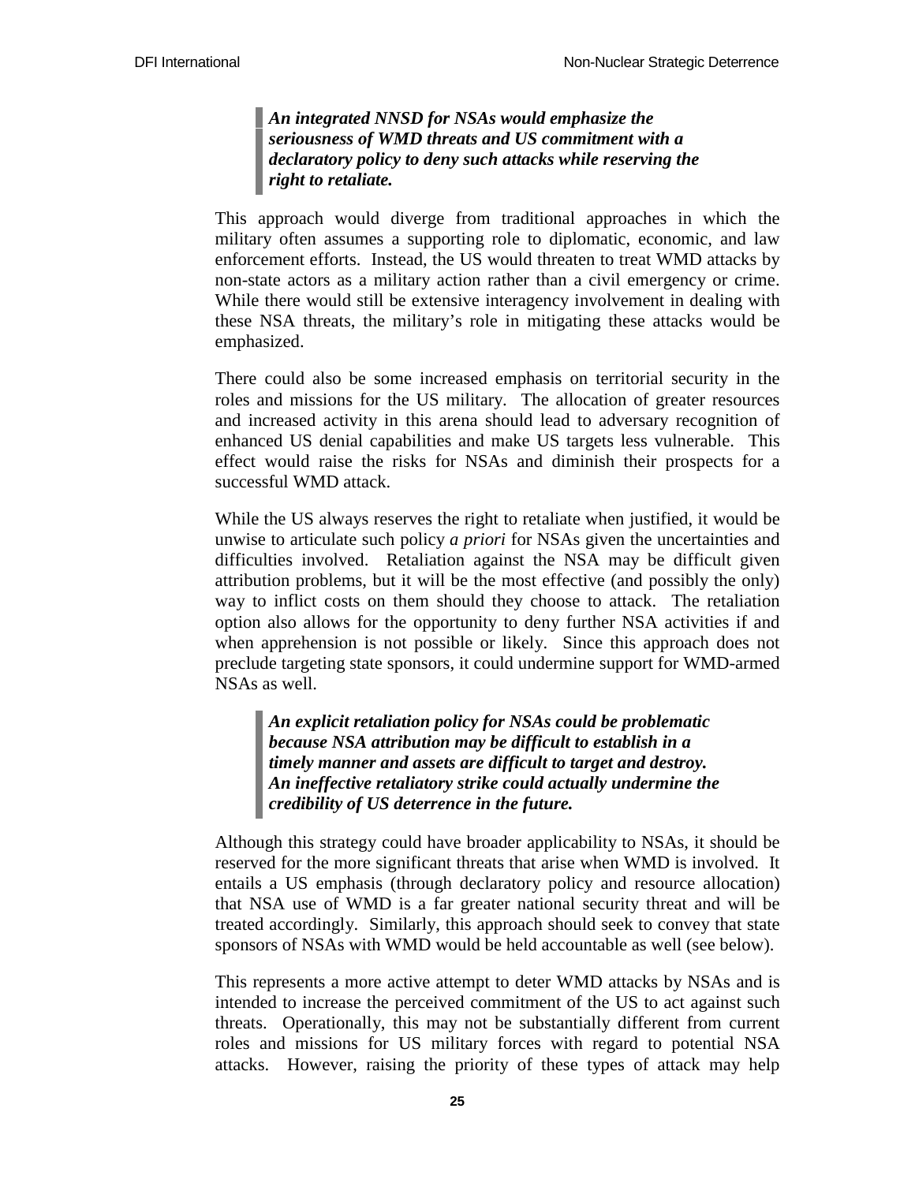> ***An integrated NNSD for NSAs would emphasize the seriousness of WMD threats and US commitment with a declaratory policy to deny such attacks while reserving the right to retaliate.***

This approach would diverge from traditional approaches in which the military often assumes a supporting role to diplomatic, economic, and law enforcement efforts. Instead, the US would threaten to treat WMD attacks by non-state actors as a military action rather than a civil emergency or crime. While there would still be extensive interagency involvement in dealing with these NSA threats, the military's role in mitigating these attacks would be emphasized.

There could also be some increased emphasis on territorial security in the roles and missions for the US military. The allocation of greater resources and increased activity in this arena should lead to adversary recognition of enhanced US denial capabilities and make US targets less vulnerable. This effect would raise the risks for NSAs and diminish their prospects for a successful WMD attack.

While the US always reserves the right to retaliate when justified, it would be unwise to articulate such policy *a priori* for NSAs given the uncertainties and difficulties involved. Retaliation against the NSA may be difficult given attribution problems, but it will be the most effective (and possibly the only) way to inflict costs on them should they choose to attack. The retaliation option also allows for the opportunity to deny further NSA activities if and when apprehension is not possible or likely. Since this approach does not preclude targeting state sponsors, it could undermine support for WMD-armed NSAs as well.

> ***An explicit retaliation policy for NSAs could be problematic because NSA attribution may be difficult to establish in a timely manner and assets are difficult to target and destroy. An ineffective retaliatory strike could actually undermine the credibility of US deterrence in the future.***

Although this strategy could have broader applicability to NSAs, it should be reserved for the more significant threats that arise when WMD is involved. It entails a US emphasis (through declaratory policy and resource allocation) that NSA use of WMD is a far greater national security threat and will be treated accordingly. Similarly, this approach should seek to convey that state sponsors of NSAs with WMD would be held accountable as well (see below).

This represents a more active attempt to deter WMD attacks by NSAs and is intended to increase the perceived commitment of the US to act against such threats. Operationally, this may not be substantially different from current roles and missions for US military forces with regard to potential NSA attacks. However, raising the priority of these types of attack may help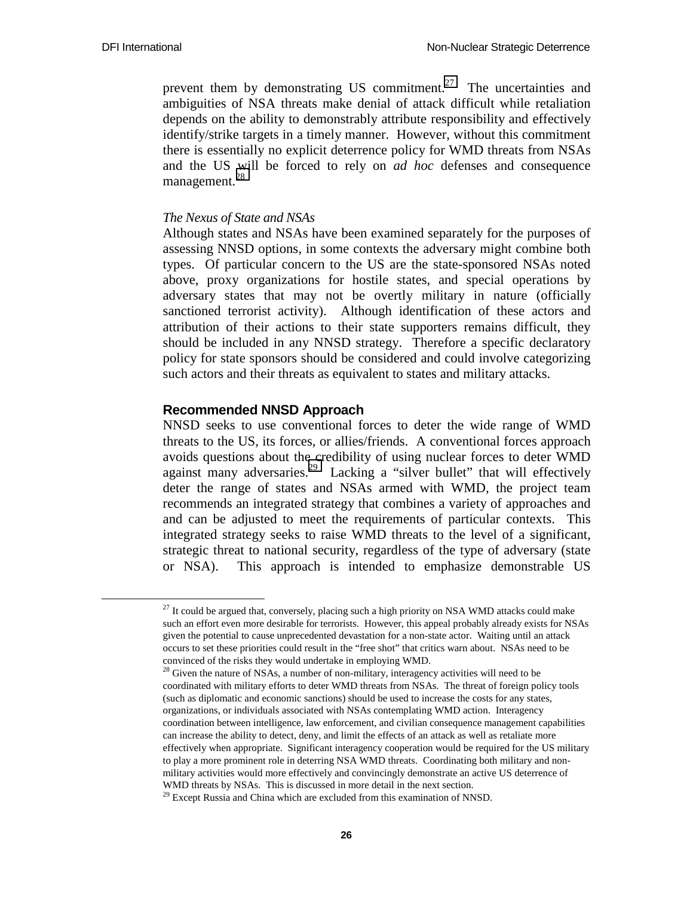prevent them by demonstrating US commitment.[27] The uncertainties and ambiguities of NSA threats make denial of attack difficult while retaliation depends on the ability to demonstrably attribute responsibility and effectively identify/strike targets in a timely manner. However, without this commitment there is essentially no explicit deterrence policy for WMD threats from NSAs and the US will be forced to rely on *ad hoc* defenses and consequence management.[28]

*The Nexus of State and NSAs*

Although states and NSAs have been examined separately for the purposes of assessing NNSD options, in some contexts the adversary might combine both types. Of particular concern to the US are the state-sponsored NSAs noted above, proxy organizations for hostile states, and special operations by adversary states that may not be overtly military in nature (officially sanctioned terrorist activity). Although identification of these actors and attribution of their actions to their state supporters remains difficult, they should be included in any NNSD strategy. Therefore a specific declaratory policy for state sponsors should be considered and could involve categorizing such actors and their threats as equivalent to states and military attacks.

## Recommended NNSD Approach

NNSD seeks to use conventional forces to deter the wide range of WMD threats to the US, its forces, or allies/friends. A conventional forces approach avoids questions about the credibility of using nuclear forces to deter WMD against many adversaries.[29] Lacking a "silver bullet" that will effectively deter the range of states and NSAs armed with WMD, the project team recommends an integrated strategy that combines a variety of approaches and and can be adjusted to meet the requirements of particular contexts. This integrated strategy seeks to raise WMD threats to the level of a significant, strategic threat to national security, regardless of the type of adversary (state or NSA). This approach is intended to emphasize demonstrable US

---

[27] It could be argued that, conversely, placing such a high priority on NSA WMD attacks could make such an effort even more desirable for terrorists. However, this appeal probably already exists for NSAs given the potential to cause unprecedented devastation for a non-state actor. Waiting until an attack occurs to set these priorities could result in the "free shot" that critics warn about. NSAs need to be convinced of the risks they would undertake in employing WMD.

[28] Given the nature of NSAs, a number of non-military, interagency activities will need to be coordinated with military efforts to deter WMD threats from NSAs. The threat of foreign policy tools (such as diplomatic and economic sanctions) should be used to increase the costs for any states, organizations, or individuals associated with NSAs contemplating WMD action. Interagency coordination between intelligence, law enforcement, and civilian consequence management capabilities can increase the ability to detect, deny, and limit the effects of an attack as well as retaliate more effectively when appropriate. Significant interagency cooperation would be required for the US military to play a more prominent role in deterring NSA WMD threats. Coordinating both military and non-military activities would more effectively and convincingly demonstrate an active US deterrence of WMD threats by NSAs. This is discussed in more detail in the next section.

[29] Except Russia and China which are excluded from this examination of NNSD.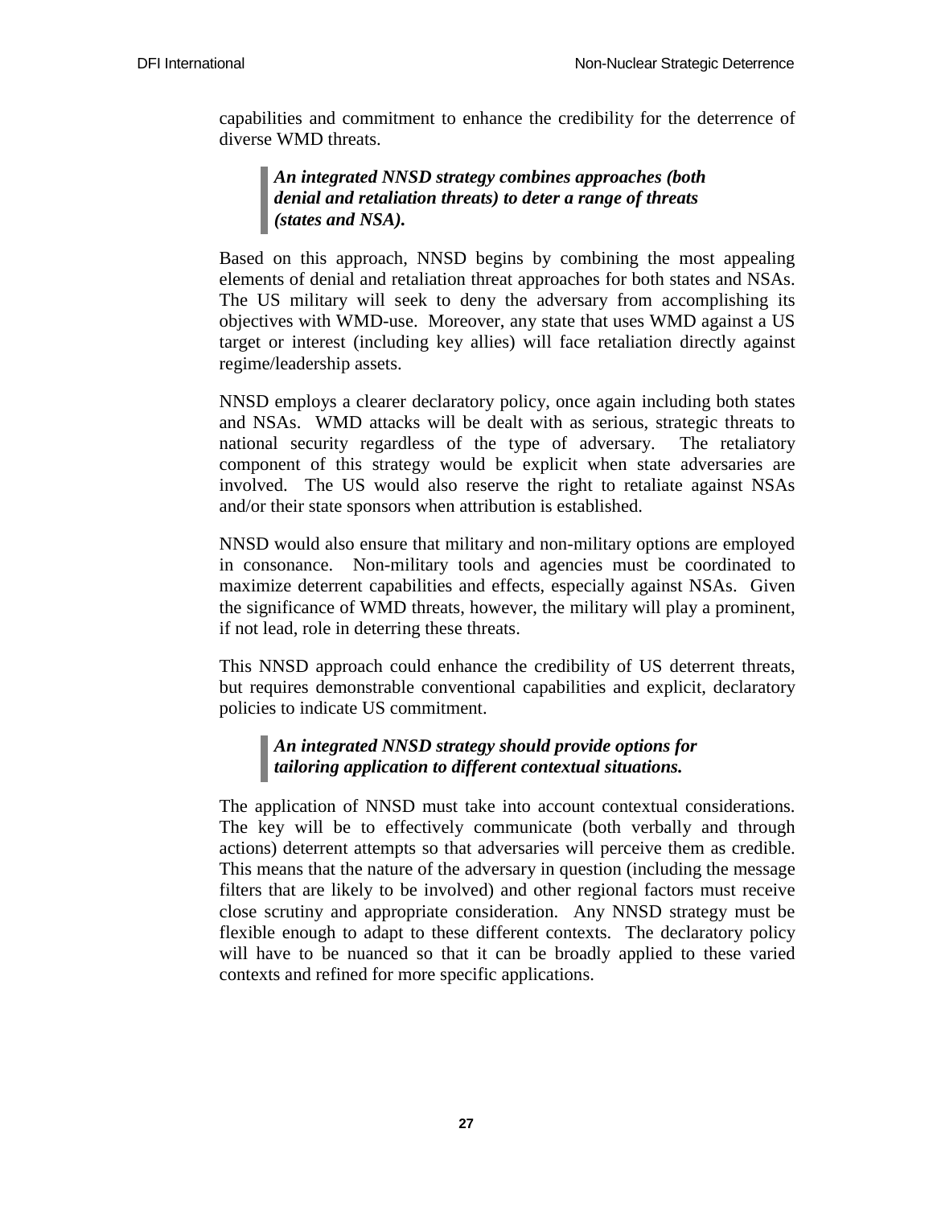capabilities and commitment to enhance the credibility for the deterrence of diverse WMD threats.

> ***An integrated NNSD strategy combines approaches (both denial and retaliation threats) to deter a range of threats (states and NSA).***

Based on this approach, NNSD begins by combining the most appealing elements of denial and retaliation threat approaches for both states and NSAs. The US military will seek to deny the adversary from accomplishing its objectives with WMD-use. Moreover, any state that uses WMD against a US target or interest (including key allies) will face retaliation directly against regime/leadership assets.

NNSD employs a clearer declaratory policy, once again including both states and NSAs. WMD attacks will be dealt with as serious, strategic threats to national security regardless of the type of adversary. The retaliatory component of this strategy would be explicit when state adversaries are involved. The US would also reserve the right to retaliate against NSAs and/or their state sponsors when attribution is established.

NNSD would also ensure that military and non-military options are employed in consonance. Non-military tools and agencies must be coordinated to maximize deterrent capabilities and effects, especially against NSAs. Given the significance of WMD threats, however, the military will play a prominent, if not lead, role in deterring these threats.

This NNSD approach could enhance the credibility of US deterrent threats, but requires demonstrable conventional capabilities and explicit, declaratory policies to indicate US commitment.

> ***An integrated NNSD strategy should provide options for tailoring application to different contextual situations.***

The application of NNSD must take into account contextual considerations. The key will be to effectively communicate (both verbally and through actions) deterrent attempts so that adversaries will perceive them as credible. This means that the nature of the adversary in question (including the message filters that are likely to be involved) and other regional factors must receive close scrutiny and appropriate consideration. Any NNSD strategy must be flexible enough to adapt to these different contexts. The declaratory policy will have to be nuanced so that it can be broadly applied to these varied contexts and refined for more specific applications.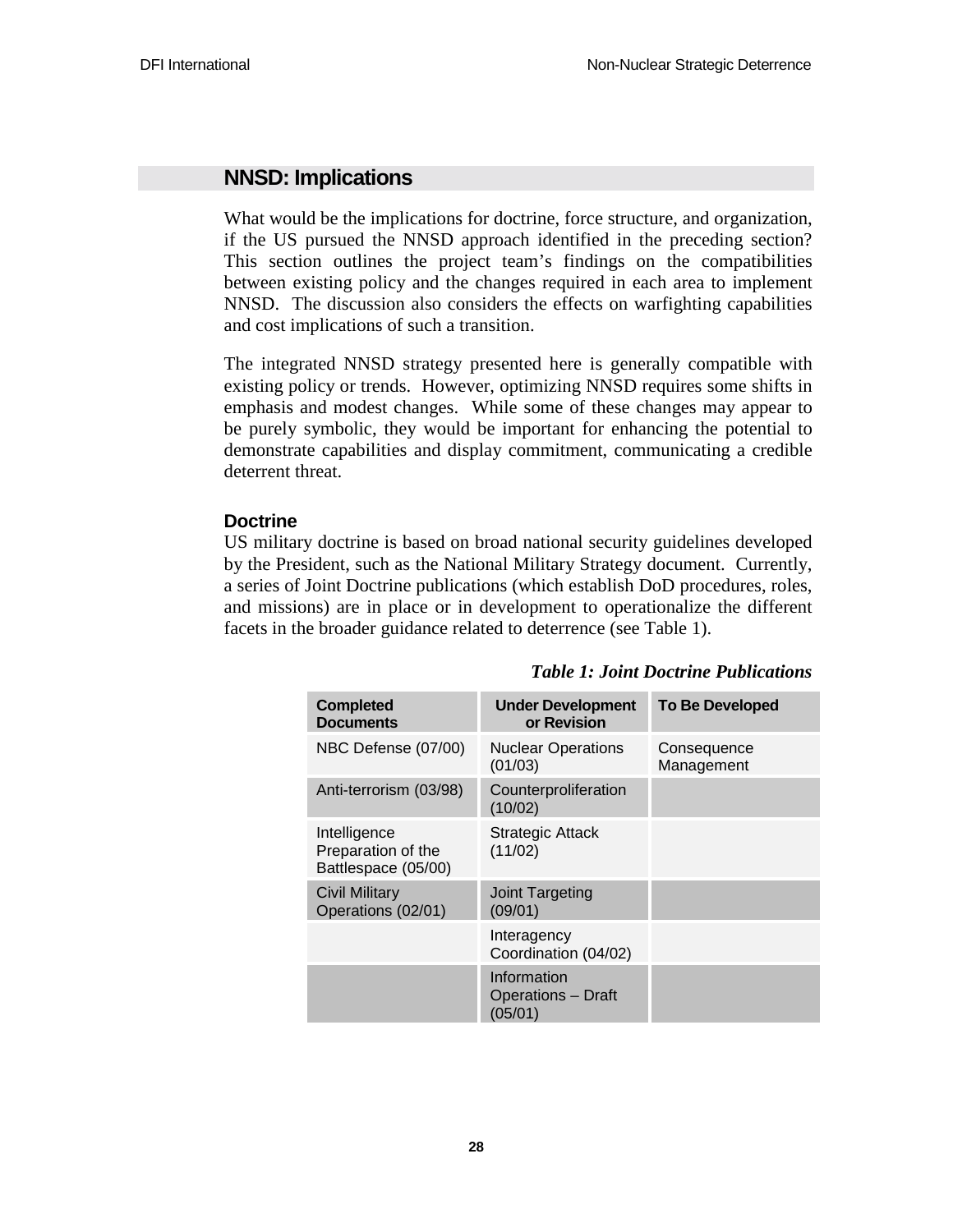## NNSD: Implications

What would be the implications for doctrine, force structure, and organization, if the US pursued the NNSD approach identified in the preceding section? This section outlines the project team's findings on the compatibilities between existing policy and the changes required in each area to implement NNSD. The discussion also considers the effects on warfighting capabilities and cost implications of such a transition.

The integrated NNSD strategy presented here is generally compatible with existing policy or trends. However, optimizing NNSD requires some shifts in emphasis and modest changes. While some of these changes may appear to be purely symbolic, they would be important for enhancing the potential to demonstrate capabilities and display commitment, communicating a credible deterrent threat.

### Doctrine

US military doctrine is based on broad national security guidelines developed by the President, such as the National Military Strategy document. Currently, a series of Joint Doctrine publications (which establish DoD procedures, roles, and missions) are in place or in development to operationalize the different facets in the broader guidance related to deterrence (see Table 1).

***Table 1: Joint Doctrine Publications***

| Completed Documents | Under Development or Revision | To Be Developed |
|---|---|---|
| NBC Defense (07/00) | Nuclear Operations (01/03) | Consequence Management |
| Anti-terrorism (03/98) | Counterproliferation (10/02) | |
| Intelligence Preparation of the Battlespace (05/00) | Strategic Attack (11/02) | |
| Civil Military Operations (02/01) | Joint Targeting (09/01) | |
| | Interagency Coordination (04/02) | |
| | Information Operations – Draft (05/01) | |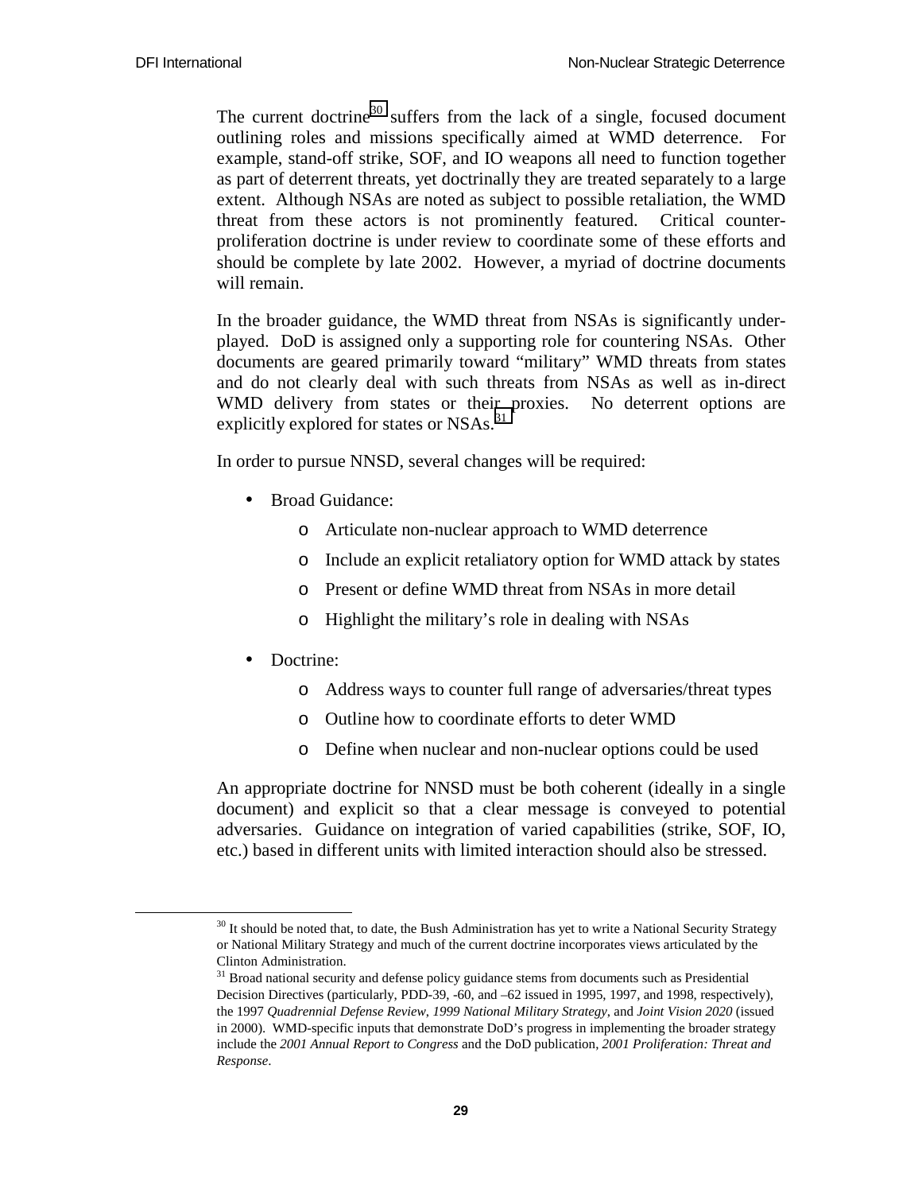The current doctrine[30] suffers from the lack of a single, focused document outlining roles and missions specifically aimed at WMD deterrence. For example, stand-off strike, SOF, and IO weapons all need to function together as part of deterrent threats, yet doctrinally they are treated separately to a large extent. Although NSAs are noted as subject to possible retaliation, the WMD threat from these actors is not prominently featured. Critical counter-proliferation doctrine is under review to coordinate some of these efforts and should be complete by late 2002. However, a myriad of doctrine documents will remain.

In the broader guidance, the WMD threat from NSAs is significantly under-played. DoD is assigned only a supporting role for countering NSAs. Other documents are geared primarily toward "military" WMD threats from states and do not clearly deal with such threats from NSAs as well as in-direct WMD delivery from states or their proxies. No deterrent options are explicitly explored for states or NSAs.[31]

In order to pursue NNSD, several changes will be required:

- Broad Guidance:
  - Articulate non-nuclear approach to WMD deterrence
  - Include an explicit retaliatory option for WMD attack by states
  - Present or define WMD threat from NSAs in more detail
  - Highlight the military's role in dealing with NSAs
- Doctrine:
  - Address ways to counter full range of adversaries/threat types
  - Outline how to coordinate efforts to deter WMD
  - Define when nuclear and non-nuclear options could be used

An appropriate doctrine for NNSD must be both coherent (ideally in a single document) and explicit so that a clear message is conveyed to potential adversaries. Guidance on integration of varied capabilities (strike, SOF, IO, etc.) based in different units with limited interaction should also be stressed.

---

[30] It should be noted that, to date, the Bush Administration has yet to write a National Security Strategy or National Military Strategy and much of the current doctrine incorporates views articulated by the Clinton Administration.

[31] Broad national security and defense policy guidance stems from documents such as Presidential Decision Directives (particularly, PDD-39, -60, and –62 issued in 1995, 1997, and 1998, respectively), the 1997 *Quadrennial Defense Review*, *1999 National Military Strategy*, and *Joint Vision 2020* (issued in 2000). WMD-specific inputs that demonstrate DoD's progress in implementing the broader strategy include the *2001 Annual Report to Congress* and the DoD publication, *2001 Proliferation: Threat and Response*.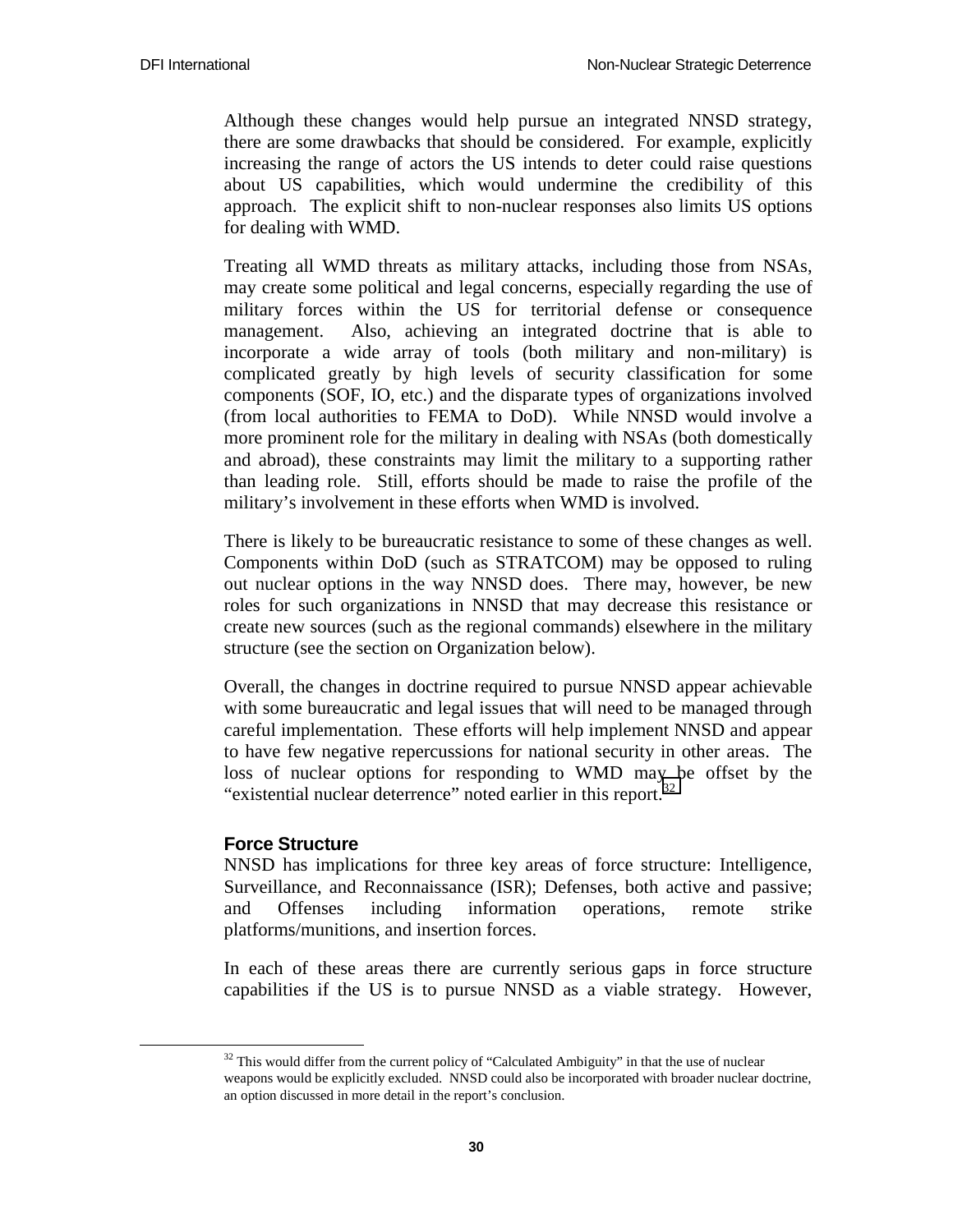Although these changes would help pursue an integrated NNSD strategy, there are some drawbacks that should be considered. For example, explicitly increasing the range of actors the US intends to deter could raise questions about US capabilities, which would undermine the credibility of this approach. The explicit shift to non-nuclear responses also limits US options for dealing with WMD.

Treating all WMD threats as military attacks, including those from NSAs, may create some political and legal concerns, especially regarding the use of military forces within the US for territorial defense or consequence management. Also, achieving an integrated doctrine that is able to incorporate a wide array of tools (both military and non-military) is complicated greatly by high levels of security classification for some components (SOF, IO, etc.) and the disparate types of organizations involved (from local authorities to FEMA to DoD). While NNSD would involve a more prominent role for the military in dealing with NSAs (both domestically and abroad), these constraints may limit the military to a supporting rather than leading role. Still, efforts should be made to raise the profile of the military's involvement in these efforts when WMD is involved.

There is likely to be bureaucratic resistance to some of these changes as well. Components within DoD (such as STRATCOM) may be opposed to ruling out nuclear options in the way NNSD does. There may, however, be new roles for such organizations in NNSD that may decrease this resistance or create new sources (such as the regional commands) elsewhere in the military structure (see the section on Organization below).

Overall, the changes in doctrine required to pursue NNSD appear achievable with some bureaucratic and legal issues that will need to be managed through careful implementation. These efforts will help implement NNSD and appear to have few negative repercussions for national security in other areas. The loss of nuclear options for responding to WMD may be offset by the "existential nuclear deterrence" noted earlier in this report.[32]

### Force Structure

NNSD has implications for three key areas of force structure: Intelligence, Surveillance, and Reconnaissance (ISR); Defenses, both active and passive; and Offenses including information operations, remote strike platforms/munitions, and insertion forces.

In each of these areas there are currently serious gaps in force structure capabilities if the US is to pursue NNSD as a viable strategy. However,

---

[32] This would differ from the current policy of "Calculated Ambiguity" in that the use of nuclear weapons would be explicitly excluded. NNSD could also be incorporated with broader nuclear doctrine, an option discussed in more detail in the report's conclusion.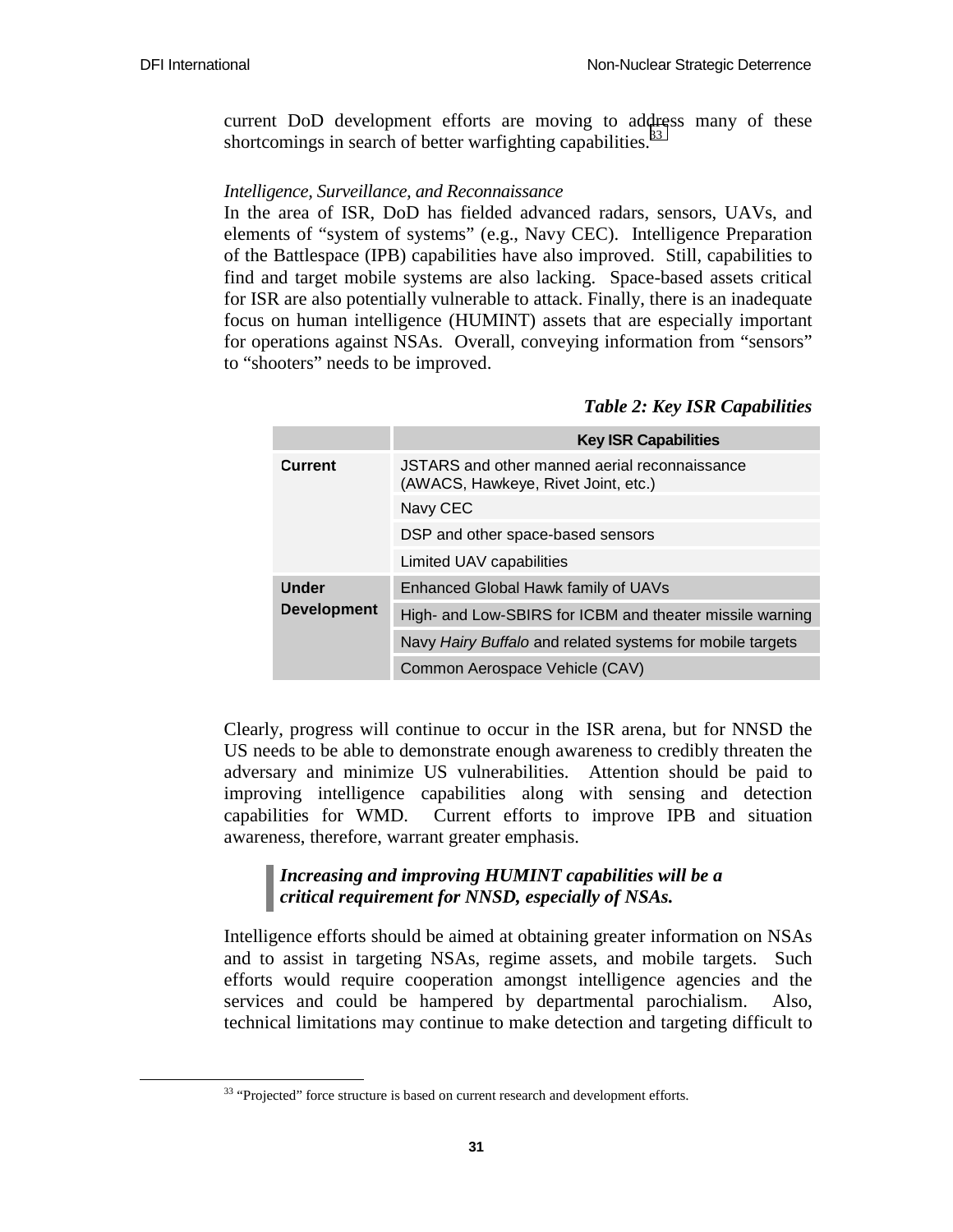current DoD development efforts are moving to address many of these shortcomings in search of better warfighting capabilities.[33]

*Intelligence, Surveillance, and Reconnaissance*

In the area of ISR, DoD has fielded advanced radars, sensors, UAVs, and elements of "system of systems" (e.g., Navy CEC). Intelligence Preparation of the Battlespace (IPB) capabilities have also improved. Still, capabilities to find and target mobile systems are also lacking. Space-based assets critical for ISR are also potentially vulnerable to attack. Finally, there is an inadequate focus on human intelligence (HUMINT) assets that are especially important for operations against NSAs. Overall, conveying information from "sensors" to "shooters" needs to be improved.

***Table 2: Key ISR Capabilities***

| | Key ISR Capabilities |
|---|---|
| **Current** | JSTARS and other manned aerial reconnaissance (AWACS, Hawkeye, Rivet Joint, etc.) |
| | Navy CEC |
| | DSP and other space-based sensors |
| | Limited UAV capabilities |
| **Under Development** | Enhanced Global Hawk family of UAVs |
| | High- and Low-SBIRS for ICBM and theater missile warning |
| | Navy *Hairy Buffalo* and related systems for mobile targets |
| | Common Aerospace Vehicle (CAV) |

Clearly, progress will continue to occur in the ISR arena, but for NNSD the US needs to be able to demonstrate enough awareness to credibly threaten the adversary and minimize US vulnerabilities. Attention should be paid to improving intelligence capabilities along with sensing and detection capabilities for WMD. Current efforts to improve IPB and situation awareness, therefore, warrant greater emphasis.

> ***Increasing and improving HUMINT capabilities will be a critical requirement for NNSD, especially of NSAs.***

Intelligence efforts should be aimed at obtaining greater information on NSAs and to assist in targeting NSAs, regime assets, and mobile targets. Such efforts would require cooperation amongst intelligence agencies and the services and could be hampered by departmental parochialism. Also, technical limitations may continue to make detection and targeting difficult to

[33] "Projected" force structure is based on current research and development efforts.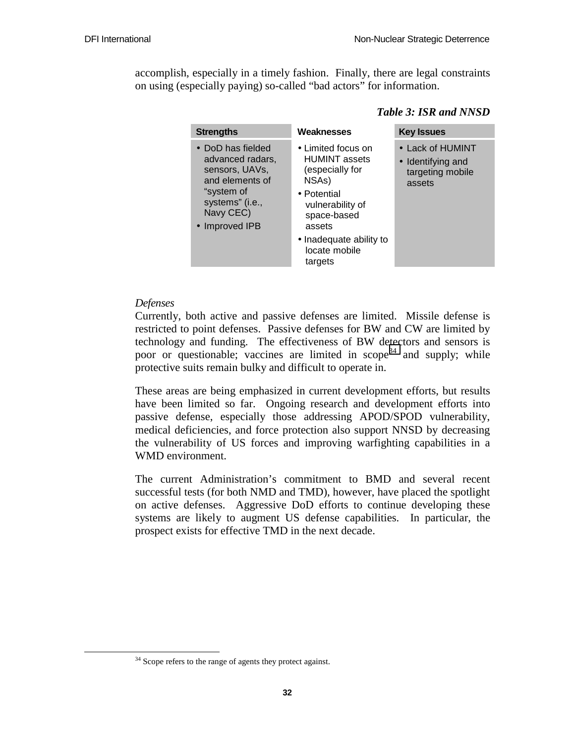accomplish, especially in a timely fashion. Finally, there are legal constraints on using (especially paying) so-called "bad actors" for information.

***Table 3: ISR and NNSD***

| Strengths | Weaknesses | Key Issues |
|---|---|---|
| • DoD has fielded advanced radars, sensors, UAVs, and elements of "system of systems" (i.e., Navy CEC)<br>• Improved IPB | • Limited focus on HUMINT assets (especially for NSAs)<br>• Potential vulnerability of space-based assets<br>• Inadequate ability to locate mobile targets | • Lack of HUMINT<br>• Identifying and targeting mobile assets |

*Defenses*

Currently, both active and passive defenses are limited. Missile defense is restricted to point defenses. Passive defenses for BW and CW are limited by technology and funding. The effectiveness of BW detectors and sensors is poor or questionable; vaccines are limited in scope[34] and supply; while protective suits remain bulky and difficult to operate in.

These areas are being emphasized in current development efforts, but results have been limited so far. Ongoing research and development efforts into passive defense, especially those addressing APOD/SPOD vulnerability, medical deficiencies, and force protection also support NNSD by decreasing the vulnerability of US forces and improving warfighting capabilities in a WMD environment.

The current Administration's commitment to BMD and several recent successful tests (for both NMD and TMD), however, have placed the spotlight on active defenses. Aggressive DoD efforts to continue developing these systems are likely to augment US defense capabilities. In particular, the prospect exists for effective TMD in the next decade.

[34] Scope refers to the range of agents they protect against.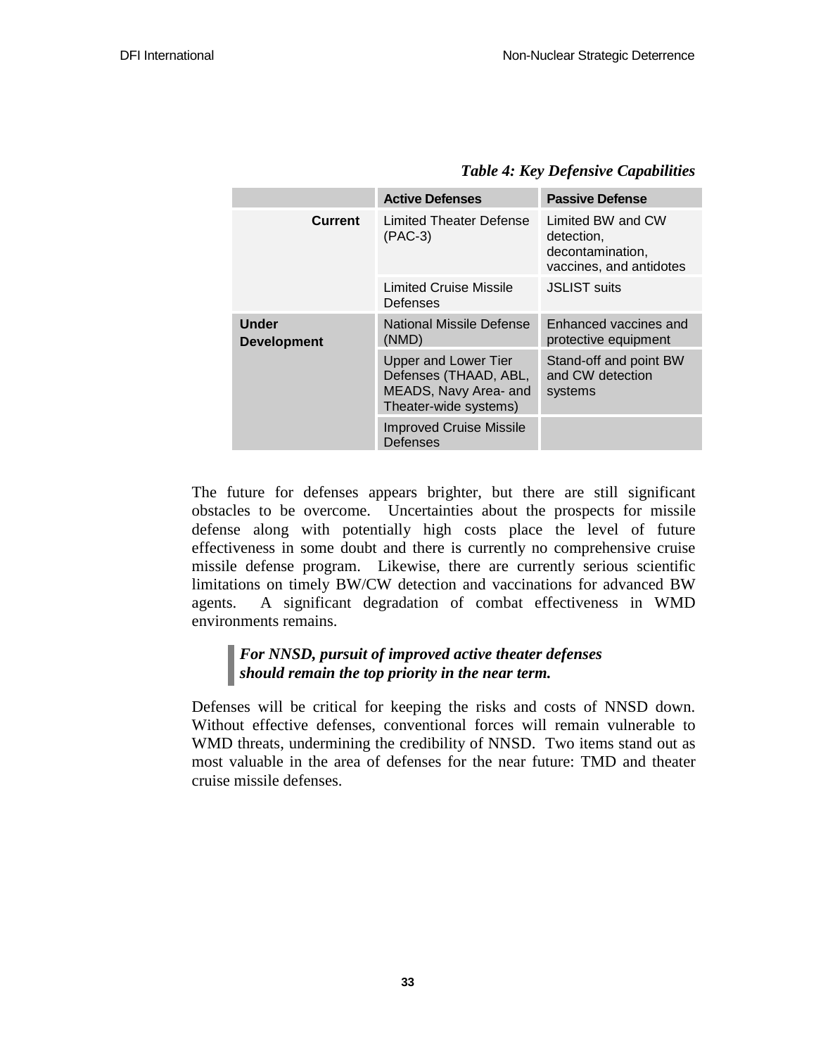*Table 4: Key Defensive Capabilities*

| | Active Defenses | Passive Defense |
|---|---|---|
| **Current** | Limited Theater Defense (PAC-3) | Limited BW and CW detection, decontamination, vaccines, and antidotes |
| | Limited Cruise Missile Defenses | JSLIST suits |
| **Under Development** | National Missile Defense (NMD) | Enhanced vaccines and protective equipment |
| | Upper and Lower Tier Defenses (THAAD, ABL, MEADS, Navy Area- and Theater-wide systems) | Stand-off and point BW and CW detection systems |
| | Improved Cruise Missile Defenses | |

The future for defenses appears brighter, but there are still significant obstacles to be overcome. Uncertainties about the prospects for missile defense along with potentially high costs place the level of future effectiveness in some doubt and there is currently no comprehensive cruise missile defense program. Likewise, there are currently serious scientific limitations on timely BW/CW detection and vaccinations for advanced BW agents. A significant degradation of combat effectiveness in WMD environments remains.

> ***For NNSD, pursuit of improved active theater defenses should remain the top priority in the near term.***

Defenses will be critical for keeping the risks and costs of NNSD down. Without effective defenses, conventional forces will remain vulnerable to WMD threats, undermining the credibility of NNSD. Two items stand out as most valuable in the area of defenses for the near future: TMD and theater cruise missile defenses.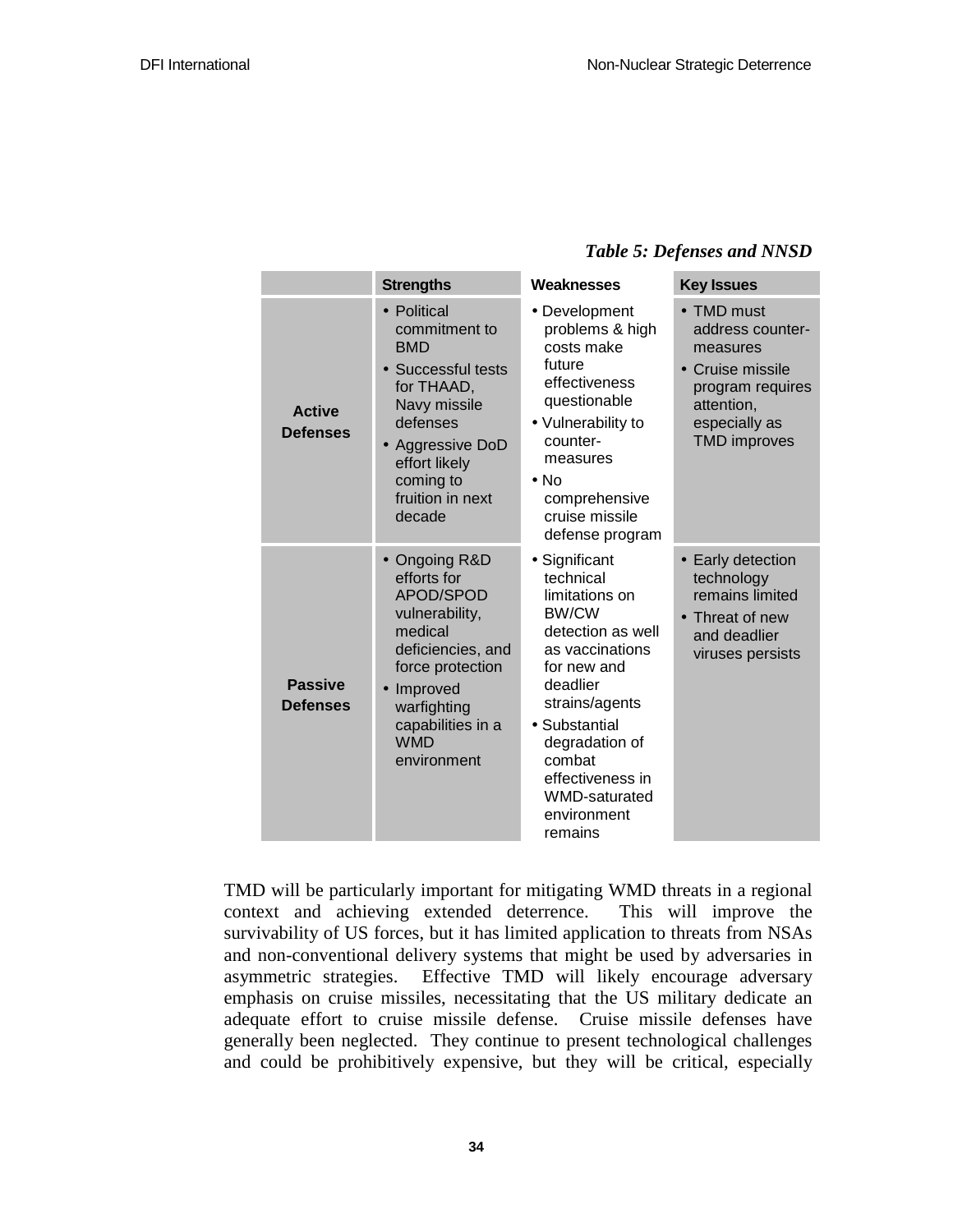*Table 5: Defenses and NNSD*

| | Strengths | Weaknesses | Key Issues |
|---|---|---|---|
| **Active Defenses** | • Political commitment to BMD<br>• Successful tests for THAAD, Navy missile defenses<br>• Aggressive DoD effort likely coming to fruition in next decade | • Development problems & high costs make future effectiveness questionable<br>• Vulnerability to counter-measures<br>• No comprehensive cruise missile defense program | • TMD must address counter-measures<br>• Cruise missile program requires attention, especially as TMD improves |
| **Passive Defenses** | • Ongoing R&D efforts for APOD/SPOD vulnerability, medical deficiencies, and force protection<br>• Improved warfighting capabilities in a WMD environment | • Significant technical limitations on BW/CW detection as well as vaccinations for new and deadlier strains/agents<br>• Substantial degradation of combat effectiveness in WMD-saturated environment remains | • Early detection technology remains limited<br>• Threat of new and deadlier viruses persists |

TMD will be particularly important for mitigating WMD threats in a regional context and achieving extended deterrence. This will improve the survivability of US forces, but it has limited application to threats from NSAs and non-conventional delivery systems that might be used by adversaries in asymmetric strategies. Effective TMD will likely encourage adversary emphasis on cruise missiles, necessitating that the US military dedicate an adequate effort to cruise missile defense. Cruise missile defenses have generally been neglected. They continue to present technological challenges and could be prohibitively expensive, but they will be critical, especially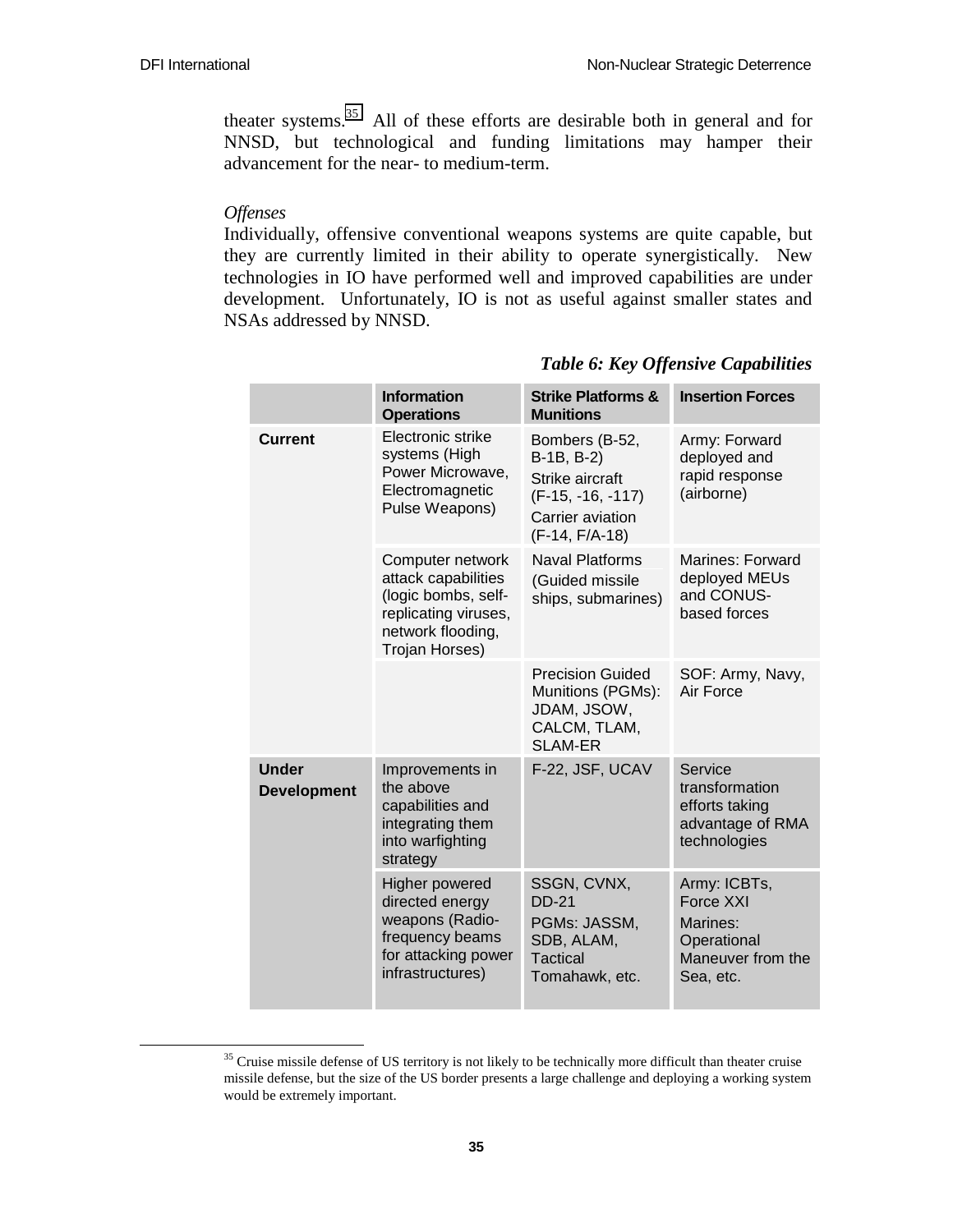theater systems.[35] All of these efforts are desirable both in general and for NNSD, but technological and funding limitations may hamper their advancement for the near- to medium-term.

*Offenses*

Individually, offensive conventional weapons systems are quite capable, but they are currently limited in their ability to operate synergistically. New technologies in IO have performed well and improved capabilities are under development. Unfortunately, IO is not as useful against smaller states and NSAs addressed by NNSD.

***Table 6: Key Offensive Capabilities***

| | Information Operations | Strike Platforms & Munitions | Insertion Forces |
|---|---|---|---|
| **Current** | Electronic strike systems (High Power Microwave, Electromagnetic Pulse Weapons) | Bombers (B-52, B-1B, B-2) Strike aircraft (F-15, -16, -117) Carrier aviation (F-14, F/A-18) | Army: Forward deployed and rapid response (airborne) |
| | Computer network attack capabilities (logic bombs, self-replicating viruses, network flooding, Trojan Horses) | Naval Platforms (Guided missile ships, submarines) | Marines: Forward deployed MEUs and CONUS-based forces |
| | | Precision Guided Munitions (PGMs): JDAM, JSOW, CALCM, TLAM, SLAM-ER | SOF: Army, Navy, Air Force |
| **Under Development** | Improvements in the above capabilities and integrating them into warfighting strategy | F-22, JSF, UCAV | Service transformation efforts taking advantage of RMA technologies |
| | Higher powered directed energy weapons (Radio-frequency beams for attacking power infrastructures) | SSGN, CVNX, DD-21 PGMs: JASSM, SDB, ALAM, Tactical Tomahawk, etc. | Army: ICBTs, Force XXI Marines: Operational Maneuver from the Sea, etc. |

[35] Cruise missile defense of US territory is not likely to be technically more difficult than theater cruise missile defense, but the size of the US border presents a large challenge and deploying a working system would be extremely important.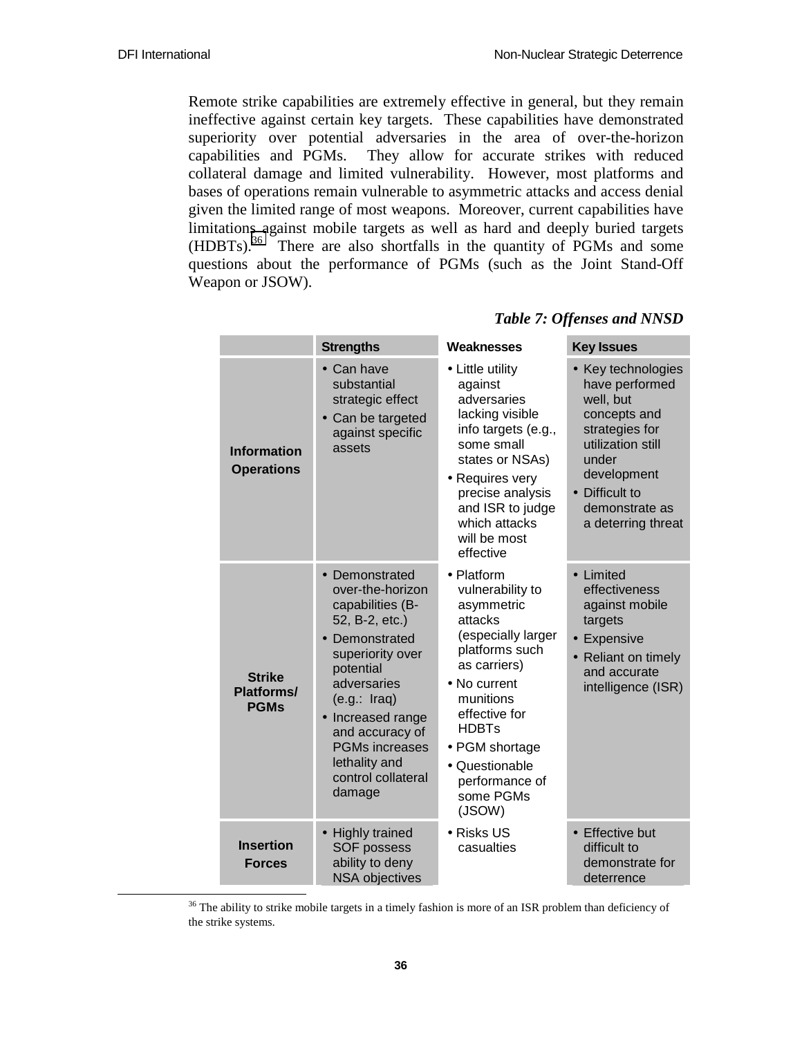Remote strike capabilities are extremely effective in general, but they remain ineffective against certain key targets. These capabilities have demonstrated superiority over potential adversaries in the area of over-the-horizon capabilities and PGMs. They allow for accurate strikes with reduced collateral damage and limited vulnerability. However, most platforms and bases of operations remain vulnerable to asymmetric attacks and access denial given the limited range of most weapons. Moreover, current capabilities have limitations against mobile targets as well as hard and deeply buried targets (HDBTs).[36] There are also shortfalls in the quantity of PGMs and some questions about the performance of PGMs (such as the Joint Stand-Off Weapon or JSOW).

***Table 7: Offenses and NNSD***

| | Strengths | Weaknesses | Key Issues |
|---|---|---|---|
| **Information Operations** | • Can have substantial strategic effect<br>• Can be targeted against specific assets | • Little utility against adversaries lacking visible info targets (e.g., some small states or NSAs)<br>• Requires very precise analysis and ISR to judge which attacks will be most effective | • Key technologies have performed well, but concepts and strategies for utilization still under development<br>• Difficult to demonstrate as a deterring threat |
| **Strike Platforms/ PGMs** | • Demonstrated over-the-horizon capabilities (B-52, B-2, etc.)<br>• Demonstrated superiority over potential adversaries (e.g.: Iraq)<br>• Increased range and accuracy of PGMs increases lethality and control collateral damage | • Platform vulnerability to asymmetric attacks (especially larger platforms such as carriers)<br>• No current munitions effective for HDBTs<br>• PGM shortage<br>• Questionable performance of some PGMs (JSOW) | • Limited effectiveness against mobile targets<br>• Expensive<br>• Reliant on timely and accurate intelligence (ISR) |
| **Insertion Forces** | • Highly trained SOF possess ability to deny NSA objectives | • Risks US casualties | • Effective but difficult to demonstrate for deterrence |

[36] The ability to strike mobile targets in a timely fashion is more of an ISR problem than deficiency of the strike systems.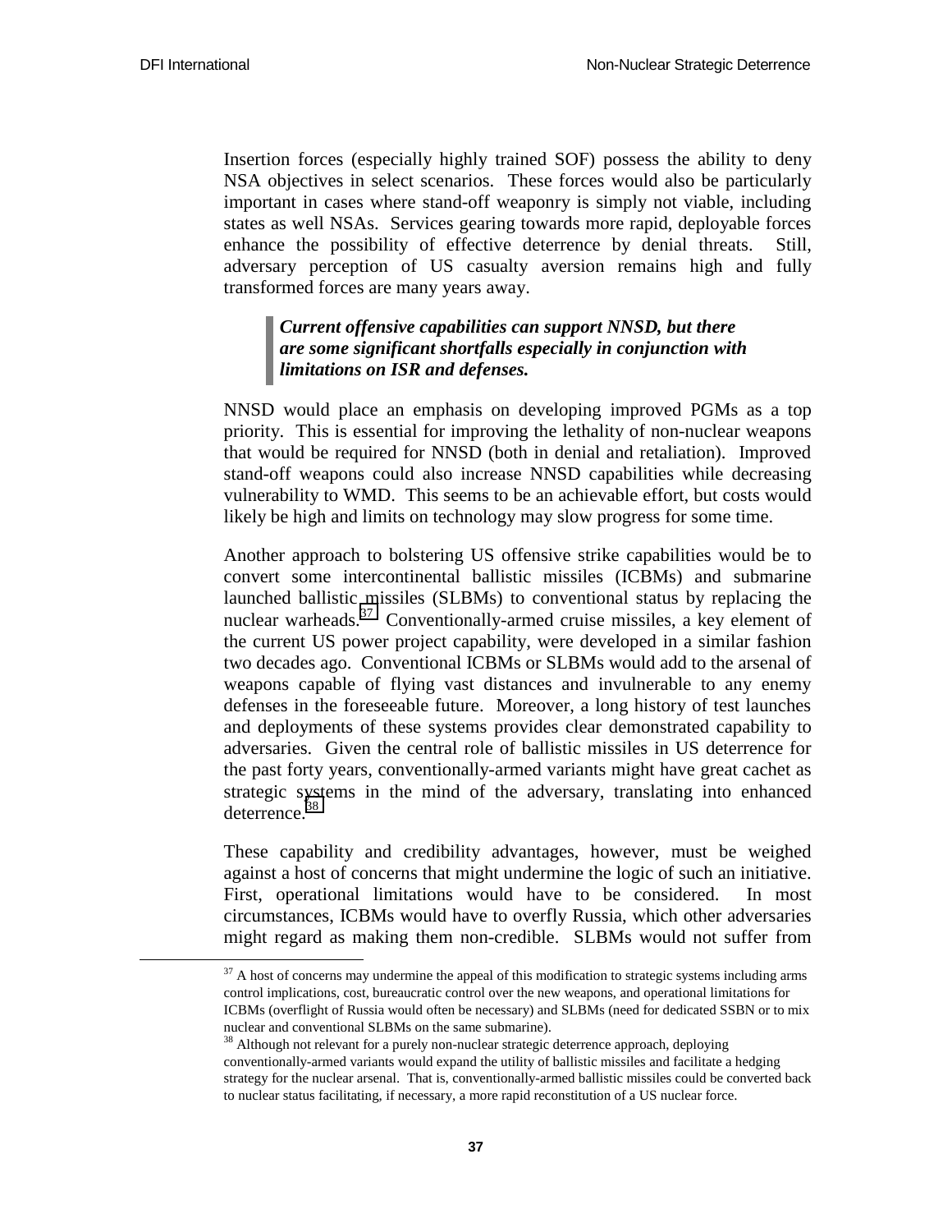Insertion forces (especially highly trained SOF) possess the ability to deny NSA objectives in select scenarios. These forces would also be particularly important in cases where stand-off weaponry is simply not viable, including states as well NSAs. Services gearing towards more rapid, deployable forces enhance the possibility of effective deterrence by denial threats. Still, adversary perception of US casualty aversion remains high and fully transformed forces are many years away.

> ***Current offensive capabilities can support NNSD, but there are some significant shortfalls especially in conjunction with limitations on ISR and defenses.***

NNSD would place an emphasis on developing improved PGMs as a top priority. This is essential for improving the lethality of non-nuclear weapons that would be required for NNSD (both in denial and retaliation). Improved stand-off weapons could also increase NNSD capabilities while decreasing vulnerability to WMD. This seems to be an achievable effort, but costs would likely be high and limits on technology may slow progress for some time.

Another approach to bolstering US offensive strike capabilities would be to convert some intercontinental ballistic missiles (ICBMs) and submarine launched ballistic missiles (SLBMs) to conventional status by replacing the nuclear warheads.[37] Conventionally-armed cruise missiles, a key element of the current US power project capability, were developed in a similar fashion two decades ago. Conventional ICBMs or SLBMs would add to the arsenal of weapons capable of flying vast distances and invulnerable to any enemy defenses in the foreseeable future. Moreover, a long history of test launches and deployments of these systems provides clear demonstrated capability to adversaries. Given the central role of ballistic missiles in US deterrence for the past forty years, conventionally-armed variants might have great cachet as strategic systems in the mind of the adversary, translating into enhanced deterrence.[38]

These capability and credibility advantages, however, must be weighed against a host of concerns that might undermine the logic of such an initiative. First, operational limitations would have to be considered. In most circumstances, ICBMs would have to overfly Russia, which other adversaries might regard as making them non-credible. SLBMs would not suffer from

---

[37] A host of concerns may undermine the appeal of this modification to strategic systems including arms control implications, cost, bureaucratic control over the new weapons, and operational limitations for ICBMs (overflight of Russia would often be necessary) and SLBMs (need for dedicated SSBN or to mix nuclear and conventional SLBMs on the same submarine).

[38] Although not relevant for a purely non-nuclear strategic deterrence approach, deploying conventionally-armed variants would expand the utility of ballistic missiles and facilitate a hedging strategy for the nuclear arsenal. That is, conventionally-armed ballistic missiles could be converted back to nuclear status facilitating, if necessary, a more rapid reconstitution of a US nuclear force.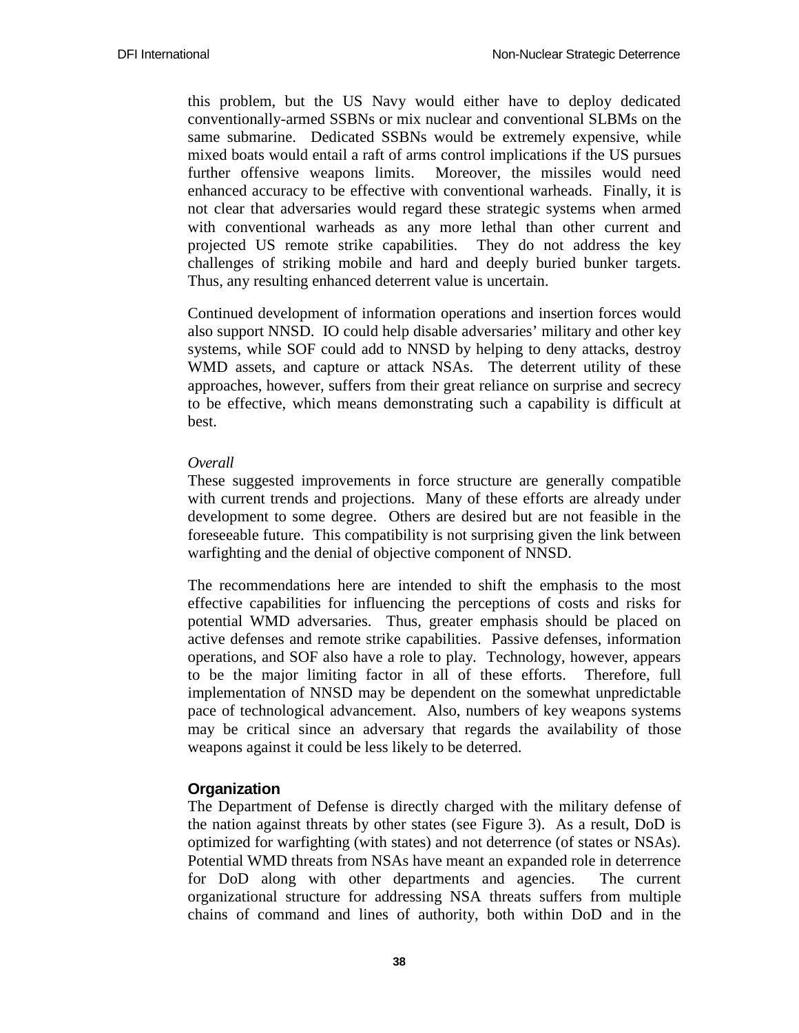this problem, but the US Navy would either have to deploy dedicated conventionally-armed SSBNs or mix nuclear and conventional SLBMs on the same submarine. Dedicated SSBNs would be extremely expensive, while mixed boats would entail a raft of arms control implications if the US pursues further offensive weapons limits. Moreover, the missiles would need enhanced accuracy to be effective with conventional warheads. Finally, it is not clear that adversaries would regard these strategic systems when armed with conventional warheads as any more lethal than other current and projected US remote strike capabilities. They do not address the key challenges of striking mobile and hard and deeply buried bunker targets. Thus, any resulting enhanced deterrent value is uncertain.

Continued development of information operations and insertion forces would also support NNSD. IO could help disable adversaries' military and other key systems, while SOF could add to NNSD by helping to deny attacks, destroy WMD assets, and capture or attack NSAs. The deterrent utility of these approaches, however, suffers from their great reliance on surprise and secrecy to be effective, which means demonstrating such a capability is difficult at best.

*Overall*

These suggested improvements in force structure are generally compatible with current trends and projections. Many of these efforts are already under development to some degree. Others are desired but are not feasible in the foreseeable future. This compatibility is not surprising given the link between warfighting and the denial of objective component of NNSD.

The recommendations here are intended to shift the emphasis to the most effective capabilities for influencing the perceptions of costs and risks for potential WMD adversaries. Thus, greater emphasis should be placed on active defenses and remote strike capabilities. Passive defenses, information operations, and SOF also have a role to play. Technology, however, appears to be the major limiting factor in all of these efforts. Therefore, full implementation of NNSD may be dependent on the somewhat unpredictable pace of technological advancement. Also, numbers of key weapons systems may be critical since an adversary that regards the availability of those weapons against it could be less likely to be deterred.

### Organization

The Department of Defense is directly charged with the military defense of the nation against threats by other states (see Figure 3). As a result, DoD is optimized for warfighting (with states) and not deterrence (of states or NSAs). Potential WMD threats from NSAs have meant an expanded role in deterrence for DoD along with other departments and agencies. The current organizational structure for addressing NSA threats suffers from multiple chains of command and lines of authority, both within DoD and in the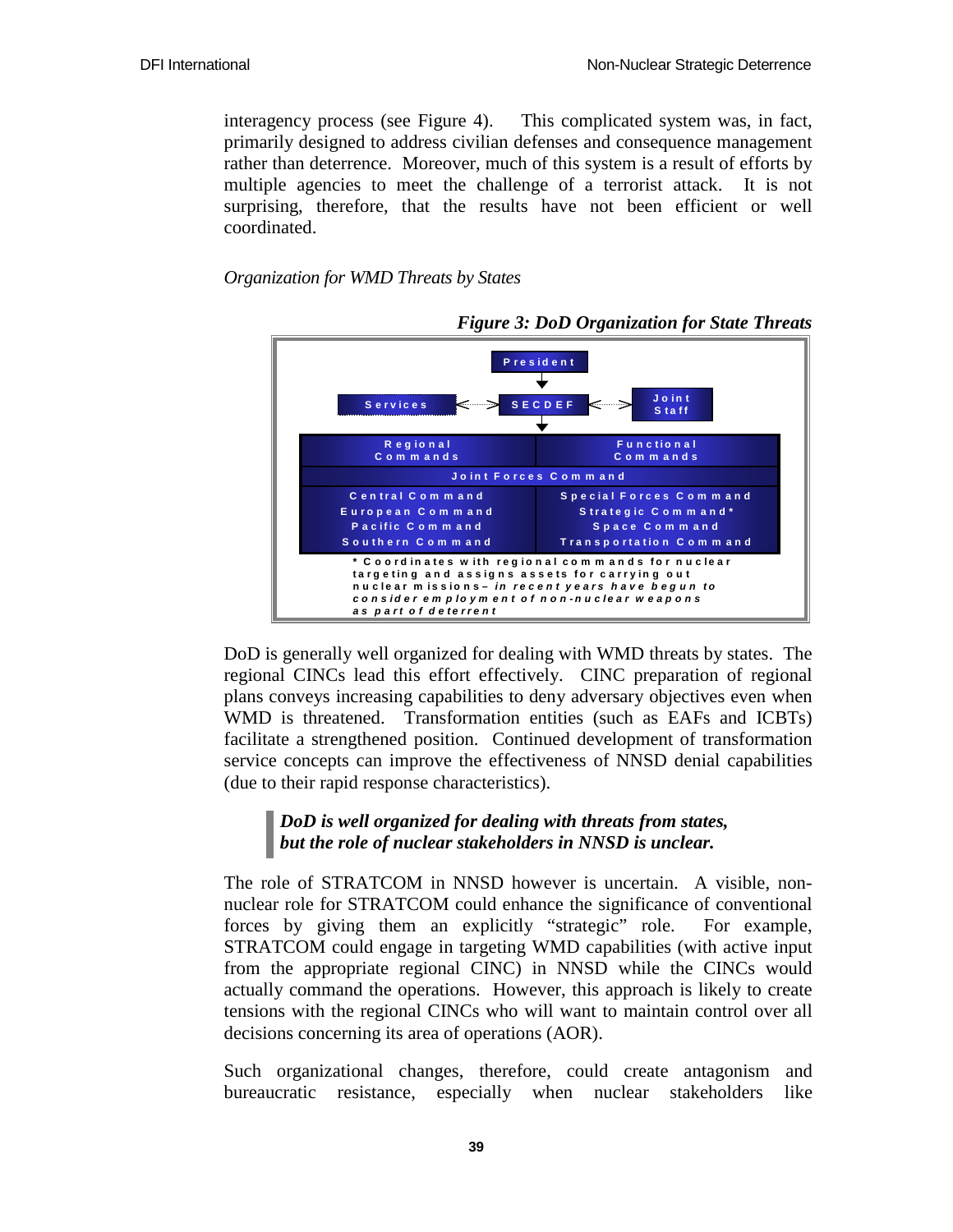interagency process (see Figure 4). This complicated system was, in fact, primarily designed to address civilian defenses and consequence management rather than deterrence. Moreover, much of this system is a result of efforts by multiple agencies to meet the challenge of a terrorist attack. It is not surprising, therefore, that the results have not been efficient or well coordinated.

*Organization for WMD Threats by States*

***Figure 3: DoD Organization for State Threats***

President

↓

Services ⟷ SECDEF ⟷ Joint Staff

↓

| Regional Commands | Functional Commands |
|---|---|
| Joint Forces Command | |
| Central Command<br>European Command<br>Pacific Command<br>Southern Command | Special Forces Command<br>Strategic Command*<br>Space Command<br>Transportation Command |

\* Coordinates with regional commands for nuclear targeting and assigns assets for carrying out nuclear missions – *in recent years have begun to consider employment of non-nuclear weapons as part of deterrent*

DoD is generally well organized for dealing with WMD threats by states. The regional CINCs lead this effort effectively. CINC preparation of regional plans conveys increasing capabilities to deny adversary objectives even when WMD is threatened. Transformation entities (such as EAFs and ICBTs) facilitate a strengthened position. Continued development of transformation service concepts can improve the effectiveness of NNSD denial capabilities (due to their rapid response characteristics).

> ***DoD is well organized for dealing with threats from states, but the role of nuclear stakeholders in NNSD is unclear.***

The role of STRATCOM in NNSD however is uncertain. A visible, non-nuclear role for STRATCOM could enhance the significance of conventional forces by giving them an explicitly "strategic" role. For example, STRATCOM could engage in targeting WMD capabilities (with active input from the appropriate regional CINC) in NNSD while the CINCs would actually command the operations. However, this approach is likely to create tensions with the regional CINCs who will want to maintain control over all decisions concerning its area of operations (AOR).

Such organizational changes, therefore, could create antagonism and bureaucratic resistance, especially when nuclear stakeholders like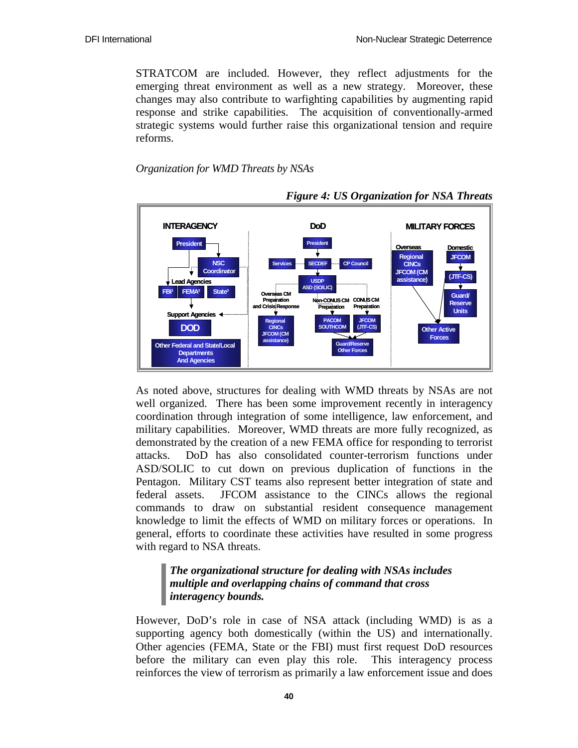STRATCOM are included. However, they reflect adjustments for the emerging threat environment as well as a new strategy. Moreover, these changes may also contribute to warfighting capabilities by augmenting rapid response and strike capabilities. The acquisition of conventionally-armed strategic systems would further raise this organizational tension and require reforms.

*Organization for WMD Threats by NSAs*

***Figure 4: US Organization for NSA Threats***

| INTERAGENCY | DoD | MILITARY FORCES |
|---|---|---|
| President → NSC Coordinator → Lead Agencies: FBI[1], FEMA[2], State[3] → Support Agencies: DOD; Other Federal and State/Local Departments And Agencies | President → SECDEF (Services, CP Council) → USDP ASD (SO/LIC) → Overseas CM Preparation and Crisis Response: Regional CINCs JFCOM (CM assistance); Non-CONUS CM Preparation: PACOM SOUTHCOM; CONUS CM Preparation: JFCOM (JTF-CS) → Guard/Reserve Other Forces | Overseas: Regional CINCs JFCOM (CM assistance) → Other Active Forces; Domestic: JFCOM → (JTF-CS) → Guard/Reserve Units → Other Active Forces |

As noted above, structures for dealing with WMD threats by NSAs are not well organized. There has been some improvement recently in interagency coordination through integration of some intelligence, law enforcement, and military capabilities. Moreover, WMD threats are more fully recognized, as demonstrated by the creation of a new FEMA office for responding to terrorist attacks. DoD has also consolidated counter-terrorism functions under ASD/SOLIC to cut down on previous duplication of functions in the Pentagon. Military CST teams also represent better integration of state and federal assets. JFCOM assistance to the CINCs allows the regional commands to draw on substantial resident consequence management knowledge to limit the effects of WMD on military forces or operations. In general, efforts to coordinate these activities have resulted in some progress with regard to NSA threats.

> ***The organizational structure for dealing with NSAs includes multiple and overlapping chains of command that cross interagency bounds.***

However, DoD's role in case of NSA attack (including WMD) is as a supporting agency both domestically (within the US) and internationally. Other agencies (FEMA, State or the FBI) must first request DoD resources before the military can even play this role. This interagency process reinforces the view of terrorism as primarily a law enforcement issue and does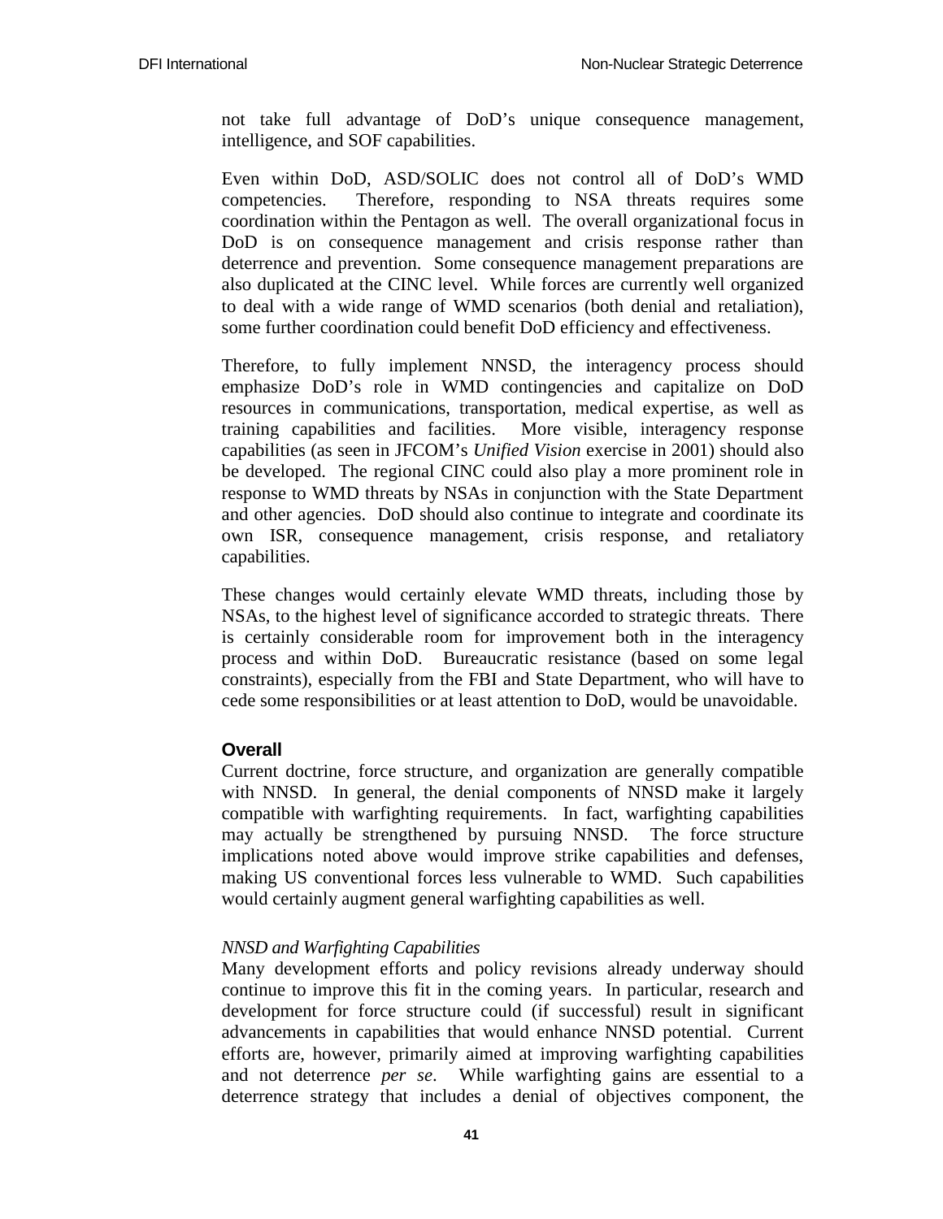not take full advantage of DoD's unique consequence management, intelligence, and SOF capabilities.

Even within DoD, ASD/SOLIC does not control all of DoD's WMD competencies. Therefore, responding to NSA threats requires some coordination within the Pentagon as well. The overall organizational focus in DoD is on consequence management and crisis response rather than deterrence and prevention. Some consequence management preparations are also duplicated at the CINC level. While forces are currently well organized to deal with a wide range of WMD scenarios (both denial and retaliation), some further coordination could benefit DoD efficiency and effectiveness.

Therefore, to fully implement NNSD, the interagency process should emphasize DoD's role in WMD contingencies and capitalize on DoD resources in communications, transportation, medical expertise, as well as training capabilities and facilities. More visible, interagency response capabilities (as seen in JFCOM's *Unified Vision* exercise in 2001) should also be developed. The regional CINC could also play a more prominent role in response to WMD threats by NSAs in conjunction with the State Department and other agencies. DoD should also continue to integrate and coordinate its own ISR, consequence management, crisis response, and retaliatory capabilities.

These changes would certainly elevate WMD threats, including those by NSAs, to the highest level of significance accorded to strategic threats. There is certainly considerable room for improvement both in the interagency process and within DoD. Bureaucratic resistance (based on some legal constraints), especially from the FBI and State Department, who will have to cede some responsibilities or at least attention to DoD, would be unavoidable.

### Overall

Current doctrine, force structure, and organization are generally compatible with NNSD. In general, the denial components of NNSD make it largely compatible with warfighting requirements. In fact, warfighting capabilities may actually be strengthened by pursuing NNSD. The force structure implications noted above would improve strike capabilities and defenses, making US conventional forces less vulnerable to WMD. Such capabilities would certainly augment general warfighting capabilities as well.

*NNSD and Warfighting Capabilities*

Many development efforts and policy revisions already underway should continue to improve this fit in the coming years. In particular, research and development for force structure could (if successful) result in significant advancements in capabilities that would enhance NNSD potential. Current efforts are, however, primarily aimed at improving warfighting capabilities and not deterrence *per se*. While warfighting gains are essential to a deterrence strategy that includes a denial of objectives component, the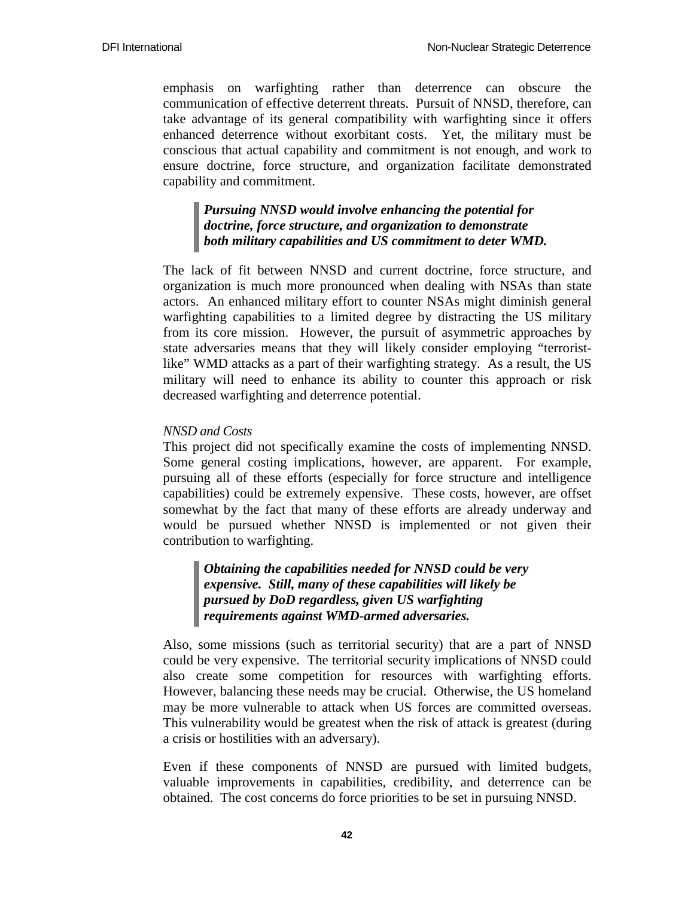emphasis on warfighting rather than deterrence can obscure the communication of effective deterrent threats. Pursuit of NNSD, therefore, can take advantage of its general compatibility with warfighting since it offers enhanced deterrence without exorbitant costs. Yet, the military must be conscious that actual capability and commitment is not enough, and work to ensure doctrine, force structure, and organization facilitate demonstrated capability and commitment.

> ***Pursuing NNSD would involve enhancing the potential for doctrine, force structure, and organization to demonstrate both military capabilities and US commitment to deter WMD.***

The lack of fit between NNSD and current doctrine, force structure, and organization is much more pronounced when dealing with NSAs than state actors. An enhanced military effort to counter NSAs might diminish general warfighting capabilities to a limited degree by distracting the US military from its core mission. However, the pursuit of asymmetric approaches by state adversaries means that they will likely consider employing "terrorist-like" WMD attacks as a part of their warfighting strategy. As a result, the US military will need to enhance its ability to counter this approach or risk decreased warfighting and deterrence potential.

*NNSD and Costs*

This project did not specifically examine the costs of implementing NNSD. Some general costing implications, however, are apparent. For example, pursuing all of these efforts (especially for force structure and intelligence capabilities) could be extremely expensive. These costs, however, are offset somewhat by the fact that many of these efforts are already underway and would be pursued whether NNSD is implemented or not given their contribution to warfighting.

> ***Obtaining the capabilities needed for NNSD could be very expensive. Still, many of these capabilities will likely be pursued by DoD regardless, given US warfighting requirements against WMD-armed adversaries.***

Also, some missions (such as territorial security) that are a part of NNSD could be very expensive. The territorial security implications of NNSD could also create some competition for resources with warfighting efforts. However, balancing these needs may be crucial. Otherwise, the US homeland may be more vulnerable to attack when US forces are committed overseas. This vulnerability would be greatest when the risk of attack is greatest (during a crisis or hostilities with an adversary).

Even if these components of NNSD are pursued with limited budgets, valuable improvements in capabilities, credibility, and deterrence can be obtained. The cost concerns do force priorities to be set in pursuing NNSD.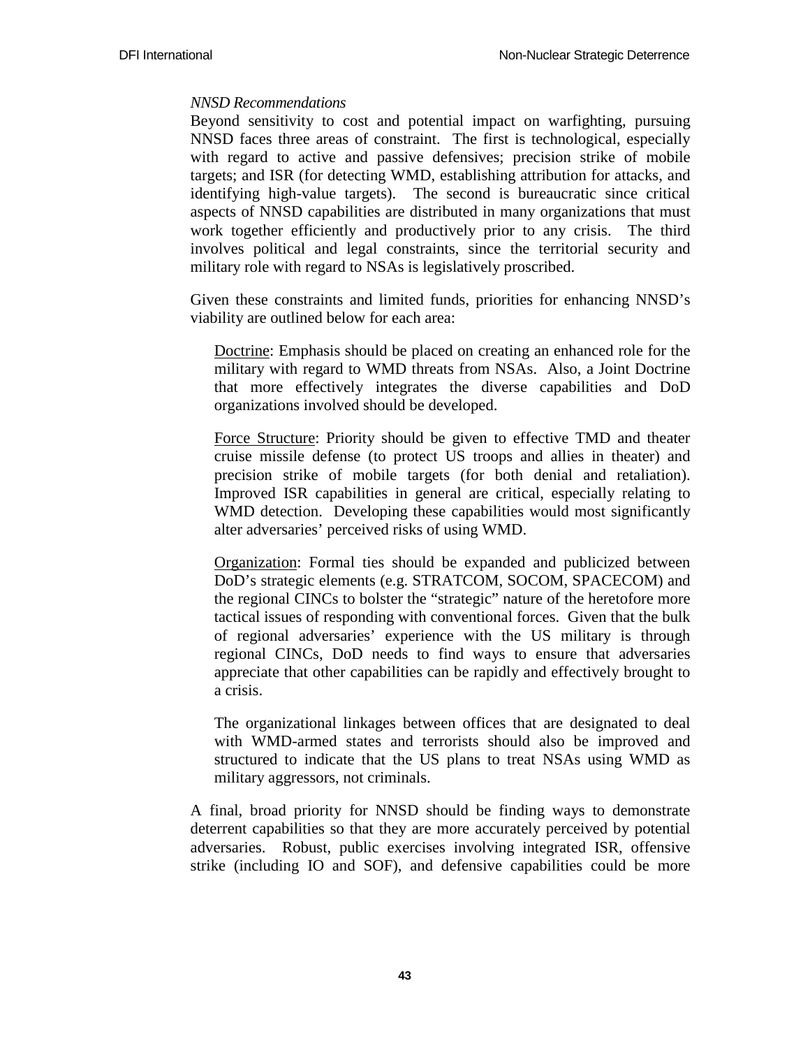*NNSD Recommendations*

Beyond sensitivity to cost and potential impact on warfighting, pursuing NNSD faces three areas of constraint. The first is technological, especially with regard to active and passive defensives; precision strike of mobile targets; and ISR (for detecting WMD, establishing attribution for attacks, and identifying high-value targets). The second is bureaucratic since critical aspects of NNSD capabilities are distributed in many organizations that must work together efficiently and productively prior to any crisis. The third involves political and legal constraints, since the territorial security and military role with regard to NSAs is legislatively proscribed.

Given these constraints and limited funds, priorities for enhancing NNSD's viability are outlined below for each area:

<u>Doctrine</u>: Emphasis should be placed on creating an enhanced role for the military with regard to WMD threats from NSAs. Also, a Joint Doctrine that more effectively integrates the diverse capabilities and DoD organizations involved should be developed.

<u>Force Structure</u>: Priority should be given to effective TMD and theater cruise missile defense (to protect US troops and allies in theater) and precision strike of mobile targets (for both denial and retaliation). Improved ISR capabilities in general are critical, especially relating to WMD detection. Developing these capabilities would most significantly alter adversaries' perceived risks of using WMD.

<u>Organization</u>: Formal ties should be expanded and publicized between DoD's strategic elements (e.g. STRATCOM, SOCOM, SPACECOM) and the regional CINCs to bolster the "strategic" nature of the heretofore more tactical issues of responding with conventional forces. Given that the bulk of regional adversaries' experience with the US military is through regional CINCs, DoD needs to find ways to ensure that adversaries appreciate that other capabilities can be rapidly and effectively brought to a crisis.

The organizational linkages between offices that are designated to deal with WMD-armed states and terrorists should also be improved and structured to indicate that the US plans to treat NSAs using WMD as military aggressors, not criminals.

A final, broad priority for NNSD should be finding ways to demonstrate deterrent capabilities so that they are more accurately perceived by potential adversaries. Robust, public exercises involving integrated ISR, offensive strike (including IO and SOF), and defensive capabilities could be more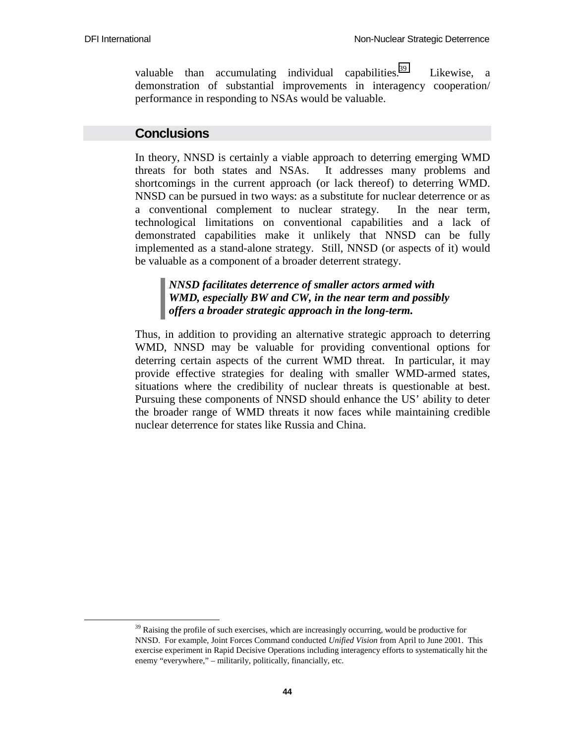valuable than accumulating individual capabilities.[39] Likewise, a demonstration of substantial improvements in interagency cooperation/ performance in responding to NSAs would be valuable.

## Conclusions

In theory, NNSD is certainly a viable approach to deterring emerging WMD threats for both states and NSAs. It addresses many problems and shortcomings in the current approach (or lack thereof) to deterring WMD. NNSD can be pursued in two ways: as a substitute for nuclear deterrence or as a conventional complement to nuclear strategy. In the near term, technological limitations on conventional capabilities and a lack of demonstrated capabilities make it unlikely that NNSD can be fully implemented as a stand-alone strategy. Still, NNSD (or aspects of it) would be valuable as a component of a broader deterrent strategy.

> ***NNSD facilitates deterrence of smaller actors armed with WMD, especially BW and CW, in the near term and possibly offers a broader strategic approach in the long-term.***

Thus, in addition to providing an alternative strategic approach to deterring WMD, NNSD may be valuable for providing conventional options for deterring certain aspects of the current WMD threat. In particular, it may provide effective strategies for dealing with smaller WMD-armed states, situations where the credibility of nuclear threats is questionable at best. Pursuing these components of NNSD should enhance the US' ability to deter the broader range of WMD threats it now faces while maintaining credible nuclear deterrence for states like Russia and China.

---

[39] Raising the profile of such exercises, which are increasingly occurring, would be productive for NNSD. For example, Joint Forces Command conducted *Unified Vision* from April to June 2001. This exercise experiment in Rapid Decisive Operations including interagency efforts to systematically hit the enemy "everywhere," – militarily, politically, financially, etc.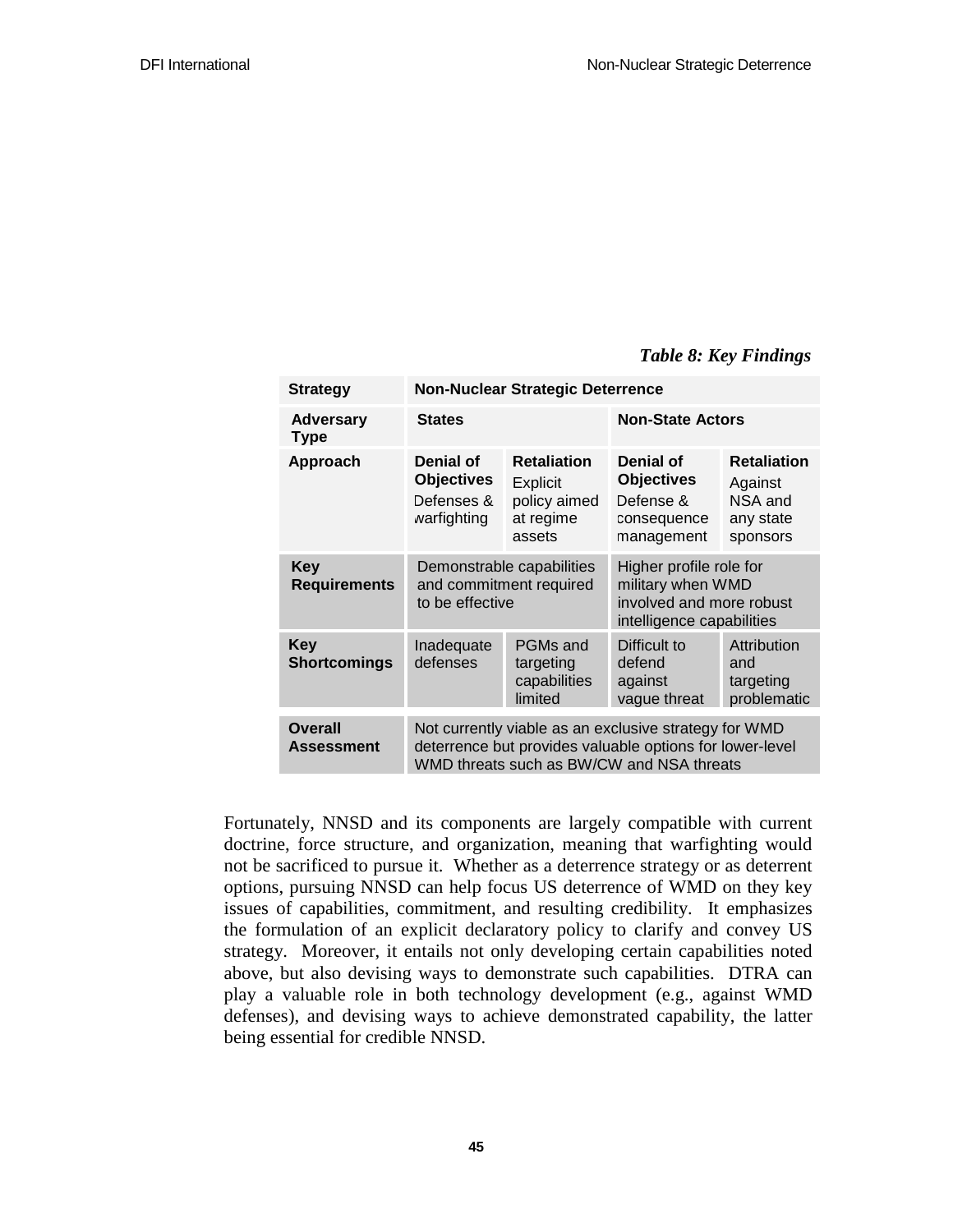*Table 8: Key Findings*

| Strategy | Non-Nuclear Strategic Deterrence | | | |
|---|---|---|---|---|
| Adversary Type | States | | Non-State Actors | |
| Approach | **Denial of Objectives** Defenses & warfighting | **Retaliation** Explicit policy aimed at regime assets | **Denial of Objectives** Defense & consequence management | **Retaliation** Against NSA and any state sponsors |
| Key Requirements | Demonstrable capabilities and commitment required to be effective | | Higher profile role for military when WMD involved and more robust intelligence capabilities | |
| Key Shortcomings | Inadequate defenses | PGMs and targeting capabilities limited | Difficult to defend against vague threat | Attribution and targeting problematic |
| Overall Assessment | Not currently viable as an exclusive strategy for WMD deterrence but provides valuable options for lower-level WMD threats such as BW/CW and NSA threats | | | |

Fortunately, NNSD and its components are largely compatible with current doctrine, force structure, and organization, meaning that warfighting would not be sacrificed to pursue it. Whether as a deterrence strategy or as deterrent options, pursuing NNSD can help focus US deterrence of WMD on they key issues of capabilities, commitment, and resulting credibility. It emphasizes the formulation of an explicit declaratory policy to clarify and convey US strategy. Moreover, it entails not only developing certain capabilities noted above, but also devising ways to demonstrate such capabilities. DTRA can play a valuable role in both technology development (e.g., against WMD defenses), and devising ways to achieve demonstrated capability, the latter being essential for credible NNSD.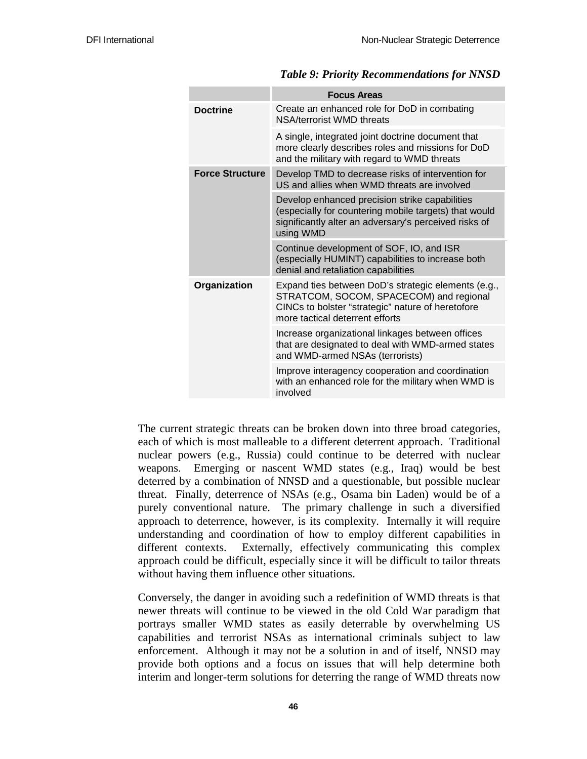*Table 9: Priority Recommendations for NNSD*

| | Focus Areas |
|---|---|
| **Doctrine** | Create an enhanced role for DoD in combating NSA/terrorist WMD threats |
| | A single, integrated joint doctrine document that more clearly describes roles and missions for DoD and the military with regard to WMD threats |
| **Force Structure** | Develop TMD to decrease risks of intervention for US and allies when WMD threats are involved |
| | Develop enhanced precision strike capabilities (especially for countering mobile targets) that would significantly alter an adversary's perceived risks of using WMD |
| | Continue development of SOF, IO, and ISR (especially HUMINT) capabilities to increase both denial and retaliation capabilities |
| **Organization** | Expand ties between DoD's strategic elements (e.g., STRATCOM, SOCOM, SPACECOM) and regional CINCs to bolster "strategic" nature of heretofore more tactical deterrent efforts |
| | Increase organizational linkages between offices that are designated to deal with WMD-armed states and WMD-armed NSAs (terrorists) |
| | Improve interagency cooperation and coordination with an enhanced role for the military when WMD is involved |

The current strategic threats can be broken down into three broad categories, each of which is most malleable to a different deterrent approach. Traditional nuclear powers (e.g., Russia) could continue to be deterred with nuclear weapons. Emerging or nascent WMD states (e.g., Iraq) would be best deterred by a combination of NNSD and a questionable, but possible nuclear threat. Finally, deterrence of NSAs (e.g., Osama bin Laden) would be of a purely conventional nature. The primary challenge in such a diversified approach to deterrence, however, is its complexity. Internally it will require understanding and coordination of how to employ different capabilities in different contexts. Externally, effectively communicating this complex approach could be difficult, especially since it will be difficult to tailor threats without having them influence other situations.

Conversely, the danger in avoiding such a redefinition of WMD threats is that newer threats will continue to be viewed in the old Cold War paradigm that portrays smaller WMD states as easily deterrable by overwhelming US capabilities and terrorist NSAs as international criminals subject to law enforcement. Although it may not be a solution in and of itself, NNSD may provide both options and a focus on issues that will help determine both interim and longer-term solutions for deterring the range of WMD threats now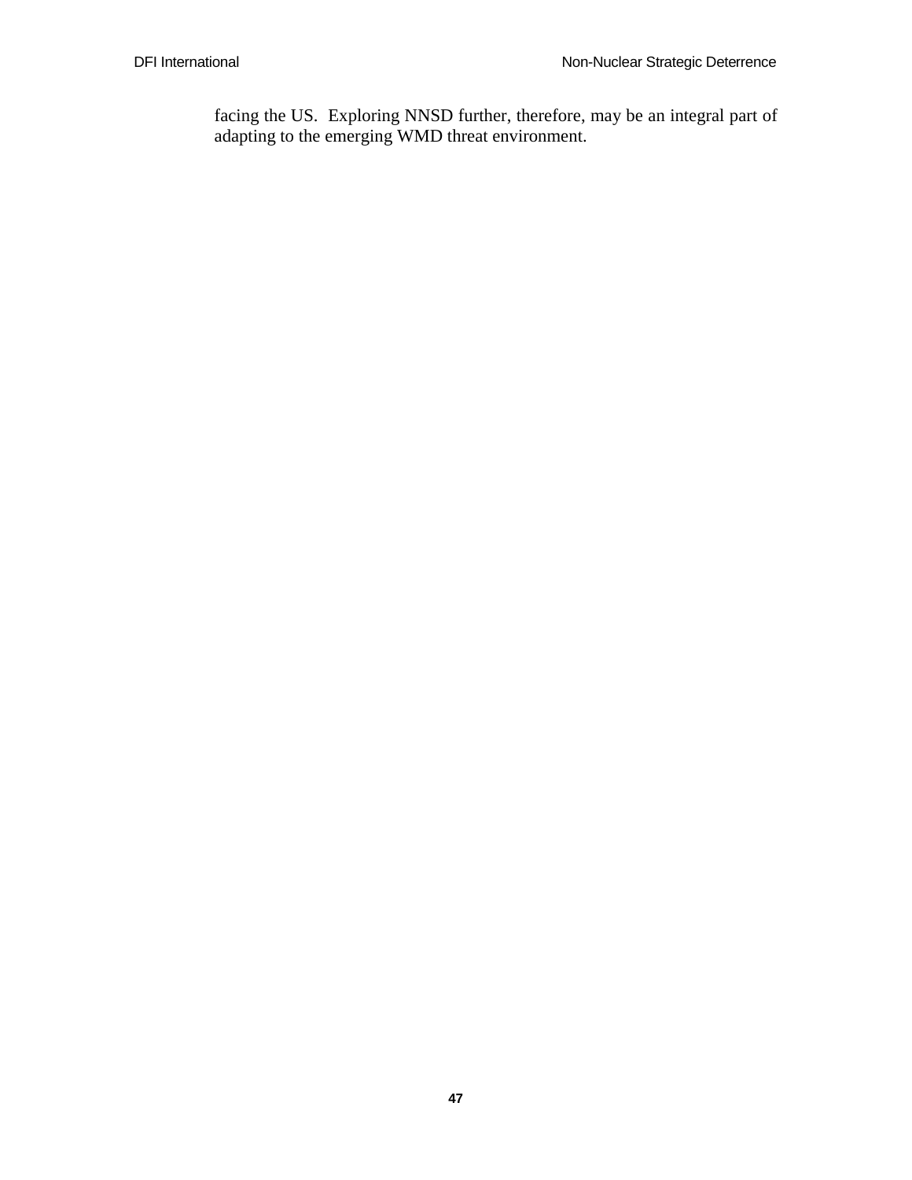facing the US. Exploring NNSD further, therefore, may be an integral part of adapting to the emerging WMD threat environment.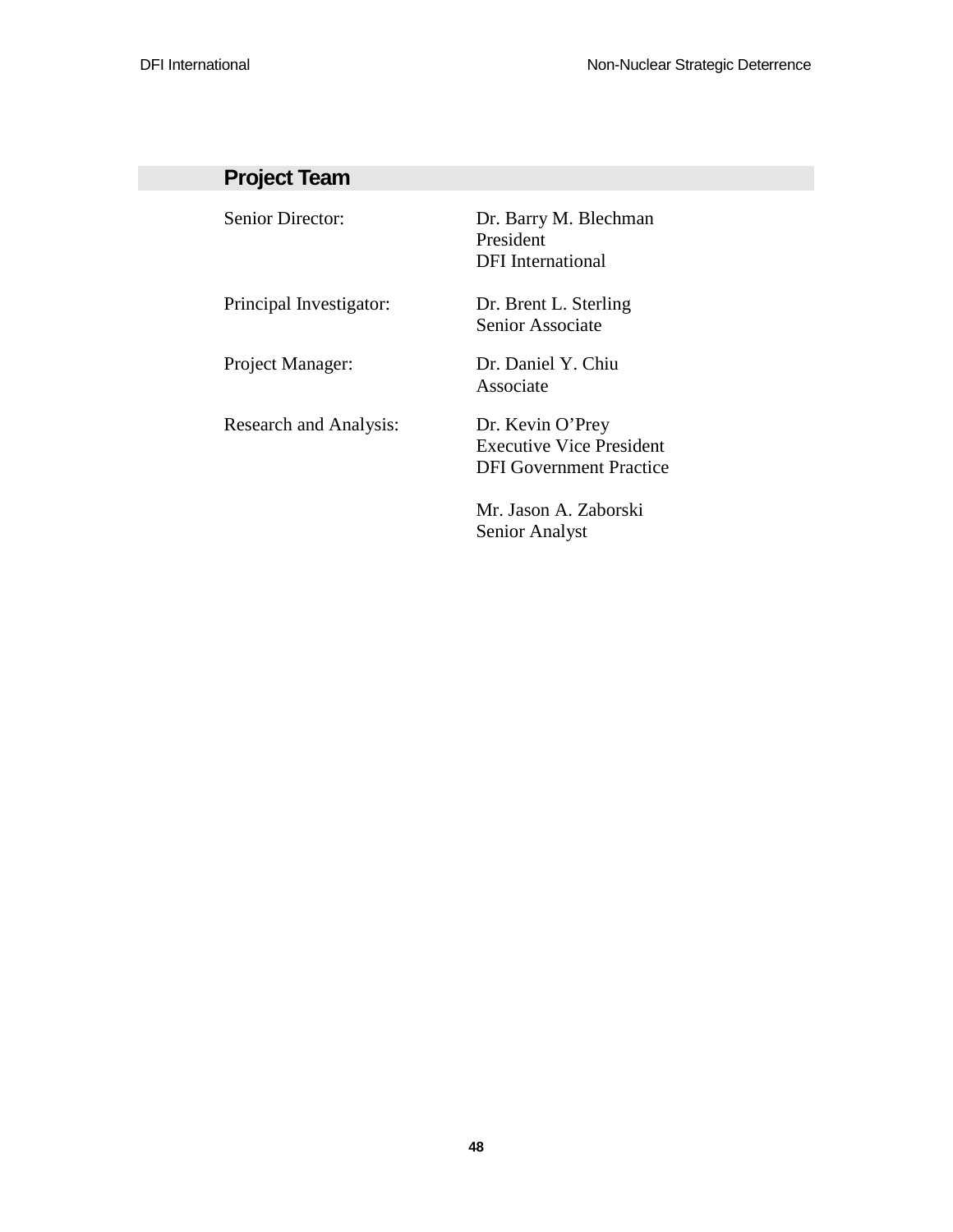## Project Team

| | |
|---|---|
| Senior Director: | Dr. Barry M. Blechman<br>President<br>DFI International |
| Principal Investigator: | Dr. Brent L. Sterling<br>Senior Associate |
| Project Manager: | Dr. Daniel Y. Chiu<br>Associate |
| Research and Analysis: | Dr. Kevin O'Prey<br>Executive Vice President<br>DFI Government Practice |
| | Mr. Jason A. Zaborski<br>Senior Analyst |